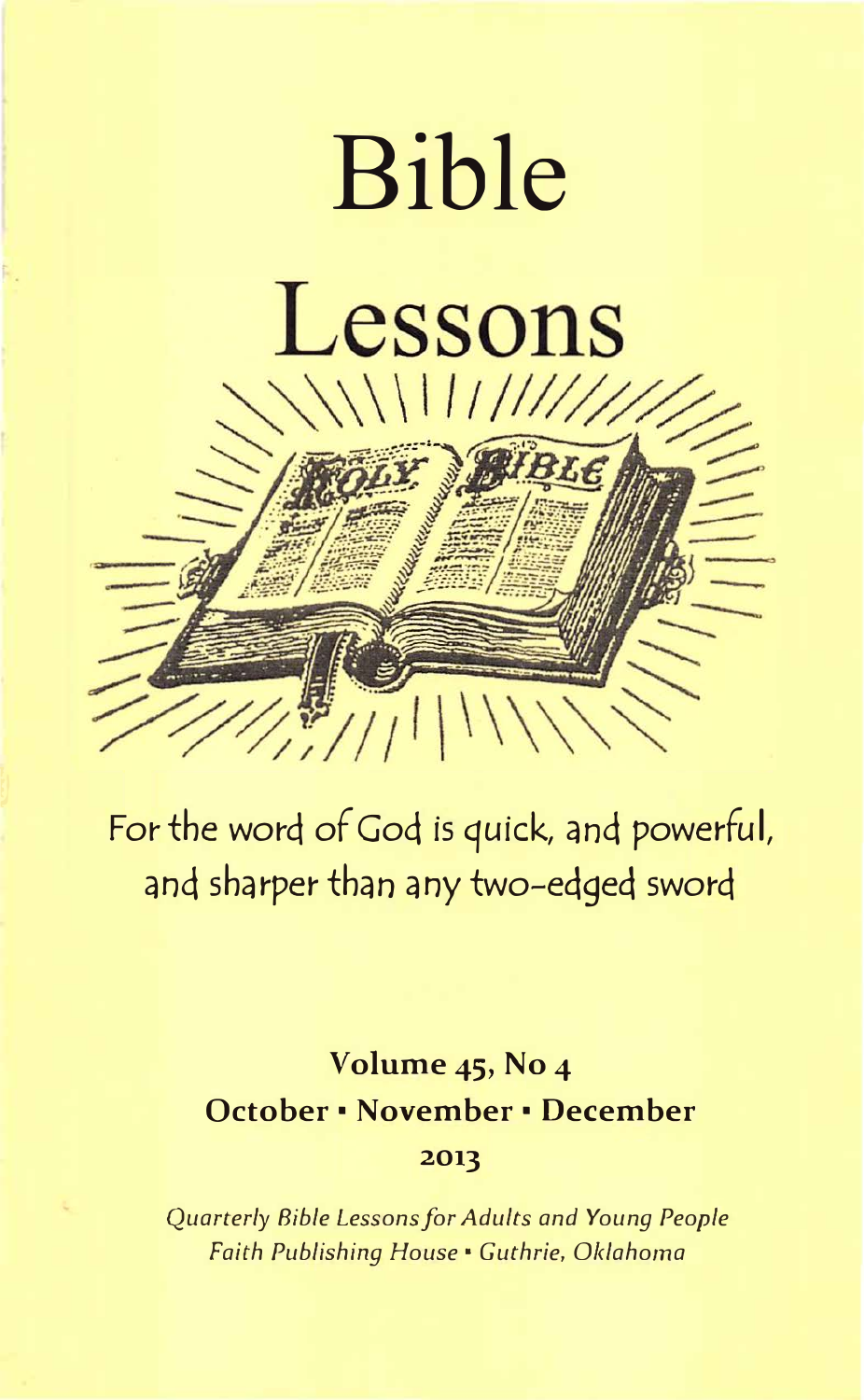# Bible

# Lessons

For the word of God is quick, and powerful, and sharper than any two-edged sword

**Volume 45, No 4**
**October • November • December**
**2013**

*Quarterly Bible Lessons for Adults and Young People*
*Faith Publishing House • Guthrie, Oklahoma*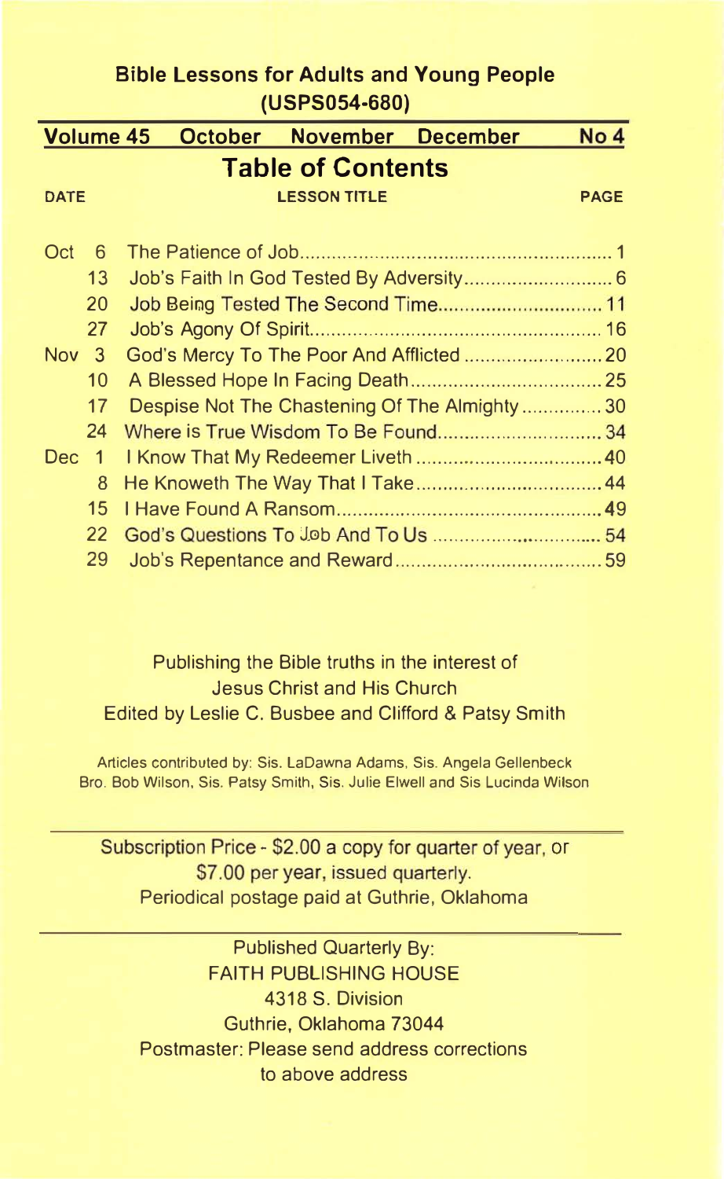## Bible Lessons for Adults and Young People
(USPS054-680)

**Volume 45 October November December No 4**

# Table of Contents

| DATE | | LESSON TITLE | PAGE |
|---|---|---|---|
| Oct | 6 | The Patience of Job | 1 |
| | 13 | Job's Faith In God Tested By Adversity | 6 |
| | 20 | Job Being Tested The Second Time | 11 |
| | 27 | Job's Agony Of Spirit | 16 |
| Nov | 3 | God's Mercy To The Poor And Afflicted | 20 |
| | 10 | A Blessed Hope In Facing Death | 25 |
| | 17 | Despise Not The Chastening Of The Almighty | 30 |
| | 24 | Where is True Wisdom To Be Found | 34 |
| Dec | 1 | I Know That My Redeemer Liveth | 40 |
| | 8 | He Knoweth The Way That I Take | 44 |
| | 15 | I Have Found A Ransom | 49 |
| | 22 | God's Questions To Job And To Us | 54 |
| | 29 | Job's Repentance and Reward | 59 |

Publishing the Bible truths in the interest of
Jesus Christ and His Church
Edited by Leslie C. Busbee and Clifford & Patsy Smith

Articles contributed by: Sis. LaDawna Adams, Sis. Angela Gellenbeck
Bro. Bob Wilson, Sis. Patsy Smith, Sis. Julie Elwell and Sis Lucinda Wilson

---

Subscription Price - $2.00 a copy for quarter of year, or
$7.00 per year, issued quarterly.
Periodical postage paid at Guthrie, Oklahoma

---

Published Quarterly By:
FAITH PUBLISHING HOUSE
4318 S. Division
Guthrie, Oklahoma 73044
Postmaster: Please send address corrections
to above address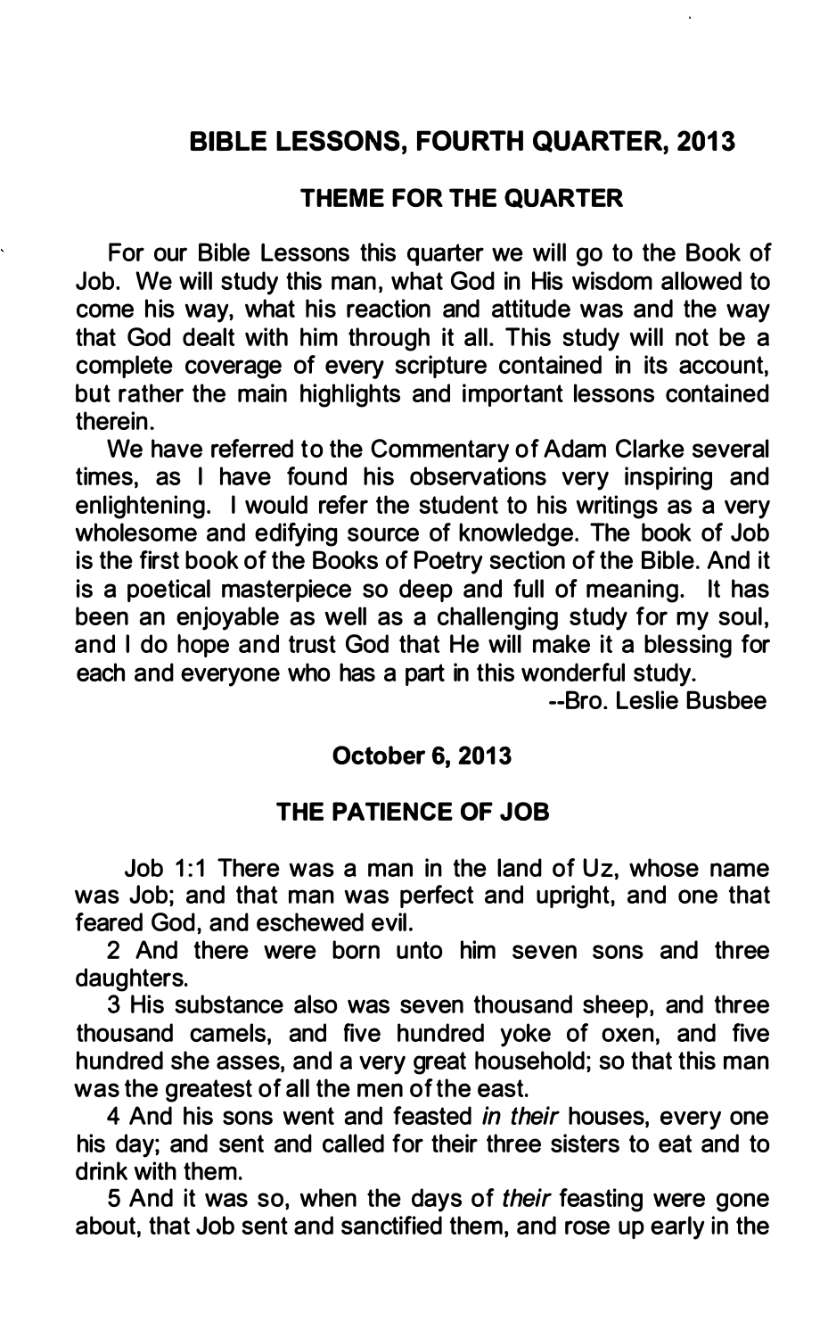## BIBLE LESSONS, FOURTH QUARTER, 2013

### THEME FOR THE QUARTER

For our Bible Lessons this quarter we will go to the Book of Job. We will study this man, what God in His wisdom allowed to come his way, what his reaction and attitude was and the way that God dealt with him through it all. This study will not be a complete coverage of every scripture contained in its account, but rather the main highlights and important lessons contained therein.

We have referred to the Commentary of Adam Clarke several times, as I have found his observations very inspiring and enlightening. I would refer the student to his writings as a very wholesome and edifying source of knowledge. The book of Job is the first book of the Books of Poetry section of the Bible. And it is a poetical masterpiece so deep and full of meaning. It has been an enjoyable as well as a challenging study for my soul, and I do hope and trust God that He will make it a blessing for each and everyone who has a part in this wonderful study.

--Bro. Leslie Busbee

### October 6, 2013

### THE PATIENCE OF JOB

Job 1:1 There was a man in the land of Uz, whose name was Job; and that man was perfect and upright, and one that feared God, and eschewed evil.

2 And there were born unto him seven sons and three daughters.

3 His substance also was seven thousand sheep, and three thousand camels, and five hundred yoke of oxen, and five hundred she asses, and a very great household; so that this man was the greatest of all the men of the east.

4 And his sons went and feasted *in their* houses, every one his day; and sent and called for their three sisters to eat and to drink with them.

5 And it was so, when the days of *their* feasting were gone about, that Job sent and sanctified them, and rose up early in the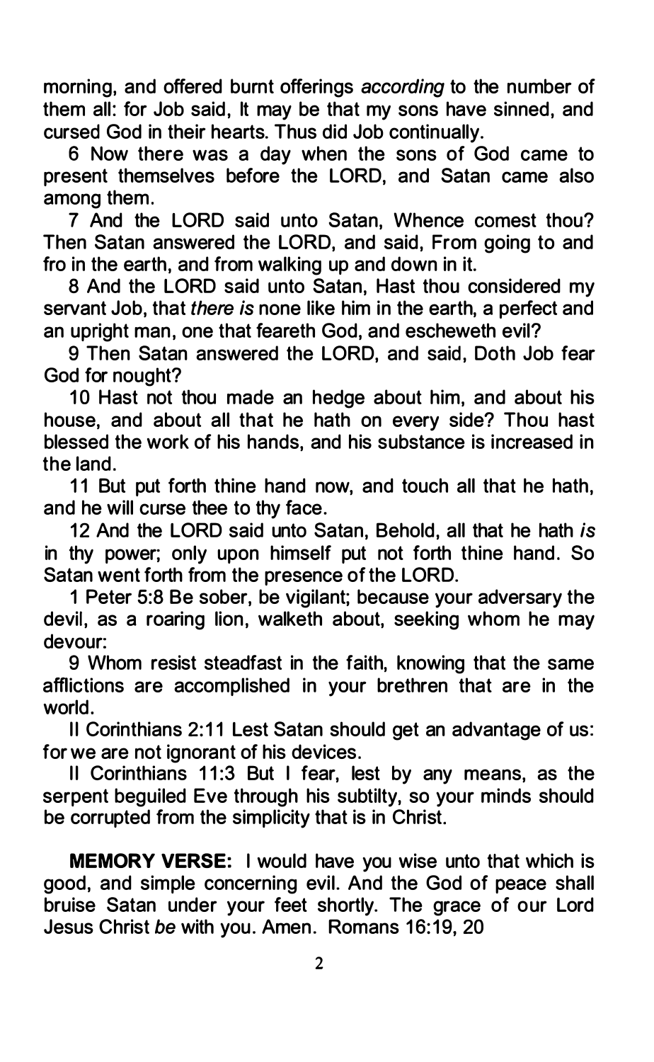morning, and offered burnt offerings *according* to the number of them all: for Job said, It may be that my sons have sinned, and cursed God in their hearts. Thus did Job continually.

6 Now there was a day when the sons of God came to present themselves before the LORD, and Satan came also among them.

7 And the LORD said unto Satan, Whence comest thou? Then Satan answered the LORD, and said, From going to and fro in the earth, and from walking up and down in it.

8 And the LORD said unto Satan, Hast thou considered my servant Job, that *there is* none like him in the earth, a perfect and an upright man, one that feareth God, and escheweth evil?

9 Then Satan answered the LORD, and said, Doth Job fear God for nought?

10 Hast not thou made an hedge about him, and about his house, and about all that he hath on every side? Thou hast blessed the work of his hands, and his substance is increased in the land.

11 But put forth thine hand now, and touch all that he hath, and he will curse thee to thy face.

12 And the LORD said unto Satan, Behold, all that he hath *is* in thy power; only upon himself put not forth thine hand. So Satan went forth from the presence of the LORD.

1 Peter 5:8 Be sober, be vigilant; because your adversary the devil, as a roaring lion, walketh about, seeking whom he may devour:

9 Whom resist steadfast in the faith, knowing that the same afflictions are accomplished in your brethren that are in the world.

II Corinthians 2:11 Lest Satan should get an advantage of us: for we are not ignorant of his devices.

II Corinthians 11:3 But I fear, lest by any means, as the serpent beguiled Eve through his subtilty, so your minds should be corrupted from the simplicity that is in Christ.

**MEMORY VERSE:** I would have you wise unto that which is good, and simple concerning evil. And the God of peace shall bruise Satan under your feet shortly. The grace of our Lord Jesus Christ *be* with you. Amen. Romans 16:19, 20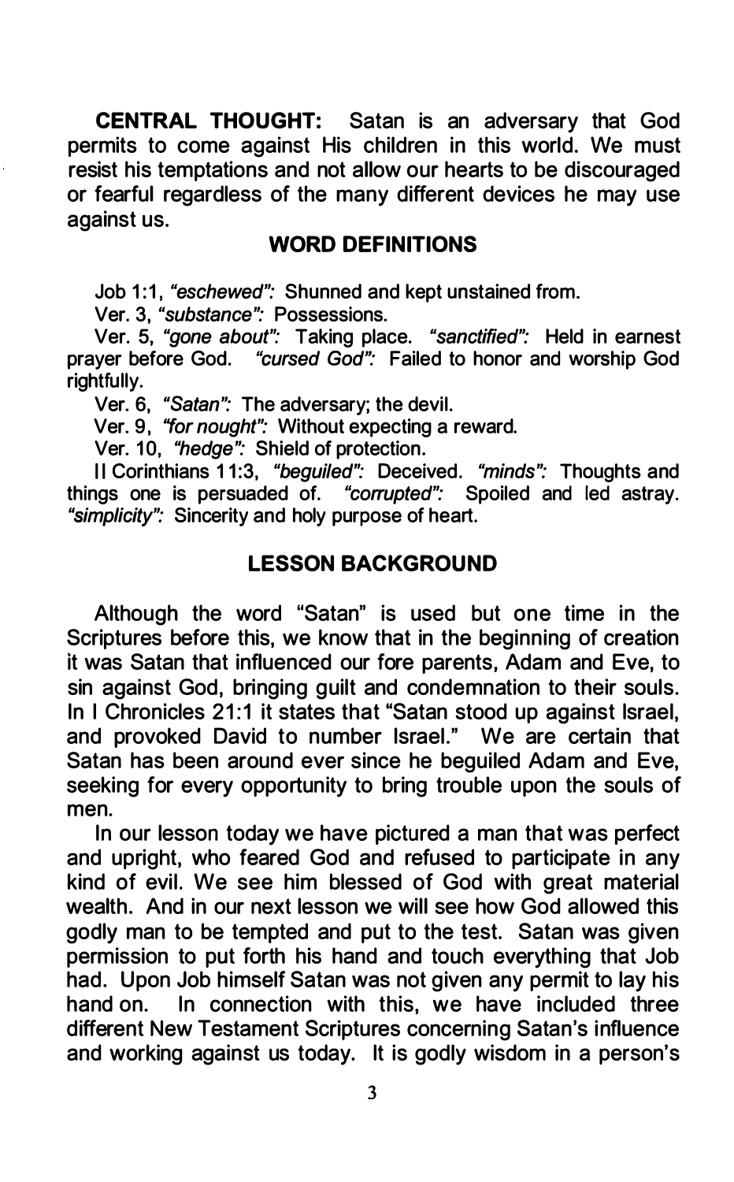**CENTRAL THOUGHT:** Satan is an adversary that God permits to come against His children in this world. We must resist his temptations and not allow our hearts to be discouraged or fearful regardless of the many different devices he may use against us.

## WORD DEFINITIONS

Job 1:1, *"eschewed":* Shunned and kept unstained from.

Ver. 3, *"substance":* Possessions.

Ver. 5, *"gone about":* Taking place. *"sanctified":* Held in earnest prayer before God. *"cursed God":* Failed to honor and worship God rightfully.

Ver. 6, *"Satan":* The adversary; the devil.

Ver. 9, *"for nought":* Without expecting a reward.

Ver. 10, *"hedge":* Shield of protection.

II Corinthians 11:3, *"beguiled":* Deceived. *"minds":* Thoughts and things one is persuaded of. *"corrupted":* Spoiled and led astray. *"simplicity":* Sincerity and holy purpose of heart.

## LESSON BACKGROUND

Although the word "Satan" is used but one time in the Scriptures before this, we know that in the beginning of creation it was Satan that influenced our fore parents, Adam and Eve, to sin against God, bringing guilt and condemnation to their souls. In I Chronicles 21:1 it states that "Satan stood up against Israel, and provoked David to number Israel." We are certain that Satan has been around ever since he beguiled Adam and Eve, seeking for every opportunity to bring trouble upon the souls of men.

In our lesson today we have pictured a man that was perfect and upright, who feared God and refused to participate in any kind of evil. We see him blessed of God with great material wealth. And in our next lesson we will see how God allowed this godly man to be tempted and put to the test. Satan was given permission to put forth his hand and touch everything that Job had. Upon Job himself Satan was not given any permit to lay his hand on. In connection with this, we have included three different New Testament Scriptures concerning Satan's influence and working against us today. It is godly wisdom in a person's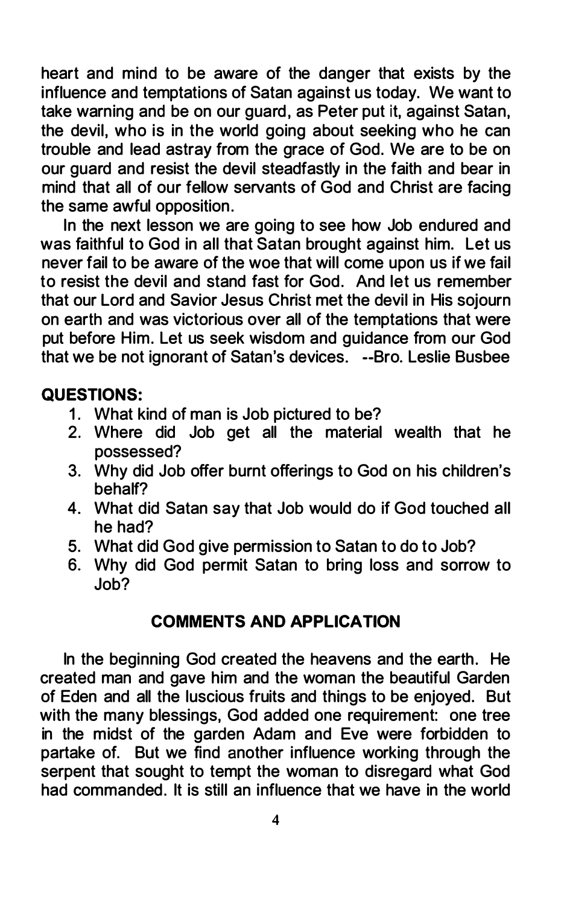heart and mind to be aware of the danger that exists by the influence and temptations of Satan against us today. We want to take warning and be on our guard, as Peter put it, against Satan, the devil, who is in the world going about seeking who he can trouble and lead astray from the grace of God. We are to be on our guard and resist the devil steadfastly in the faith and bear in mind that all of our fellow servants of God and Christ are facing the same awful opposition.

In the next lesson we are going to see how Job endured and was faithful to God in all that Satan brought against him. Let us never fail to be aware of the woe that will come upon us if we fail to resist the devil and stand fast for God. And let us remember that our Lord and Savior Jesus Christ met the devil in His sojourn on earth and was victorious over all of the temptations that were put before Him. Let us seek wisdom and guidance from our God that we be not ignorant of Satan's devices. --Bro. Leslie Busbee

**QUESTIONS:**

1. What kind of man is Job pictured to be?
2. Where did Job get all the material wealth that he possessed?
3. Why did Job offer burnt offerings to God on his children's behalf?
4. What did Satan say that Job would do if God touched all he had?
5. What did God give permission to Satan to do to Job?
6. Why did God permit Satan to bring loss and sorrow to Job?

## COMMENTS AND APPLICATION

In the beginning God created the heavens and the earth. He created man and gave him and the woman the beautiful Garden of Eden and all the luscious fruits and things to be enjoyed. But with the many blessings, God added one requirement: one tree in the midst of the garden Adam and Eve were forbidden to partake of. But we find another influence working through the serpent that sought to tempt the woman to disregard what God had commanded. It is still an influence that we have in the world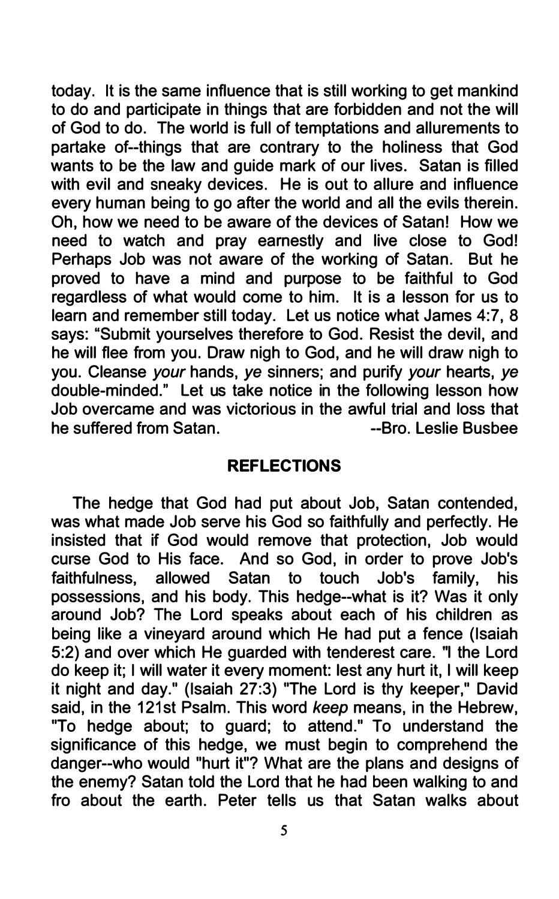today. It is the same influence that is still working to get mankind to do and participate in things that are forbidden and not the will of God to do. The world is full of temptations and allurements to partake of--things that are contrary to the holiness that God wants to be the law and guide mark of our lives. Satan is filled with evil and sneaky devices. He is out to allure and influence every human being to go after the world and all the evils therein. Oh, how we need to be aware of the devices of Satan! How we need to watch and pray earnestly and live close to God! Perhaps Job was not aware of the working of Satan. But he proved to have a mind and purpose to be faithful to God regardless of what would come to him. It is a lesson for us to learn and remember still today. Let us notice what James 4:7, 8 says: "Submit yourselves therefore to God. Resist the devil, and he will flee from you. Draw nigh to God, and he will draw nigh to you. Cleanse *your* hands, *ye* sinners; and purify *your* hearts, *ye* double-minded." Let us take notice in the following lesson how Job overcame and was victorious in the awful trial and loss that he suffered from Satan. --Bro. Leslie Busbee

## REFLECTIONS

The hedge that God had put about Job, Satan contended, was what made Job serve his God so faithfully and perfectly. He insisted that if God would remove that protection, Job would curse God to His face. And so God, in order to prove Job's faithfulness, allowed Satan to touch Job's family, his possessions, and his body. This hedge--what is it? Was it only around Job? The Lord speaks about each of his children as being like a vineyard around which He had put a fence (Isaiah 5:2) and over which He guarded with tenderest care. "I the Lord do keep it; I will water it every moment: lest any hurt it, I will keep it night and day." (Isaiah 27:3) "The Lord is thy keeper," David said, in the 121st Psalm. This word *keep* means, in the Hebrew, "To hedge about; to guard; to attend." To understand the significance of this hedge, we must begin to comprehend the danger--who would "hurt it"? What are the plans and designs of the enemy? Satan told the Lord that he had been walking to and fro about the earth. Peter tells us that Satan walks about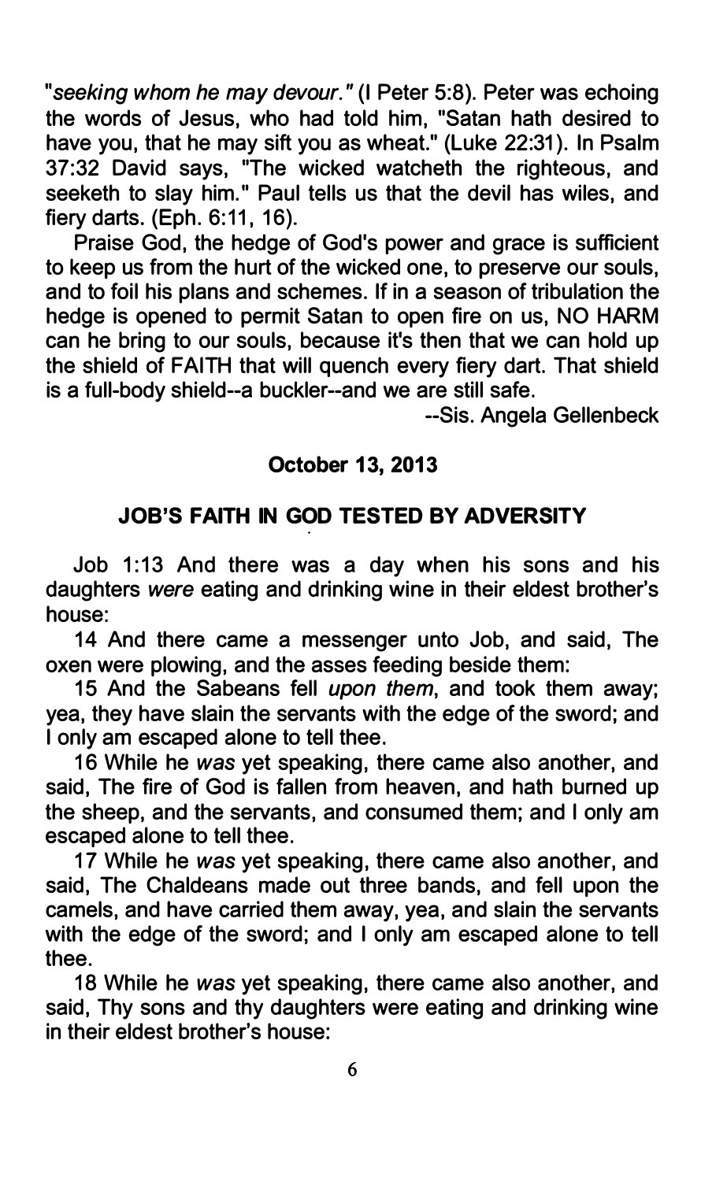"*seeking whom he may devour.*" (I Peter 5:8). Peter was echoing the words of Jesus, who had told him, "Satan hath desired to have you, that he may sift you as wheat." (Luke 22:31). In Psalm 37:32 David says, "The wicked watcheth the righteous, and seeketh to slay him." Paul tells us that the devil has wiles, and fiery darts. (Eph. 6:11, 16).

Praise God, the hedge of God's power and grace is sufficient to keep us from the hurt of the wicked one, to preserve our souls, and to foil his plans and schemes. If in a season of tribulation the hedge is opened to permit Satan to open fire on us, NO HARM can he bring to our souls, because it's then that we can hold up the shield of FAITH that will quench every fiery dart. That shield is a full-body shield--a buckler--and we are still safe.

--Sis. Angela Gellenbeck

**October 13, 2013**

## JOB'S FAITH IN GOD TESTED BY ADVERSITY

Job 1:13 And there was a day when his sons and his daughters *were* eating and drinking wine in their eldest brother's house:

14 And there came a messenger unto Job, and said, The oxen were plowing, and the asses feeding beside them:

15 And the Sabeans fell *upon them*, and took them away; yea, they have slain the servants with the edge of the sword; and I only am escaped alone to tell thee.

16 While he *was* yet speaking, there came also another, and said, The fire of God is fallen from heaven, and hath burned up the sheep, and the servants, and consumed them; and I only am escaped alone to tell thee.

17 While he *was* yet speaking, there came also another, and said, The Chaldeans made out three bands, and fell upon the camels, and have carried them away, yea, and slain the servants with the edge of the sword; and I only am escaped alone to tell thee.

18 While he *was* yet speaking, there came also another, and said, Thy sons and thy daughters were eating and drinking wine in their eldest brother's house: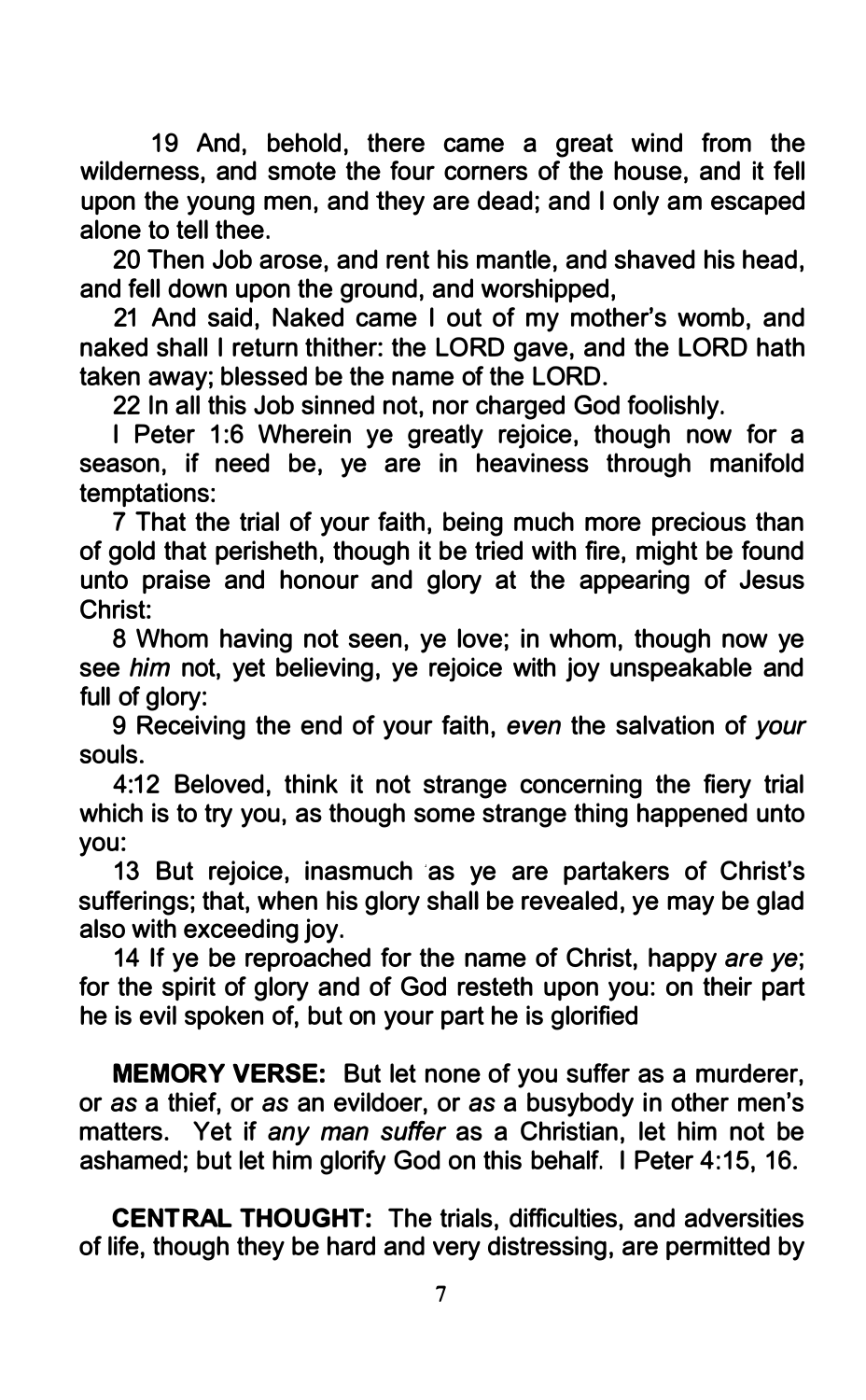19 And, behold, there came a great wind from the wilderness, and smote the four corners of the house, and it fell upon the young men, and they are dead; and I only am escaped alone to tell thee.

20 Then Job arose, and rent his mantle, and shaved his head, and fell down upon the ground, and worshipped,

21 And said, Naked came I out of my mother's womb, and naked shall I return thither: the LORD gave, and the LORD hath taken away; blessed be the name of the LORD.

22 In all this Job sinned not, nor charged God foolishly.

I Peter 1:6 Wherein ye greatly rejoice, though now for a season, if need be, ye are in heaviness through manifold temptations:

7 That the trial of your faith, being much more precious than of gold that perisheth, though it be tried with fire, might be found unto praise and honour and glory at the appearing of Jesus Christ:

8 Whom having not seen, ye love; in whom, though now ye see *him* not, yet believing, ye rejoice with joy unspeakable and full of glory:

9 Receiving the end of your faith, *even* the salvation of *your* souls.

4:12 Beloved, think it not strange concerning the fiery trial which is to try you, as though some strange thing happened unto you:

13 But rejoice, inasmuch as ye are partakers of Christ's sufferings; that, when his glory shall be revealed, ye may be glad also with exceeding joy.

14 If ye be reproached for the name of Christ, happy *are ye*; for the spirit of glory and of God resteth upon you: on their part he is evil spoken of, but on your part he is glorified

**MEMORY VERSE:** But let none of you suffer as a murderer, or *as* a thief, or *as* an evildoer, or *as* a busybody in other men's matters. Yet if *any man suffer* as a Christian, let him not be ashamed; but let him glorify God on this behalf. I Peter 4:15, 16.

**CENTRAL THOUGHT:** The trials, difficulties, and adversities of life, though they be hard and very distressing, are permitted by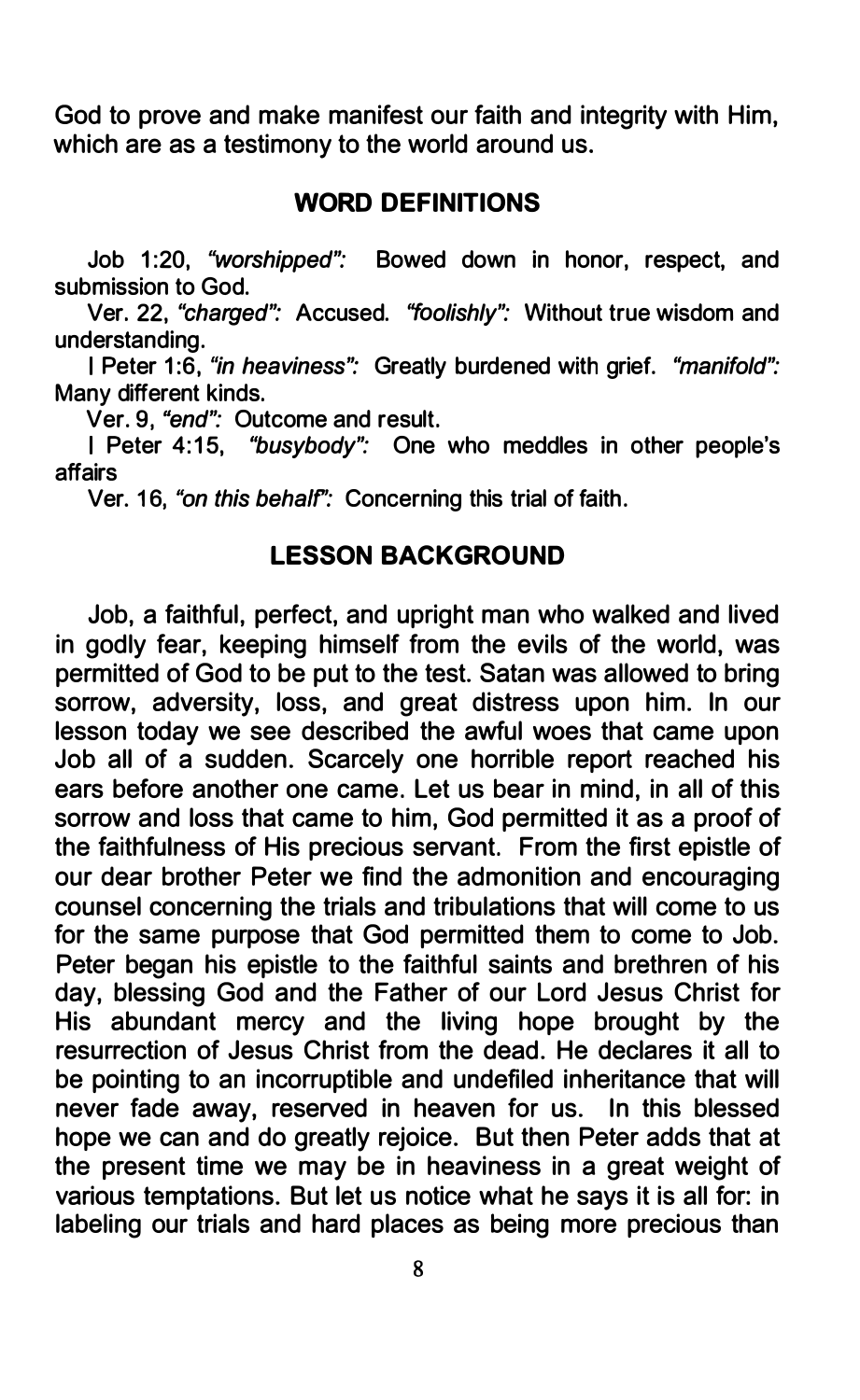God to prove and make manifest our faith and integrity with Him, which are as a testimony to the world around us.

## WORD DEFINITIONS

Job 1:20, *"worshipped":* Bowed down in honor, respect, and submission to God.

Ver. 22, *"charged":* Accused. *"foolishly":* Without true wisdom and understanding.

I Peter 1:6, *"in heaviness":* Greatly burdened with grief. *"manifold":* Many different kinds.

Ver. 9, *"end":* Outcome and result.

I Peter 4:15, *"busybody":* One who meddles in other people's affairs

Ver. 16, *"on this behalf":* Concerning this trial of faith.

## LESSON BACKGROUND

Job, a faithful, perfect, and upright man who walked and lived in godly fear, keeping himself from the evils of the world, was permitted of God to be put to the test. Satan was allowed to bring sorrow, adversity, loss, and great distress upon him. In our lesson today we see described the awful woes that came upon Job all of a sudden. Scarcely one horrible report reached his ears before another one came. Let us bear in mind, in all of this sorrow and loss that came to him, God permitted it as a proof of the faithfulness of His precious servant. From the first epistle of our dear brother Peter we find the admonition and encouraging counsel concerning the trials and tribulations that will come to us for the same purpose that God permitted them to come to Job. Peter began his epistle to the faithful saints and brethren of his day, blessing God and the Father of our Lord Jesus Christ for His abundant mercy and the living hope brought by the resurrection of Jesus Christ from the dead. He declares it all to be pointing to an incorruptible and undefiled inheritance that will never fade away, reserved in heaven for us. In this blessed hope we can and do greatly rejoice. But then Peter adds that at the present time we may be in heaviness in a great weight of various temptations. But let us notice what he says it is all for: in labeling our trials and hard places as being more precious than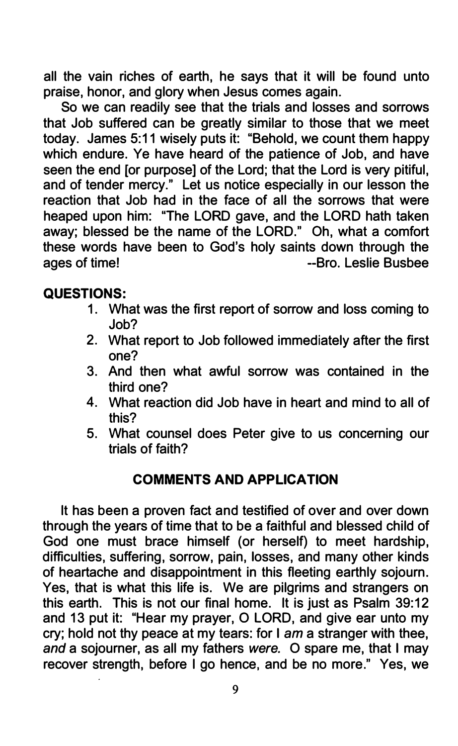all the vain riches of earth, he says that it will be found unto praise, honor, and glory when Jesus comes again.

So we can readily see that the trials and losses and sorrows that Job suffered can be greatly similar to those that we meet today. James 5:11 wisely puts it: "Behold, we count them happy which endure. Ye have heard of the patience of Job, and have seen the end [or purpose] of the Lord; that the Lord is very pitiful, and of tender mercy." Let us notice especially in our lesson the reaction that Job had in the face of all the sorrows that were heaped upon him: "The LORD gave, and the LORD hath taken away; blessed be the name of the LORD." Oh, what a comfort these words have been to God's holy saints down through the ages of time! --Bro. Leslie Busbee

**QUESTIONS:**

1. What was the first report of sorrow and loss coming to Job?
2. What report to Job followed immediately after the first one?
3. And then what awful sorrow was contained in the third one?
4. What reaction did Job have in heart and mind to all of this?
5. What counsel does Peter give to us concerning our trials of faith?

## COMMENTS AND APPLICATION

It has been a proven fact and testified of over and over down through the years of time that to be a faithful and blessed child of God one must brace himself (or herself) to meet hardship, difficulties, suffering, sorrow, pain, losses, and many other kinds of heartache and disappointment in this fleeting earthly sojourn. Yes, that is what this life is. We are pilgrims and strangers on this earth. This is not our final home. It is just as Psalm 39:12 and 13 put it: "Hear my prayer, O LORD, and give ear unto my cry; hold not thy peace at my tears: for I *am* a stranger with thee, *and* a sojourner, as all my fathers *were*. O spare me, that I may recover strength, before I go hence, and be no more." Yes, we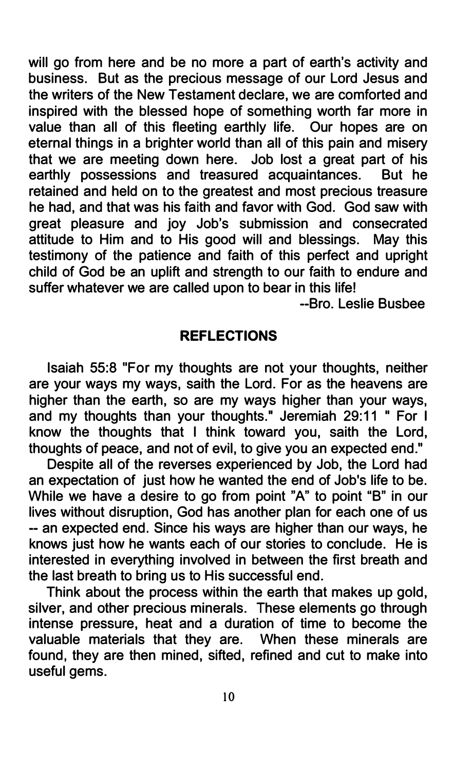will go from here and be no more a part of earth's activity and business. But as the precious message of our Lord Jesus and the writers of the New Testament declare, we are comforted and inspired with the blessed hope of something worth far more in value than all of this fleeting earthly life. Our hopes are on eternal things in a brighter world than all of this pain and misery that we are meeting down here. Job lost a great part of his earthly possessions and treasured acquaintances. But he retained and held on to the greatest and most precious treasure he had, and that was his faith and favor with God. God saw with great pleasure and joy Job's submission and consecrated attitude to Him and to His good will and blessings. May this testimony of the patience and faith of this perfect and upright child of God be an uplift and strength to our faith to endure and suffer whatever we are called upon to bear in this life!

--Bro. Leslie Busbee

## REFLECTIONS

Isaiah 55:8 "For my thoughts are not your thoughts, neither are your ways my ways, saith the Lord. For as the heavens are higher than the earth, so are my ways higher than your ways, and my thoughts than your thoughts." Jeremiah 29:11 " For I know the thoughts that I think toward you, saith the Lord, thoughts of peace, and not of evil, to give you an expected end."

Despite all of the reverses experienced by Job, the Lord had an expectation of just how he wanted the end of Job's life to be. While we have a desire to go from point "A" to point "B" in our lives without disruption, God has another plan for each one of us -- an expected end. Since his ways are higher than our ways, he knows just how he wants each of our stories to conclude. He is interested in everything involved in between the first breath and the last breath to bring us to His successful end.

Think about the process within the earth that makes up gold, silver, and other precious minerals. These elements go through intense pressure, heat and a duration of time to become the valuable materials that they are. When these minerals are found, they are then mined, sifted, refined and cut to make into useful gems.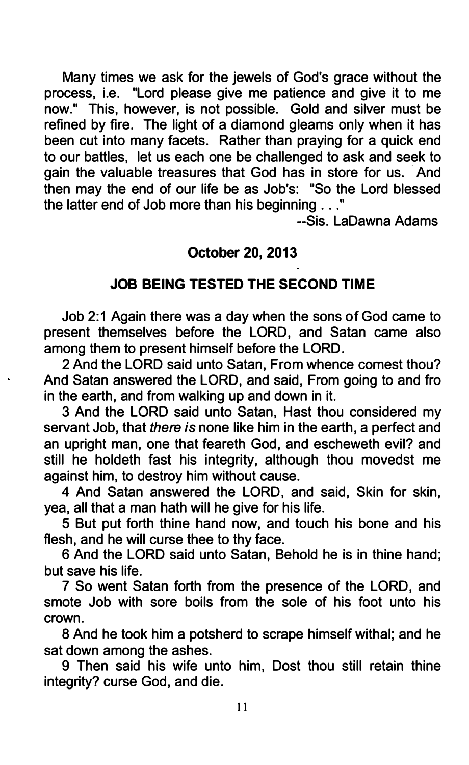Many times we ask for the jewels of God's grace without the process, i.e. "Lord please give me patience and give it to me now." This, however, is not possible. Gold and silver must be refined by fire. The light of a diamond gleams only when it has been cut into many facets. Rather than praying for a quick end to our battles, let us each one be challenged to ask and seek to gain the valuable treasures that God has in store for us. And then may the end of our life be as Job's: "So the Lord blessed the latter end of Job more than his beginning . . ."

--Sis. LaDawna Adams

**October 20, 2013**

**JOB BEING TESTED THE SECOND TIME**

Job 2:1 Again there was a day when the sons of God came to present themselves before the LORD, and Satan came also among them to present himself before the LORD.

2 And the LORD said unto Satan, From whence comest thou? And Satan answered the LORD, and said, From going to and fro in the earth, and from walking up and down in it.

3 And the LORD said unto Satan, Hast thou considered my servant Job, that *there is* none like him in the earth, a perfect and an upright man, one that feareth God, and escheweth evil? and still he holdeth fast his integrity, although thou movedst me against him, to destroy him without cause.

4 And Satan answered the LORD, and said, Skin for skin, yea, all that a man hath will he give for his life.

5 But put forth thine hand now, and touch his bone and his flesh, and he will curse thee to thy face.

6 And the LORD said unto Satan, Behold he is in thine hand; but save his life.

7 So went Satan forth from the presence of the LORD, and smote Job with sore boils from the sole of his foot unto his crown.

8 And he took him a potsherd to scrape himself withal; and he sat down among the ashes.

9 Then said his wife unto him, Dost thou still retain thine integrity? curse God, and die.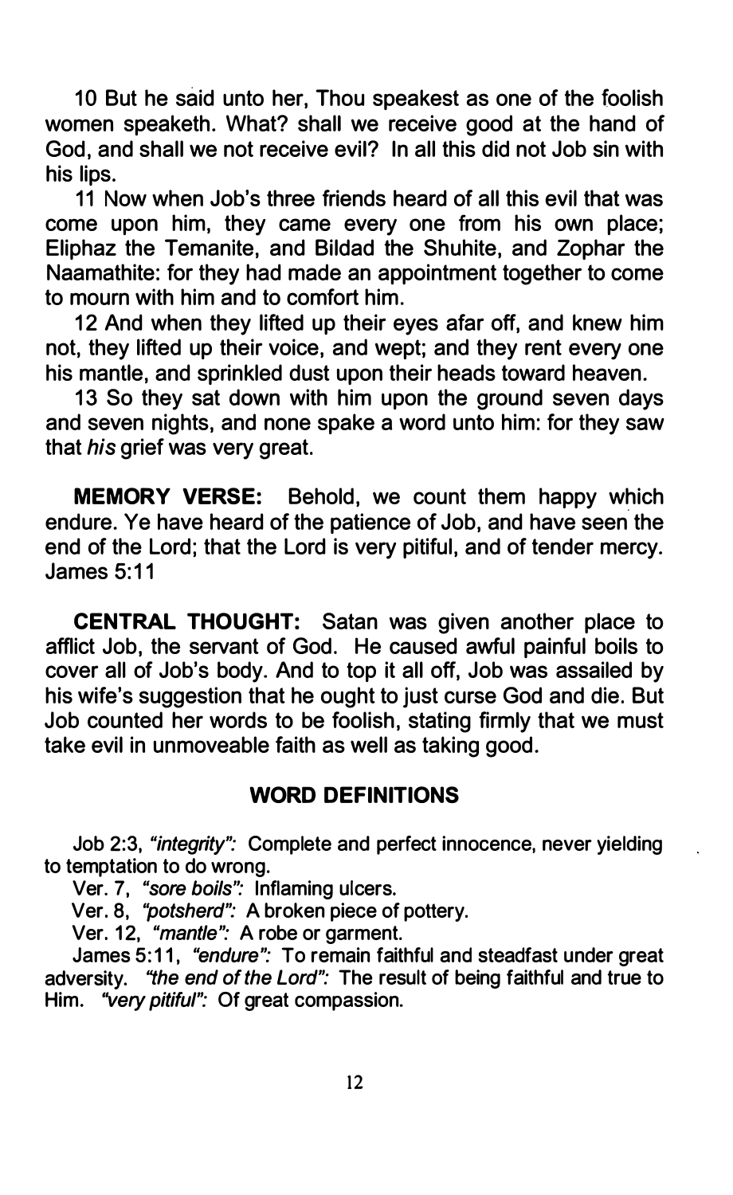10 But he said unto her, Thou speakest as one of the foolish women speaketh. What? shall we receive good at the hand of God, and shall we not receive evil? In all this did not Job sin with his lips.

11 Now when Job's three friends heard of all this evil that was come upon him, they came every one from his own place; Eliphaz the Temanite, and Bildad the Shuhite, and Zophar the Naamathite: for they had made an appointment together to come to mourn with him and to comfort him.

12 And when they lifted up their eyes afar off, and knew him not, they lifted up their voice, and wept; and they rent every one his mantle, and sprinkled dust upon their heads toward heaven.

13 So they sat down with him upon the ground seven days and seven nights, and none spake a word unto him: for they saw that *his* grief was very great.

**MEMORY VERSE:** Behold, we count them happy which endure. Ye have heard of the patience of Job, and have seen the end of the Lord; that the Lord is very pitiful, and of tender mercy. James 5:11

**CENTRAL THOUGHT:** Satan was given another place to afflict Job, the servant of God. He caused awful painful boils to cover all of Job's body. And to top it all off, Job was assailed by his wife's suggestion that he ought to just curse God and die. But Job counted her words to be foolish, stating firmly that we must take evil in unmoveable faith as well as taking good.

## WORD DEFINITIONS

Job 2:3, *"integrity":* Complete and perfect innocence, never yielding to temptation to do wrong.

Ver. 7, *"sore boils":* Inflaming ulcers.

Ver. 8, *"potsherd":* A broken piece of pottery.

Ver. 12, *"mantle":* A robe or garment.

James 5:11, *"endure":* To remain faithful and steadfast under great adversity. *"the end of the Lord":* The result of being faithful and true to Him. *"very pitiful":* Of great compassion.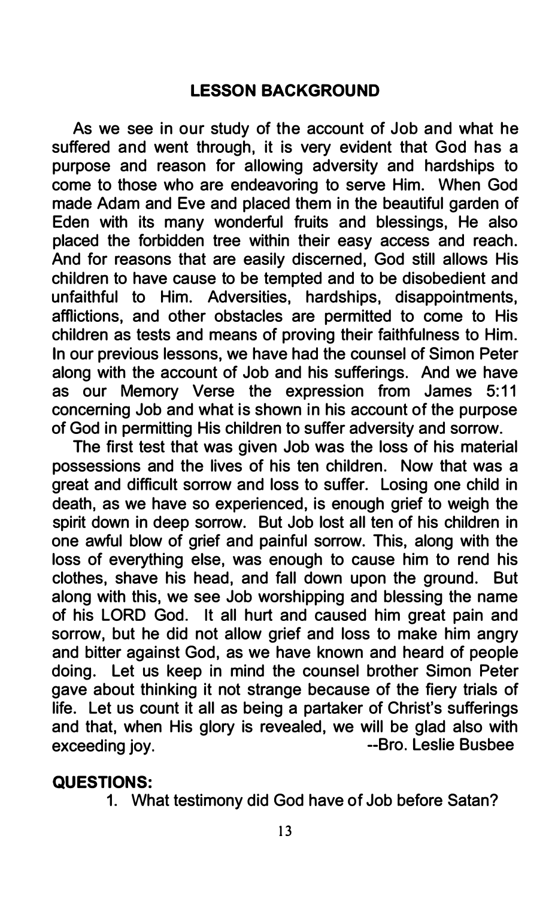## LESSON BACKGROUND

As we see in our study of the account of Job and what he suffered and went through, it is very evident that God has a purpose and reason for allowing adversity and hardships to come to those who are endeavoring to serve Him. When God made Adam and Eve and placed them in the beautiful garden of Eden with its many wonderful fruits and blessings, He also placed the forbidden tree within their easy access and reach. And for reasons that are easily discerned, God still allows His children to have cause to be tempted and to be disobedient and unfaithful to Him. Adversities, hardships, disappointments, afflictions, and other obstacles are permitted to come to His children as tests and means of proving their faithfulness to Him. In our previous lessons, we have had the counsel of Simon Peter along with the account of Job and his sufferings. And we have as our Memory Verse the expression from James 5:11 concerning Job and what is shown in his account of the purpose of God in permitting His children to suffer adversity and sorrow.

The first test that was given Job was the loss of his material possessions and the lives of his ten children. Now that was a great and difficult sorrow and loss to suffer. Losing one child in death, as we have so experienced, is enough grief to weigh the spirit down in deep sorrow. But Job lost all ten of his children in one awful blow of grief and painful sorrow. This, along with the loss of everything else, was enough to cause him to rend his clothes, shave his head, and fall down upon the ground. But along with this, we see Job worshipping and blessing the name of his LORD God. It all hurt and caused him great pain and sorrow, but he did not allow grief and loss to make him angry and bitter against God, as we have known and heard of people doing. Let us keep in mind the counsel brother Simon Peter gave about thinking it not strange because of the fiery trials of life. Let us count it all as being a partaker of Christ's sufferings and that, when His glory is revealed, we will be glad also with exceeding joy. --Bro. Leslie Busbee

**QUESTIONS:**

1. What testimony did God have of Job before Satan?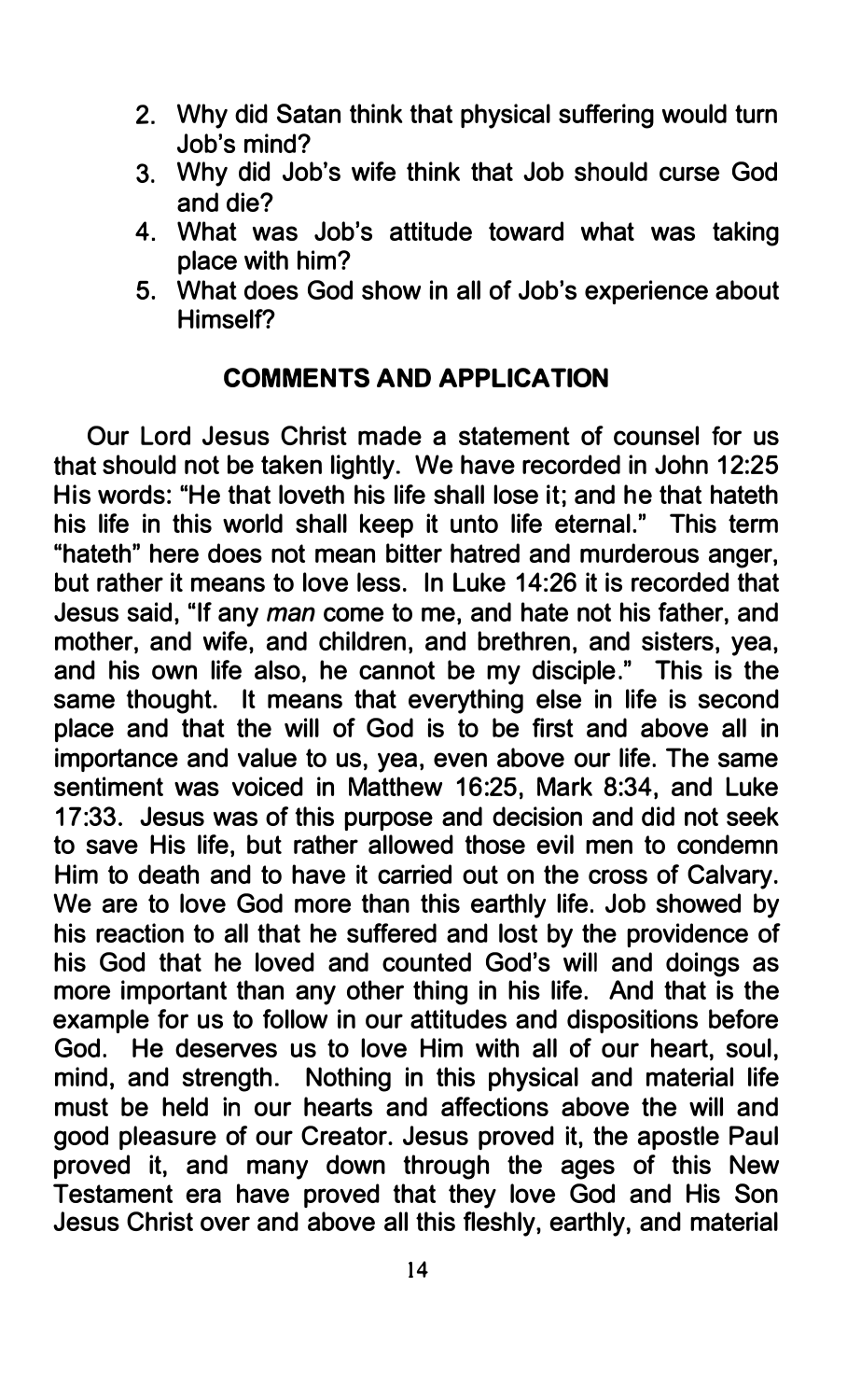2. Why did Satan think that physical suffering would turn Job's mind?
3. Why did Job's wife think that Job should curse God and die?
4. What was Job's attitude toward what was taking place with him?
5. What does God show in all of Job's experience about Himself?

## COMMENTS AND APPLICATION

Our Lord Jesus Christ made a statement of counsel for us that should not be taken lightly. We have recorded in John 12:25 His words: "He that loveth his life shall lose it; and he that hateth his life in this world shall keep it unto life eternal." This term "hateth" here does not mean bitter hatred and murderous anger, but rather it means to love less. In Luke 14:26 it is recorded that Jesus said, "If any *man* come to me, and hate not his father, and mother, and wife, and children, and brethren, and sisters, yea, and his own life also, he cannot be my disciple." This is the same thought. It means that everything else in life is second place and that the will of God is to be first and above all in importance and value to us, yea, even above our life. The same sentiment was voiced in Matthew 16:25, Mark 8:34, and Luke 17:33. Jesus was of this purpose and decision and did not seek to save His life, but rather allowed those evil men to condemn Him to death and to have it carried out on the cross of Calvary. We are to love God more than this earthly life. Job showed by his reaction to all that he suffered and lost by the providence of his God that he loved and counted God's will and doings as more important than any other thing in his life. And that is the example for us to follow in our attitudes and dispositions before God. He deserves us to love Him with all of our heart, soul, mind, and strength. Nothing in this physical and material life must be held in our hearts and affections above the will and good pleasure of our Creator. Jesus proved it, the apostle Paul proved it, and many down through the ages of this New Testament era have proved that they love God and His Son Jesus Christ over and above all this fleshly, earthly, and material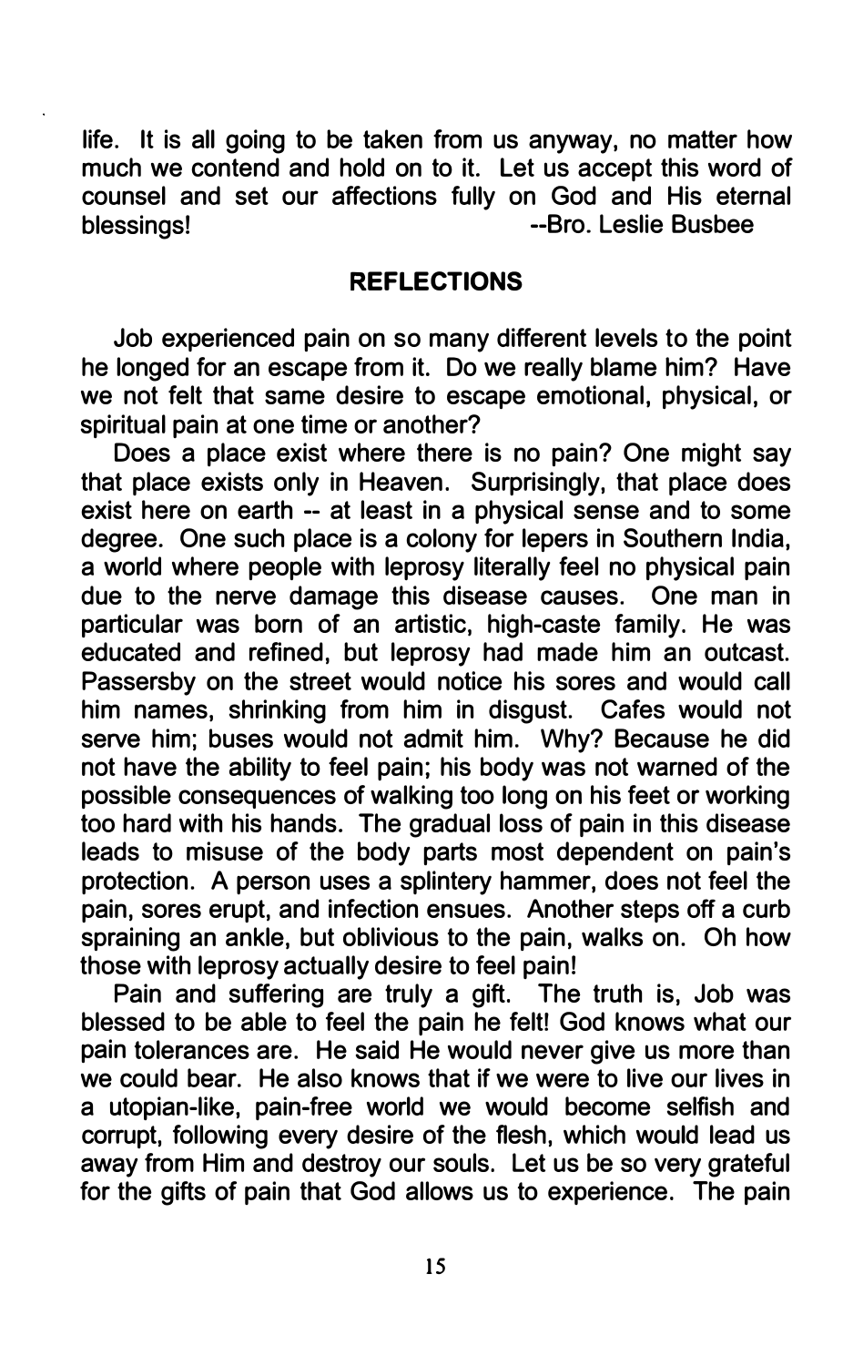life. It is all going to be taken from us anyway, no matter how much we contend and hold on to it. Let us accept this word of counsel and set our affections fully on God and His eternal blessings! --Bro. Leslie Busbee

## REFLECTIONS

Job experienced pain on so many different levels to the point he longed for an escape from it. Do we really blame him? Have we not felt that same desire to escape emotional, physical, or spiritual pain at one time or another?

Does a place exist where there is no pain? One might say that place exists only in Heaven. Surprisingly, that place does exist here on earth -- at least in a physical sense and to some degree. One such place is a colony for lepers in Southern India, a world where people with leprosy literally feel no physical pain due to the nerve damage this disease causes. One man in particular was born of an artistic, high-caste family. He was educated and refined, but leprosy had made him an outcast. Passersby on the street would notice his sores and would call him names, shrinking from him in disgust. Cafes would not serve him; buses would not admit him. Why? Because he did not have the ability to feel pain; his body was not warned of the possible consequences of walking too long on his feet or working too hard with his hands. The gradual loss of pain in this disease leads to misuse of the body parts most dependent on pain's protection. A person uses a splintery hammer, does not feel the pain, sores erupt, and infection ensues. Another steps off a curb spraining an ankle, but oblivious to the pain, walks on. Oh how those with leprosy actually desire to feel pain!

Pain and suffering are truly a gift. The truth is, Job was blessed to be able to feel the pain he felt! God knows what our pain tolerances are. He said He would never give us more than we could bear. He also knows that if we were to live our lives in a utopian-like, pain-free world we would become selfish and corrupt, following every desire of the flesh, which would lead us away from Him and destroy our souls. Let us be so very grateful for the gifts of pain that God allows us to experience. The pain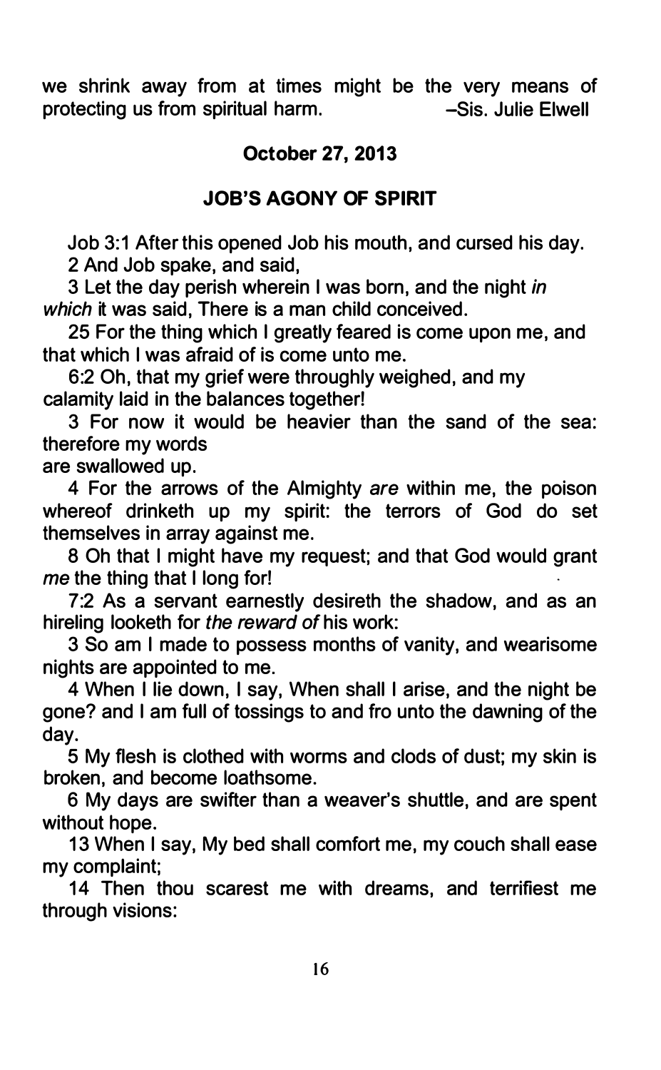we shrink away from at times might be the very means of protecting us from spiritual harm. –Sis. Julie Elwell

**October 27, 2013**

## JOB'S AGONY OF SPIRIT

Job 3:1 After this opened Job his mouth, and cursed his day.

2 And Job spake, and said,

3 Let the day perish wherein I was born, and the night *in which* it was said, There is a man child conceived.

25 For the thing which I greatly feared is come upon me, and that which I was afraid of is come unto me.

6:2 Oh, that my grief were throughly weighed, and my calamity laid in the balances together!

3 For now it would be heavier than the sand of the sea: therefore my words are swallowed up.

4 For the arrows of the Almighty *are* within me, the poison whereof drinketh up my spirit: the terrors of God do set themselves in array against me.

8 Oh that I might have my request; and that God would grant *me* the thing that I long for!

7:2 As a servant earnestly desireth the shadow, and as an hireling looketh for *the reward of* his work:

3 So am I made to possess months of vanity, and wearisome nights are appointed to me.

4 When I lie down, I say, When shall I arise, and the night be gone? and I am full of tossings to and fro unto the dawning of the day.

5 My flesh is clothed with worms and clods of dust; my skin is broken, and become loathsome.

6 My days are swifter than a weaver's shuttle, and are spent without hope.

13 When I say, My bed shall comfort me, my couch shall ease my complaint;

14 Then thou scarest me with dreams, and terrifiest me through visions: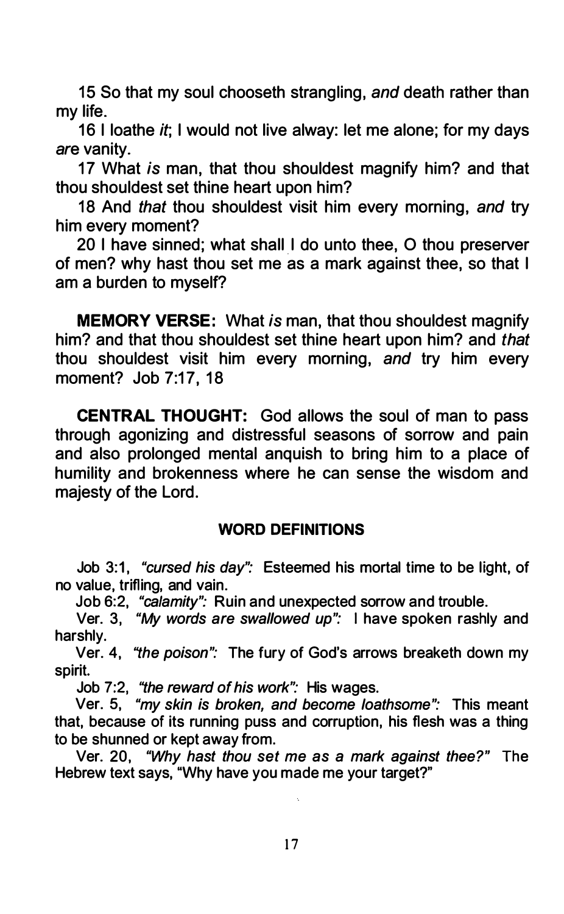15 So that my soul chooseth strangling, *and* death rather than my life.

16 I loathe *it*; I would not live alway: let me alone; for my days *are* vanity.

17 What *is* man, that thou shouldest magnify him? and that thou shouldest set thine heart upon him?

18 And *that* thou shouldest visit him every morning, *and* try him every moment?

20 I have sinned; what shall I do unto thee, O thou preserver of men? why hast thou set me as a mark against thee, so that I am a burden to myself?

**MEMORY VERSE:** What *is* man, that thou shouldest magnify him? and that thou shouldest set thine heart upon him? and *that* thou shouldest visit him every morning, *and* try him every moment? Job 7:17, 18

**CENTRAL THOUGHT:** God allows the soul of man to pass through agonizing and distressful seasons of sorrow and pain and also prolonged mental anquish to bring him to a place of humility and brokenness where he can sense the wisdom and majesty of the Lord.

### WORD DEFINITIONS

Job 3:1, *"cursed his day":* Esteemed his mortal time to be light, of no value, trifling, and vain.

Job 6:2, *"calamity":* Ruin and unexpected sorrow and trouble.

Ver. 3, *"My words are swallowed up":* I have spoken rashly and harshly.

Ver. 4, *"the poison":* The fury of God's arrows breaketh down my spirit.

Job 7:2, *"the reward of his work":* His wages.

Ver. 5, *"my skin is broken, and become loathsome":* This meant that, because of its running puss and corruption, his flesh was a thing to be shunned or kept away from.

Ver. 20, *"Why hast thou set me as a mark against thee?"* The Hebrew text says, "Why have you made me your target?"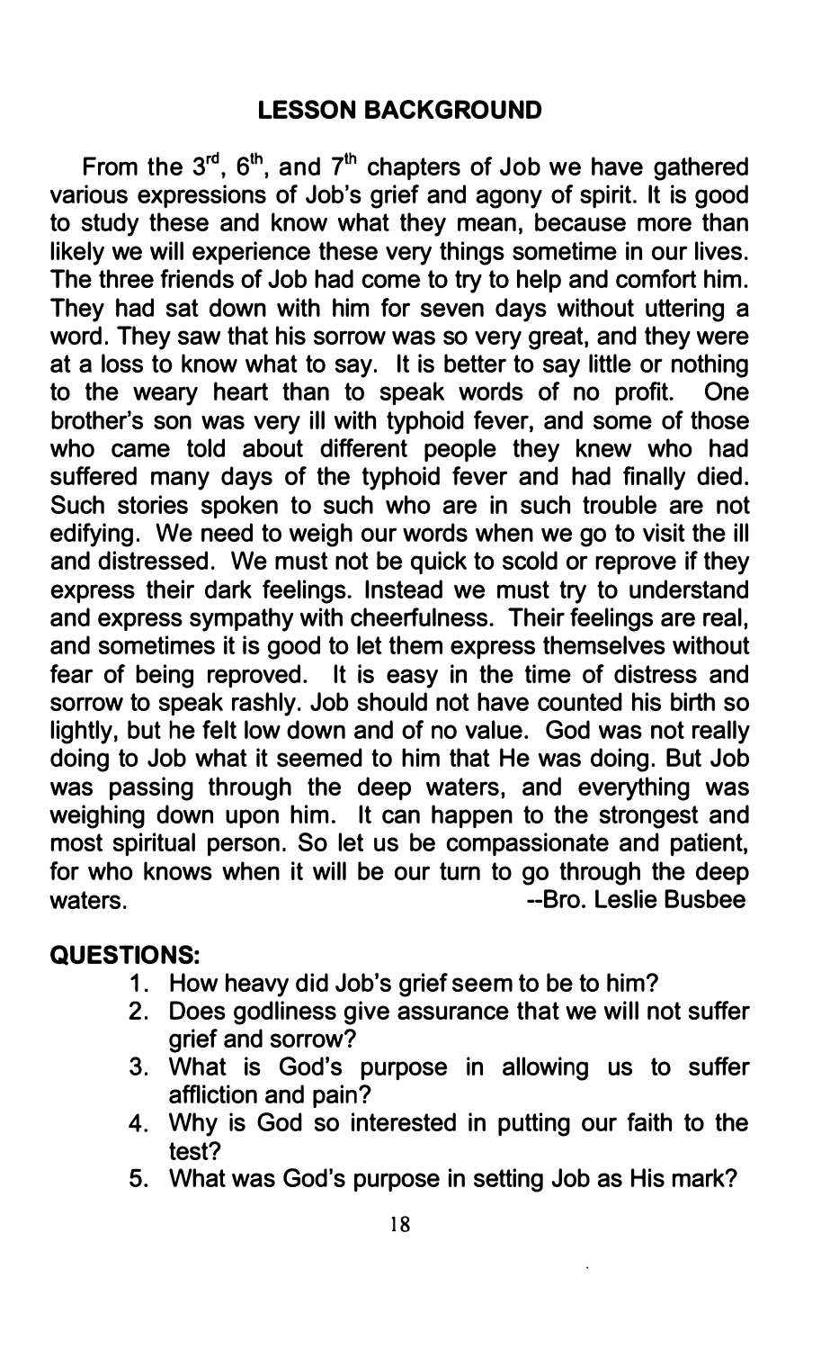## LESSON BACKGROUND

From the 3rd, 6th, and 7th chapters of Job we have gathered various expressions of Job's grief and agony of spirit. It is good to study these and know what they mean, because more than likely we will experience these very things sometime in our lives. The three friends of Job had come to try to help and comfort him. They had sat down with him for seven days without uttering a word. They saw that his sorrow was so very great, and they were at a loss to know what to say. It is better to say little or nothing to the weary heart than to speak words of no profit. One brother's son was very ill with typhoid fever, and some of those who came told about different people they knew who had suffered many days of the typhoid fever and had finally died. Such stories spoken to such who are in such trouble are not edifying. We need to weigh our words when we go to visit the ill and distressed. We must not be quick to scold or reprove if they express their dark feelings. Instead we must try to understand and express sympathy with cheerfulness. Their feelings are real, and sometimes it is good to let them express themselves without fear of being reproved. It is easy in the time of distress and sorrow to speak rashly. Job should not have counted his birth so lightly, but he felt low down and of no value. God was not really doing to Job what it seemed to him that He was doing. But Job was passing through the deep waters, and everything was weighing down upon him. It can happen to the strongest and most spiritual person. So let us be compassionate and patient, for who knows when it will be our turn to go through the deep waters.

--Bro. Leslie Busbee

**QUESTIONS:**

1. How heavy did Job's grief seem to be to him?
2. Does godliness give assurance that we will not suffer grief and sorrow?
3. What is God's purpose in allowing us to suffer affliction and pain?
4. Why is God so interested in putting our faith to the test?
5. What was God's purpose in setting Job as His mark?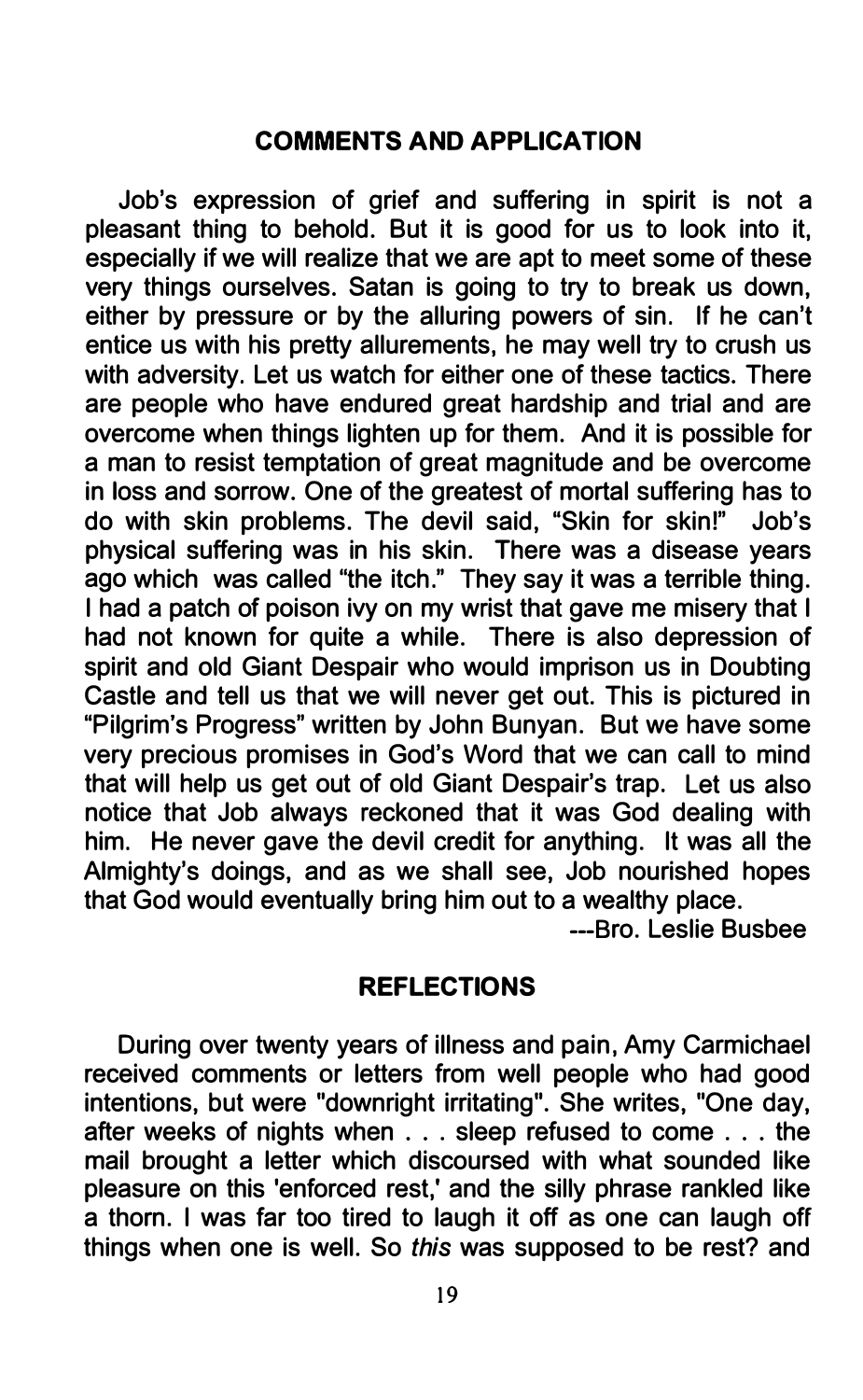## COMMENTS AND APPLICATION

Job's expression of grief and suffering in spirit is not a pleasant thing to behold. But it is good for us to look into it, especially if we will realize that we are apt to meet some of these very things ourselves. Satan is going to try to break us down, either by pressure or by the alluring powers of sin. If he can't entice us with his pretty allurements, he may well try to crush us with adversity. Let us watch for either one of these tactics. There are people who have endured great hardship and trial and are overcome when things lighten up for them. And it is possible for a man to resist temptation of great magnitude and be overcome in loss and sorrow. One of the greatest of mortal suffering has to do with skin problems. The devil said, "Skin for skin!" Job's physical suffering was in his skin. There was a disease years ago which was called "the itch." They say it was a terrible thing. I had a patch of poison ivy on my wrist that gave me misery that I had not known for quite a while. There is also depression of spirit and old Giant Despair who would imprison us in Doubting Castle and tell us that we will never get out. This is pictured in "Pilgrim's Progress" written by John Bunyan. But we have some very precious promises in God's Word that we can call to mind that will help us get out of old Giant Despair's trap. Let us also notice that Job always reckoned that it was God dealing with him. He never gave the devil credit for anything. It was all the Almighty's doings, and as we shall see, Job nourished hopes that God would eventually bring him out to a wealthy place.

---Bro. Leslie Busbee

## REFLECTIONS

During over twenty years of illness and pain, Amy Carmichael received comments or letters from well people who had good intentions, but were "downright irritating". She writes, "One day, after weeks of nights when . . . sleep refused to come . . . the mail brought a letter which discoursed with what sounded like pleasure on this 'enforced rest,' and the silly phrase rankled like a thorn. I was far too tired to laugh it off as one can laugh off things when one is well. So *this* was supposed to be rest? and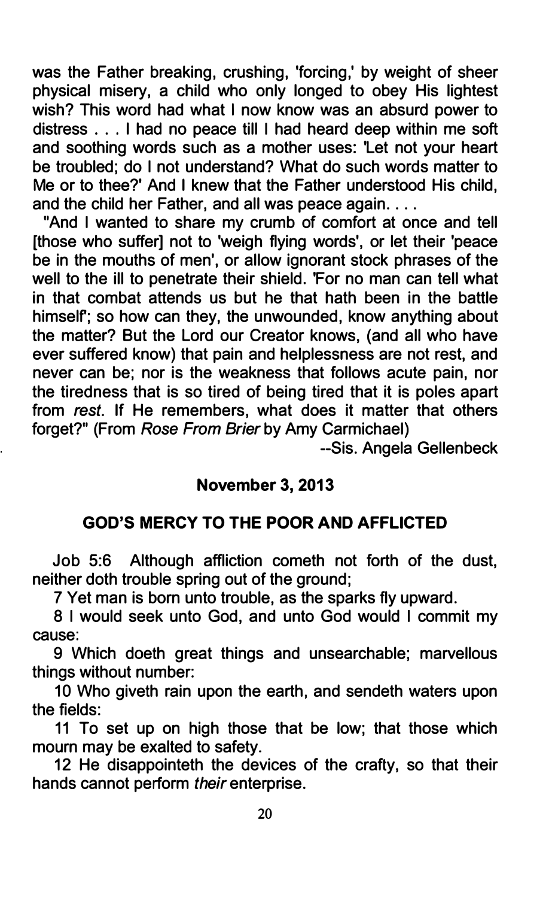was the Father breaking, crushing, 'forcing,' by weight of sheer physical misery, a child who only longed to obey His lightest wish? This word had what I now know was an absurd power to distress . . . I had no peace till I had heard deep within me soft and soothing words such as a mother uses: 'Let not your heart be troubled; do I not understand? What do such words matter to Me or to thee?' And I knew that the Father understood His child, and the child her Father, and all was peace again. . . .

"And I wanted to share my crumb of comfort at once and tell [those who suffer] not to 'weigh flying words', or let their 'peace be in the mouths of men', or allow ignorant stock phrases of the well to the ill to penetrate their shield. 'For no man can tell what in that combat attends us but he that hath been in the battle himself'; so how can they, the unwounded, know anything about the matter? But the Lord our Creator knows, (and all who have ever suffered know) that pain and helplessness are not rest, and never can be; nor is the weakness that follows acute pain, nor the tiredness that is so tired of being tired that it is poles apart from *rest*. If He remembers, what does it matter that others forget?" (From *Rose From Brier* by Amy Carmichael)

--Sis. Angela Gellenbeck

**November 3, 2013**

## GOD'S MERCY TO THE POOR AND AFFLICTED

Job 5:6 Although affliction cometh not forth of the dust, neither doth trouble spring out of the ground;

7 Yet man is born unto trouble, as the sparks fly upward.

8 I would seek unto God, and unto God would I commit my cause:

9 Which doeth great things and unsearchable; marvellous things without number:

10 Who giveth rain upon the earth, and sendeth waters upon the fields:

11 To set up on high those that be low; that those which mourn may be exalted to safety.

12 He disappointeth the devices of the crafty, so that their hands cannot perform *their* enterprise.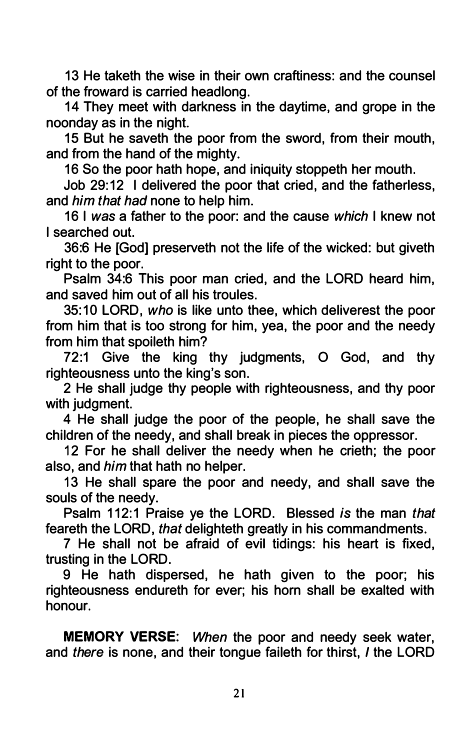13 He taketh the wise in their own craftiness: and the counsel of the froward is carried headlong.

14 They meet with darkness in the daytime, and grope in the noonday as in the night.

15 But he saveth the poor from the sword, from their mouth, and from the hand of the mighty.

16 So the poor hath hope, and iniquity stoppeth her mouth.

Job 29:12 I delivered the poor that cried, and the fatherless, and *him that had* none to help him.

16 I *was* a father to the poor: and the cause *which* I knew not I searched out.

36:6 He [God] preserveth not the life of the wicked: but giveth right to the poor.

Psalm 34:6 This poor man cried, and the LORD heard him, and saved him out of all his troules.

35:10 LORD, *who* is like unto thee, which deliverest the poor from him that is too strong for him, yea, the poor and the needy from him that spoileth him?

72:1 Give the king thy judgments, O God, and thy righteousness unto the king's son.

2 He shall judge thy people with righteousness, and thy poor with judgment.

4 He shall judge the poor of the people, he shall save the children of the needy, and shall break in pieces the oppressor.

12 For he shall deliver the needy when he crieth; the poor also, and *him* that hath no helper.

13 He shall spare the poor and needy, and shall save the souls of the needy.

Psalm 112:1 Praise ye the LORD. Blessed *is* the man *that* feareth the LORD, *that* delighteth greatly in his commandments.

7 He shall not be afraid of evil tidings: his heart is fixed, trusting in the LORD.

9 He hath dispersed, he hath given to the poor; his righteousness endureth for ever; his horn shall be exalted with honour.

**MEMORY VERSE**: *When* the poor and needy seek water, and *there* is none, and their tongue faileth for thirst, *I* the LORD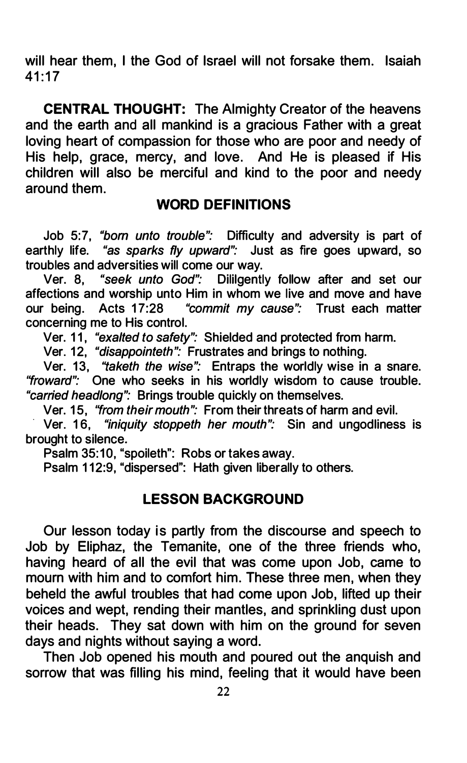will hear them, I the God of Israel will not forsake them. Isaiah 41:17

**CENTRAL THOUGHT:** The Almighty Creator of the heavens and the earth and all mankind is a gracious Father with a great loving heart of compassion for those who are poor and needy of His help, grace, mercy, and love. And He is pleased if His children will also be merciful and kind to the poor and needy around them.

## WORD DEFINITIONS

Job 5:7, *"born unto trouble":* Difficulty and adversity is part of earthly life. *"as sparks fly upward":* Just as fire goes upward, so troubles and adversities will come our way.

Ver. 8, *"seek unto God":* Dililgently follow after and set our affections and worship unto Him in whom we live and move and have our being. Acts 17:28 *"commit my cause":* Trust each matter concerning me to His control.

Ver. 11, *"exalted to safety":* Shielded and protected from harm.

Ver. 12, *"disappointeth":* Frustrates and brings to nothing.

Ver. 13, *"taketh the wise":* Entraps the worldly wise in a snare. *"froward":* One who seeks in his worldly wisdom to cause trouble. *"carried headlong":* Brings trouble quickly on themselves.

Ver. 15, *"from their mouth":* From their threats of harm and evil.

Ver. 16, *"iniquity stoppeth her mouth":* Sin and ungodliness is brought to silence.

Psalm 35:10, "spoileth": Robs or takes away.

Psalm 112:9, "dispersed": Hath given liberally to others.

## LESSON BACKGROUND

Our lesson today is partly from the discourse and speech to Job by Eliphaz, the Temanite, one of the three friends who, having heard of all the evil that was come upon Job, came to mourn with him and to comfort him. These three men, when they beheld the awful troubles that had come upon Job, lifted up their voices and wept, rending their mantles, and sprinkling dust upon their heads. They sat down with him on the ground for seven days and nights without saying a word.

Then Job opened his mouth and poured out the anquish and sorrow that was filling his mind, feeling that it would have been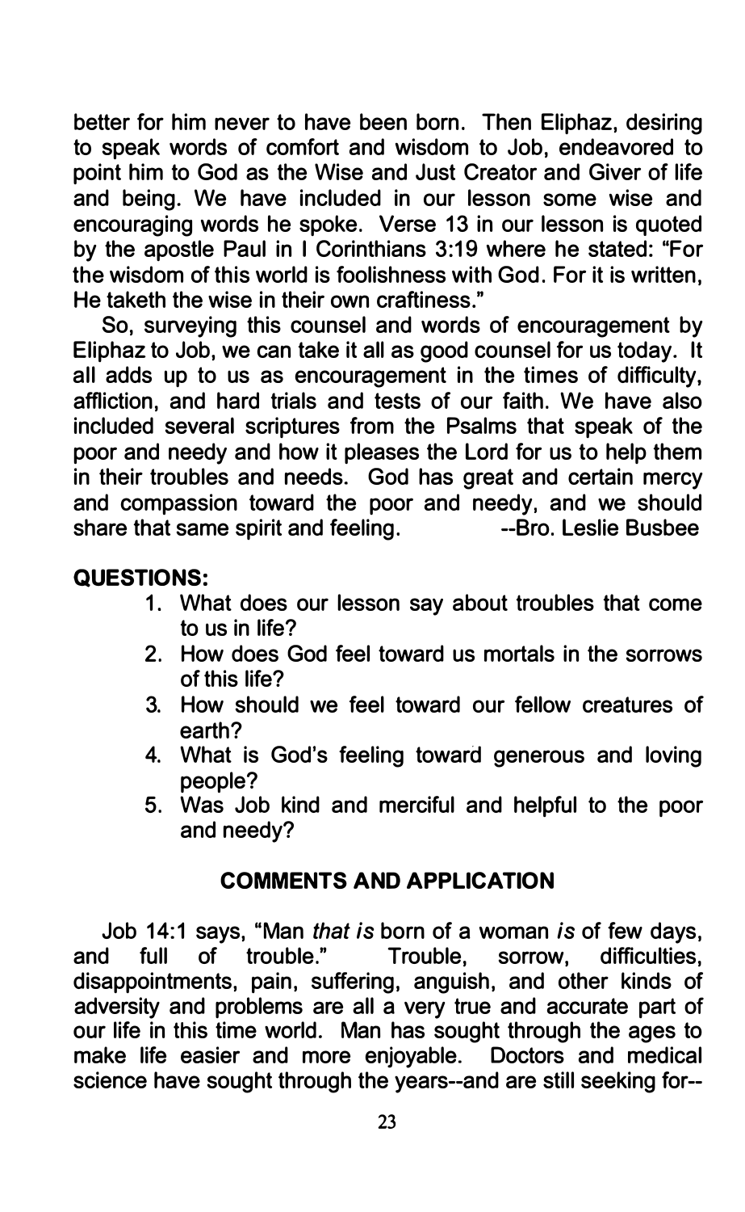better for him never to have been born. Then Eliphaz, desiring to speak words of comfort and wisdom to Job, endeavored to point him to God as the Wise and Just Creator and Giver of life and being. We have included in our lesson some wise and encouraging words he spoke. Verse 13 in our lesson is quoted by the apostle Paul in I Corinthians 3:19 where he stated: "For the wisdom of this world is foolishness with God. For it is written, He taketh the wise in their own craftiness."

So, surveying this counsel and words of encouragement by Eliphaz to Job, we can take it all as good counsel for us today. It all adds up to us as encouragement in the times of difficulty, affliction, and hard trials and tests of our faith. We have also included several scriptures from the Psalms that speak of the poor and needy and how it pleases the Lord for us to help them in their troubles and needs. God has great and certain mercy and compassion toward the poor and needy, and we should share that same spirit and feeling. --Bro. Leslie Busbee

**QUESTIONS:**

1. What does our lesson say about troubles that come to us in life?
2. How does God feel toward us mortals in the sorrows of this life?
3. How should we feel toward our fellow creatures of earth?
4. What is God's feeling toward generous and loving people?
5. Was Job kind and merciful and helpful to the poor and needy?

## COMMENTS AND APPLICATION

Job 14:1 says, "Man *that is* born of a woman *is* of few days, and full of trouble." Trouble, sorrow, difficulties, disappointments, pain, suffering, anguish, and other kinds of adversity and problems are all a very true and accurate part of our life in this time world. Man has sought through the ages to make life easier and more enjoyable. Doctors and medical science have sought through the years--and are still seeking for--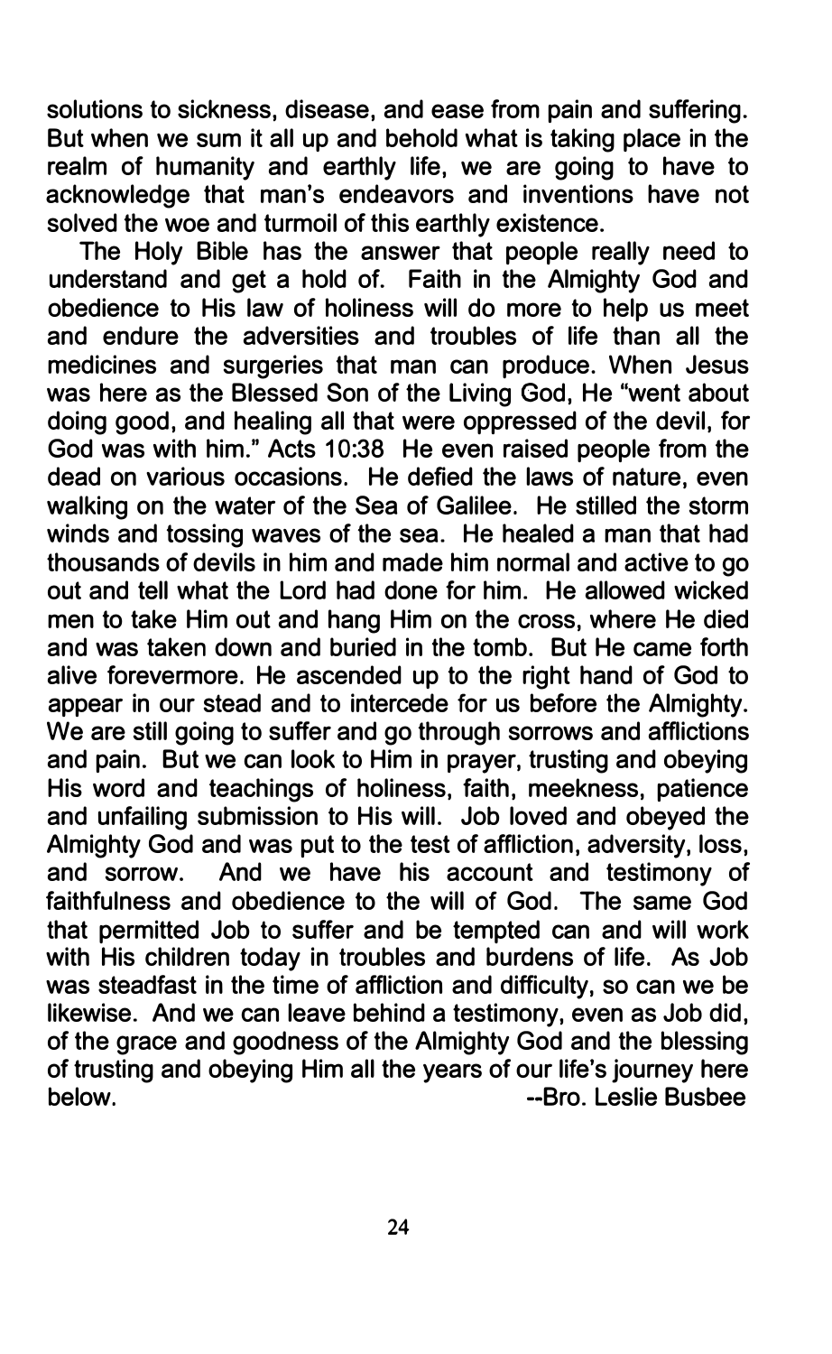solutions to sickness, disease, and ease from pain and suffering. But when we sum it all up and behold what is taking place in the realm of humanity and earthly life, we are going to have to acknowledge that man's endeavors and inventions have not solved the woe and turmoil of this earthly existence.

The Holy Bible has the answer that people really need to understand and get a hold of. Faith in the Almighty God and obedience to His law of holiness will do more to help us meet and endure the adversities and troubles of life than all the medicines and surgeries that man can produce. When Jesus was here as the Blessed Son of the Living God, He "went about doing good, and healing all that were oppressed of the devil, for God was with him." Acts 10:38 He even raised people from the dead on various occasions. He defied the laws of nature, even walking on the water of the Sea of Galilee. He stilled the storm winds and tossing waves of the sea. He healed a man that had thousands of devils in him and made him normal and active to go out and tell what the Lord had done for him. He allowed wicked men to take Him out and hang Him on the cross, where He died and was taken down and buried in the tomb. But He came forth alive forevermore. He ascended up to the right hand of God to appear in our stead and to intercede for us before the Almighty. We are still going to suffer and go through sorrows and afflictions and pain. But we can look to Him in prayer, trusting and obeying His word and teachings of holiness, faith, meekness, patience and unfailing submission to His will. Job loved and obeyed the Almighty God and was put to the test of affliction, adversity, loss, and sorrow. And we have his account and testimony of faithfulness and obedience to the will of God. The same God that permitted Job to suffer and be tempted can and will work with His children today in troubles and burdens of life. As Job was steadfast in the time of affliction and difficulty, so can we be likewise. And we can leave behind a testimony, even as Job did, of the grace and goodness of the Almighty God and the blessing of trusting and obeying Him all the years of our life's journey here below.

--Bro. Leslie Busbee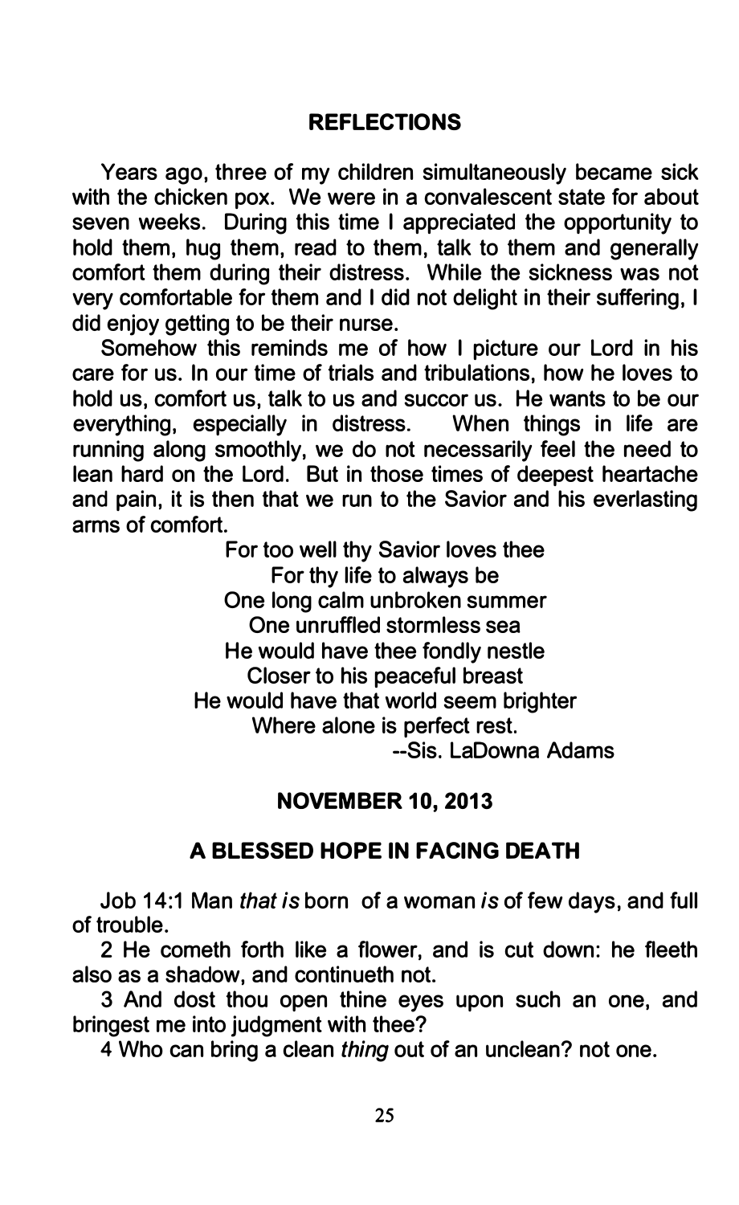## REFLECTIONS

Years ago, three of my children simultaneously became sick with the chicken pox. We were in a convalescent state for about seven weeks. During this time I appreciated the opportunity to hold them, hug them, read to them, talk to them and generally comfort them during their distress. While the sickness was not very comfortable for them and I did not delight in their suffering, I did enjoy getting to be their nurse.

Somehow this reminds me of how I picture our Lord in his care for us. In our time of trials and tribulations, how he loves to hold us, comfort us, talk to us and succor us. He wants to be our everything, especially in distress. When things in life are running along smoothly, we do not necessarily feel the need to lean hard on the Lord. But in those times of deepest heartache and pain, it is then that we run to the Savior and his everlasting arms of comfort.

For too well thy Savior loves thee
For thy life to always be
One long calm unbroken summer
One unruffled stormless sea
He would have thee fondly nestle
Closer to his peaceful breast
He would have that world seem brighter
Where alone is perfect rest.

--Sis. LaDowna Adams

## NOVEMBER 10, 2013

## A BLESSED HOPE IN FACING DEATH

Job 14:1 Man *that is* born of a woman *is* of few days, and full of trouble.

2 He cometh forth like a flower, and is cut down: he fleeth also as a shadow, and continueth not.

3 And dost thou open thine eyes upon such an one, and bringest me into judgment with thee?

4 Who can bring a clean *thing* out of an unclean? not one.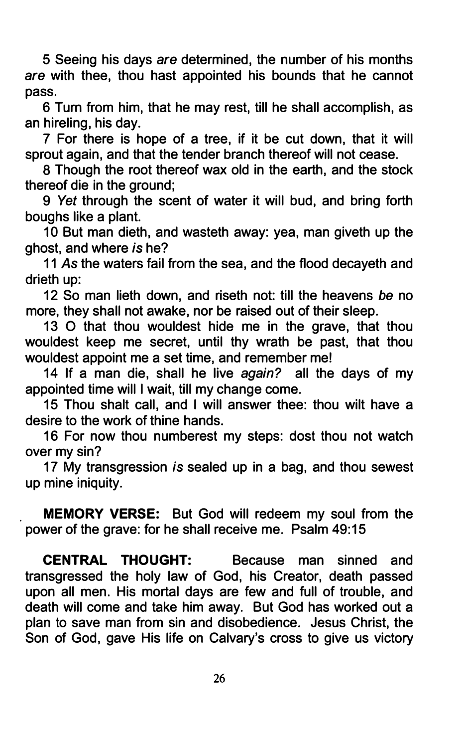5 Seeing his days *are* determined, the number of his months *are* with thee, thou hast appointed his bounds that he cannot pass.

6 Turn from him, that he may rest, till he shall accomplish, as an hireling, his day.

7 For there is hope of a tree, if it be cut down, that it will sprout again, and that the tender branch thereof will not cease.

8 Though the root thereof wax old in the earth, and the stock thereof die in the ground;

9 *Yet* through the scent of water it will bud, and bring forth boughs like a plant.

10 But man dieth, and wasteth away: yea, man giveth up the ghost, and where *is* he?

11 *As* the waters fail from the sea, and the flood decayeth and drieth up:

12 So man lieth down, and riseth not: till the heavens *be* no more, they shall not awake, nor be raised out of their sleep.

13 O that thou wouldest hide me in the grave, that thou wouldest keep me secret, until thy wrath be past, that thou wouldest appoint me a set time, and remember me!

14 If a man die, shall he live *again?* all the days of my appointed time will I wait, till my change come.

15 Thou shalt call, and I will answer thee: thou wilt have a desire to the work of thine hands.

16 For now thou numberest my steps: dost thou not watch over my sin?

17 My transgression *is* sealed up in a bag, and thou sewest up mine iniquity.

**MEMORY VERSE:** But God will redeem my soul from the power of the grave: for he shall receive me. Psalm 49:15

**CENTRAL THOUGHT:** Because man sinned and transgressed the holy law of God, his Creator, death passed upon all men. His mortal days are few and full of trouble, and death will come and take him away. But God has worked out a plan to save man from sin and disobedience. Jesus Christ, the Son of God, gave His life on Calvary's cross to give us victory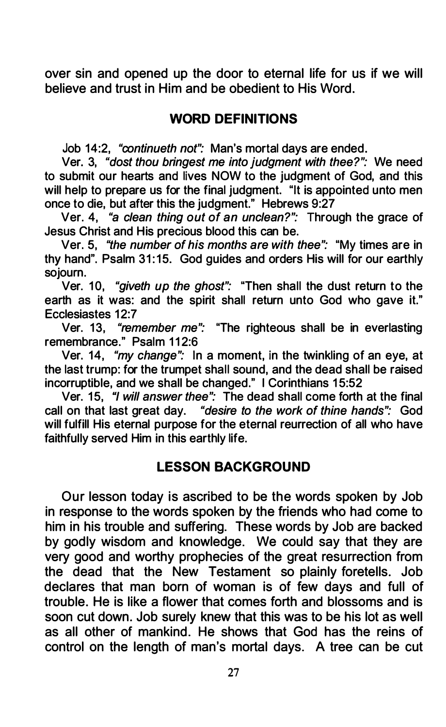over sin and opened up the door to eternal life for us if we will believe and trust in Him and be obedient to His Word.

## WORD DEFINITIONS

Job 14:2, *"continueth not":* Man's mortal days are ended.

Ver. 3, *"dost thou bringest me into judgment with thee?":* We need to submit our hearts and lives NOW to the judgment of God, and this will help to prepare us for the final judgment. "It is appointed unto men once to die, but after this the judgment." Hebrews 9:27

Ver. 4, *"a clean thing out of an unclean?":* Through the grace of Jesus Christ and His precious blood this can be.

Ver. 5, *"the number of his months are with thee":* "My times are in thy hand". Psalm 31:15. God guides and orders His will for our earthly sojourn.

Ver. 10, *"giveth up the ghost":* "Then shall the dust return to the earth as it was: and the spirit shall return unto God who gave it." Ecclesiastes 12:7

Ver. 13, *"remember me":* "The righteous shall be in everlasting remembrance." Psalm 112:6

Ver. 14, *"my change":* In a moment, in the twinkling of an eye, at the last trump: for the trumpet shall sound, and the dead shall be raised incorruptible, and we shall be changed." I Corinthians 15:52

Ver. 15, *"I will answer thee":* The dead shall come forth at the final call on that last great day. *"desire to the work of thine hands":* God will fulfill His eternal purpose for the eternal reurrection of all who have faithfully served Him in this earthly life.

## LESSON BACKGROUND

Our lesson today is ascribed to be the words spoken by Job in response to the words spoken by the friends who had come to him in his trouble and suffering. These words by Job are backed by godly wisdom and knowledge. We could say that they are very good and worthy prophecies of the great resurrection from the dead that the New Testament so plainly foretells. Job declares that man born of woman is of few days and full of trouble. He is like a flower that comes forth and blossoms and is soon cut down. Job surely knew that this was to be his lot as well as all other of mankind. He shows that God has the reins of control on the length of man's mortal days. A tree can be cut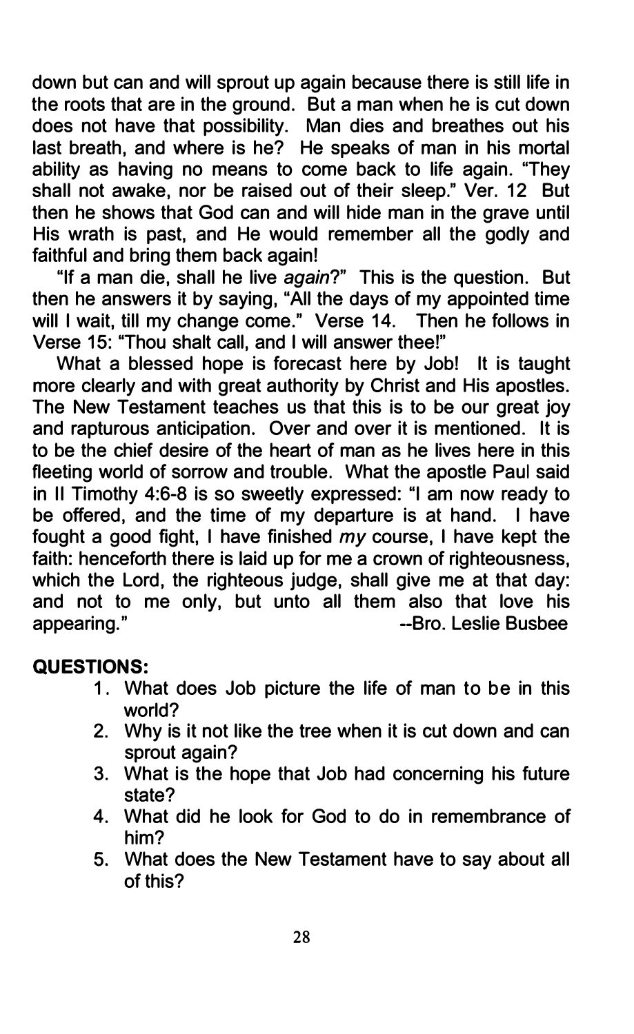down but can and will sprout up again because there is still life in the roots that are in the ground. But a man when he is cut down does not have that possibility. Man dies and breathes out his last breath, and where is he? He speaks of man in his mortal ability as having no means to come back to life again. "They shall not awake, nor be raised out of their sleep." Ver. 12 But then he shows that God can and will hide man in the grave until His wrath is past, and He would remember all the godly and faithful and bring them back again!

"If a man die, shall he live *again*?" This is the question. But then he answers it by saying, "All the days of my appointed time will I wait, till my change come." Verse 14. Then he follows in Verse 15: "Thou shalt call, and I will answer thee!"

What a blessed hope is forecast here by Job! It is taught more clearly and with great authority by Christ and His apostles. The New Testament teaches us that this is to be our great joy and rapturous anticipation. Over and over it is mentioned. It is to be the chief desire of the heart of man as he lives here in this fleeting world of sorrow and trouble. What the apostle Paul said in II Timothy 4:6-8 is so sweetly expressed: "I am now ready to be offered, and the time of my departure is at hand. I have fought a good fight, I have finished *my* course, I have kept the faith: henceforth there is laid up for me a crown of righteousness, which the Lord, the righteous judge, shall give me at that day: and not to me only, but unto all them also that love his appearing." --Bro. Leslie Busbee

**QUESTIONS:**

1. What does Job picture the life of man to be in this world?
2. Why is it not like the tree when it is cut down and can sprout again?
3. What is the hope that Job had concerning his future state?
4. What did he look for God to do in remembrance of him?
5. What does the New Testament have to say about all of this?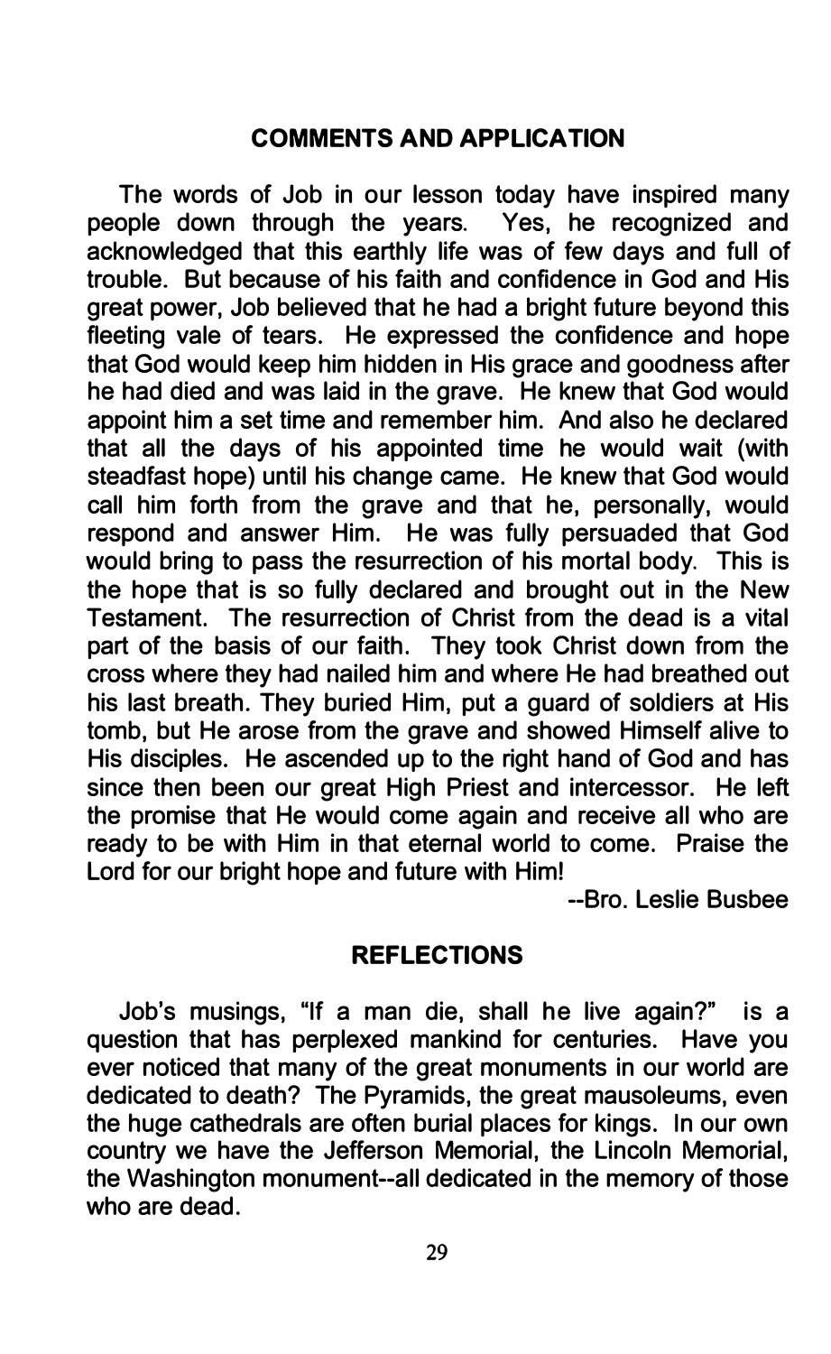## COMMENTS AND APPLICATION

The words of Job in our lesson today have inspired many people down through the years. Yes, he recognized and acknowledged that this earthly life was of few days and full of trouble. But because of his faith and confidence in God and His great power, Job believed that he had a bright future beyond this fleeting vale of tears. He expressed the confidence and hope that God would keep him hidden in His grace and goodness after he had died and was laid in the grave. He knew that God would appoint him a set time and remember him. And also he declared that all the days of his appointed time he would wait (with steadfast hope) until his change came. He knew that God would call him forth from the grave and that he, personally, would respond and answer Him. He was fully persuaded that God would bring to pass the resurrection of his mortal body. This is the hope that is so fully declared and brought out in the New Testament. The resurrection of Christ from the dead is a vital part of the basis of our faith. They took Christ down from the cross where they had nailed him and where He had breathed out his last breath. They buried Him, put a guard of soldiers at His tomb, but He arose from the grave and showed Himself alive to His disciples. He ascended up to the right hand of God and has since then been our great High Priest and intercessor. He left the promise that He would come again and receive all who are ready to be with Him in that eternal world to come. Praise the Lord for our bright hope and future with Him!

--Bro. Leslie Busbee

## REFLECTIONS

Job's musings, "If a man die, shall he live again?" is a question that has perplexed mankind for centuries. Have you ever noticed that many of the great monuments in our world are dedicated to death? The Pyramids, the great mausoleums, even the huge cathedrals are often burial places for kings. In our own country we have the Jefferson Memorial, the Lincoln Memorial, the Washington monument--all dedicated in the memory of those who are dead.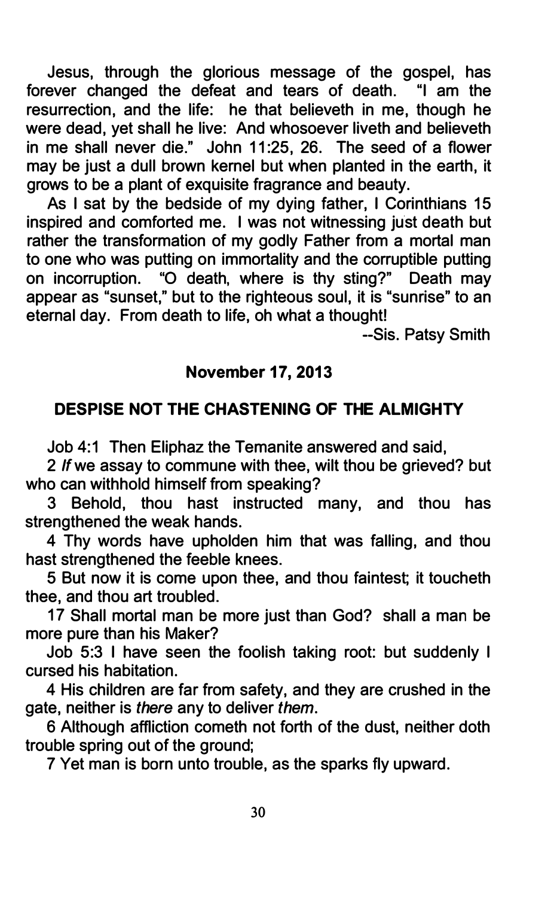Jesus, through the glorious message of the gospel, has forever changed the defeat and tears of death. "I am the resurrection, and the life: he that believeth in me, though he were dead, yet shall he live: And whosoever liveth and believeth in me shall never die." John 11:25, 26. The seed of a flower may be just a dull brown kernel but when planted in the earth, it grows to be a plant of exquisite fragrance and beauty.

As I sat by the bedside of my dying father, I Corinthians 15 inspired and comforted me. I was not witnessing just death but rather the transformation of my godly Father from a mortal man to one who was putting on immortality and the corruptible putting on incorruption. "O death, where is thy sting?" Death may appear as "sunset," but to the righteous soul, it is "sunrise" to an eternal day. From death to life, oh what a thought!

--Sis. Patsy Smith

**November 17, 2013**

## DESPISE NOT THE CHASTENING OF THE ALMIGHTY

Job 4:1 Then Eliphaz the Temanite answered and said,

2 *If* we assay to commune with thee, wilt thou be grieved? but who can withhold himself from speaking?

3 Behold, thou hast instructed many, and thou has strengthened the weak hands.

4 Thy words have upholden him that was falling, and thou hast strengthened the feeble knees.

5 But now it is come upon thee, and thou faintest; it toucheth thee, and thou art troubled.

17 Shall mortal man be more just than God? shall a man be more pure than his Maker?

Job 5:3 I have seen the foolish taking root: but suddenly I cursed his habitation.

4 His children are far from safety, and they are crushed in the gate, neither is *there* any to deliver *them*.

6 Although affliction cometh not forth of the dust, neither doth trouble spring out of the ground;

7 Yet man is born unto trouble, as the sparks fly upward.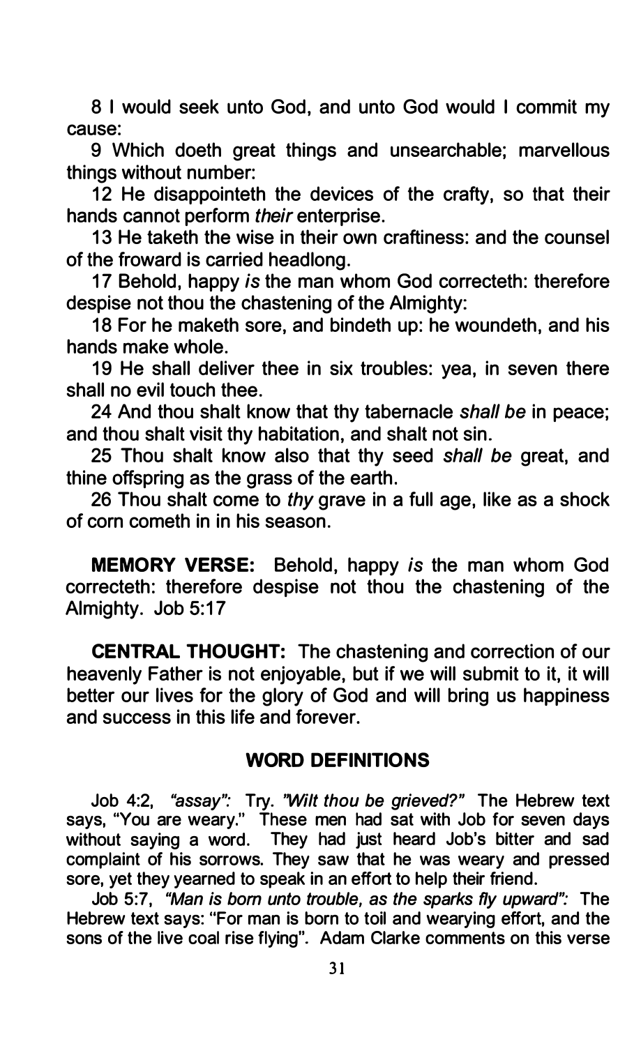8 I would seek unto God, and unto God would I commit my cause:

9 Which doeth great things and unsearchable; marvellous things without number:

12 He disappointeth the devices of the crafty, so that their hands cannot perform *their* enterprise.

13 He taketh the wise in their own craftiness: and the counsel of the froward is carried headlong.

17 Behold, happy *is* the man whom God correcteth: therefore despise not thou the chastening of the Almighty:

18 For he maketh sore, and bindeth up: he woundeth, and his hands make whole.

19 He shall deliver thee in six troubles: yea, in seven there shall no evil touch thee.

24 And thou shalt know that thy tabernacle *shall be* in peace; and thou shalt visit thy habitation, and shalt not sin.

25 Thou shalt know also that thy seed *shall be* great, and thine offspring as the grass of the earth.

26 Thou shalt come to *thy* grave in a full age, like as a shock of corn cometh in in his season.

**MEMORY VERSE:** Behold, happy *is* the man whom God correcteth: therefore despise not thou the chastening of the Almighty. Job 5:17

**CENTRAL THOUGHT:** The chastening and correction of our heavenly Father is not enjoyable, but if we will submit to it, it will better our lives for the glory of God and will bring us happiness and success in this life and forever.

## WORD DEFINITIONS

Job 4:2, *"assay":* Try. *"Wilt thou be grieved?"* The Hebrew text says, "You are weary." These men had sat with Job for seven days without saying a word. They had just heard Job's bitter and sad complaint of his sorrows. They saw that he was weary and pressed sore, yet they yearned to speak in an effort to help their friend.

Job 5:7, *"Man is born unto trouble, as the sparks fly upward":* The Hebrew text says: "For man is born to toil and wearying effort, and the sons of the live coal rise flying". Adam Clarke comments on this verse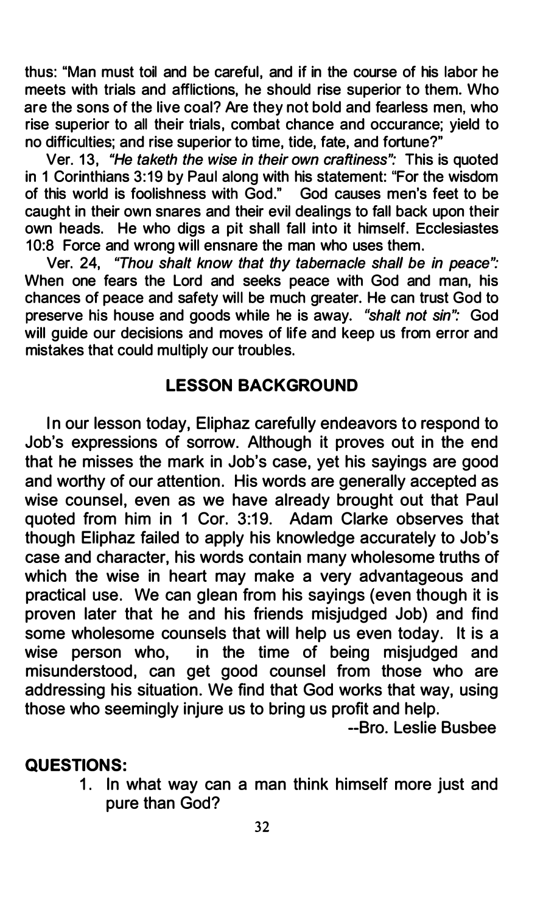thus: "Man must toil and be careful, and if in the course of his labor he meets with trials and afflictions, he should rise superior to them. Who are the sons of the live coal? Are they not bold and fearless men, who rise superior to all their trials, combat chance and occurance; yield to no difficulties; and rise superior to time, tide, fate, and fortune?"

Ver. 13, *"He taketh the wise in their own craftiness":* This is quoted in 1 Corinthians 3:19 by Paul along with his statement: "For the wisdom of this world is foolishness with God." God causes men's feet to be caught in their own snares and their evil dealings to fall back upon their own heads. He who digs a pit shall fall into it himself. Ecclesiastes 10:8 Force and wrong will ensnare the man who uses them.

Ver. 24, *"Thou shalt know that thy tabernacle shall be in peace":* When one fears the Lord and seeks peace with God and man, his chances of peace and safety will be much greater. He can trust God to preserve his house and goods while he is away. *"shalt not sin":* God will guide our decisions and moves of life and keep us from error and mistakes that could multiply our troubles.

## LESSON BACKGROUND

In our lesson today, Eliphaz carefully endeavors to respond to Job's expressions of sorrow. Although it proves out in the end that he misses the mark in Job's case, yet his sayings are good and worthy of our attention. His words are generally accepted as wise counsel, even as we have already brought out that Paul quoted from him in 1 Cor. 3:19. Adam Clarke observes that though Eliphaz failed to apply his knowledge accurately to Job's case and character, his words contain many wholesome truths of which the wise in heart may make a very advantageous and practical use. We can glean from his sayings (even though it is proven later that he and his friends misjudged Job) and find some wholesome counsels that will help us even today. It is a wise person who, in the time of being misjudged and misunderstood, can get good counsel from those who are addressing his situation. We find that God works that way, using those who seemingly injure us to bring us profit and help.

--Bro. Leslie Busbee

**QUESTIONS:**

1. In what way can a man think himself more just and pure than God?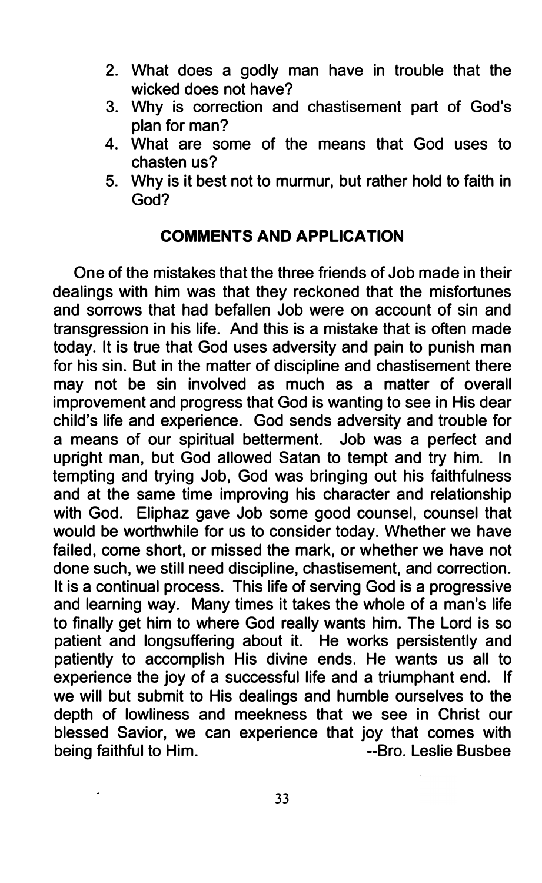2. What does a godly man have in trouble that the wicked does not have?
3. Why is correction and chastisement part of God's plan for man?
4. What are some of the means that God uses to chasten us?
5. Why is it best not to murmur, but rather hold to faith in God?

## COMMENTS AND APPLICATION

One of the mistakes that the three friends of Job made in their dealings with him was that they reckoned that the misfortunes and sorrows that had befallen Job were on account of sin and transgression in his life. And this is a mistake that is often made today. It is true that God uses adversity and pain to punish man for his sin. But in the matter of discipline and chastisement there may not be sin involved as much as a matter of overall improvement and progress that God is wanting to see in His dear child's life and experience. God sends adversity and trouble for a means of our spiritual betterment. Job was a perfect and upright man, but God allowed Satan to tempt and try him. In tempting and trying Job, God was bringing out his faithfulness and at the same time improving his character and relationship with God. Eliphaz gave Job some good counsel, counsel that would be worthwhile for us to consider today. Whether we have failed, come short, or missed the mark, or whether we have not done such, we still need discipline, chastisement, and correction. It is a continual process. This life of serving God is a progressive and learning way. Many times it takes the whole of a man's life to finally get him to where God really wants him. The Lord is so patient and longsuffering about it. He works persistently and patiently to accomplish His divine ends. He wants us all to experience the joy of a successful life and a triumphant end. If we will but submit to His dealings and humble ourselves to the depth of lowliness and meekness that we see in Christ our blessed Savior, we can experience that joy that comes with being faithful to Him. --Bro. Leslie Busbee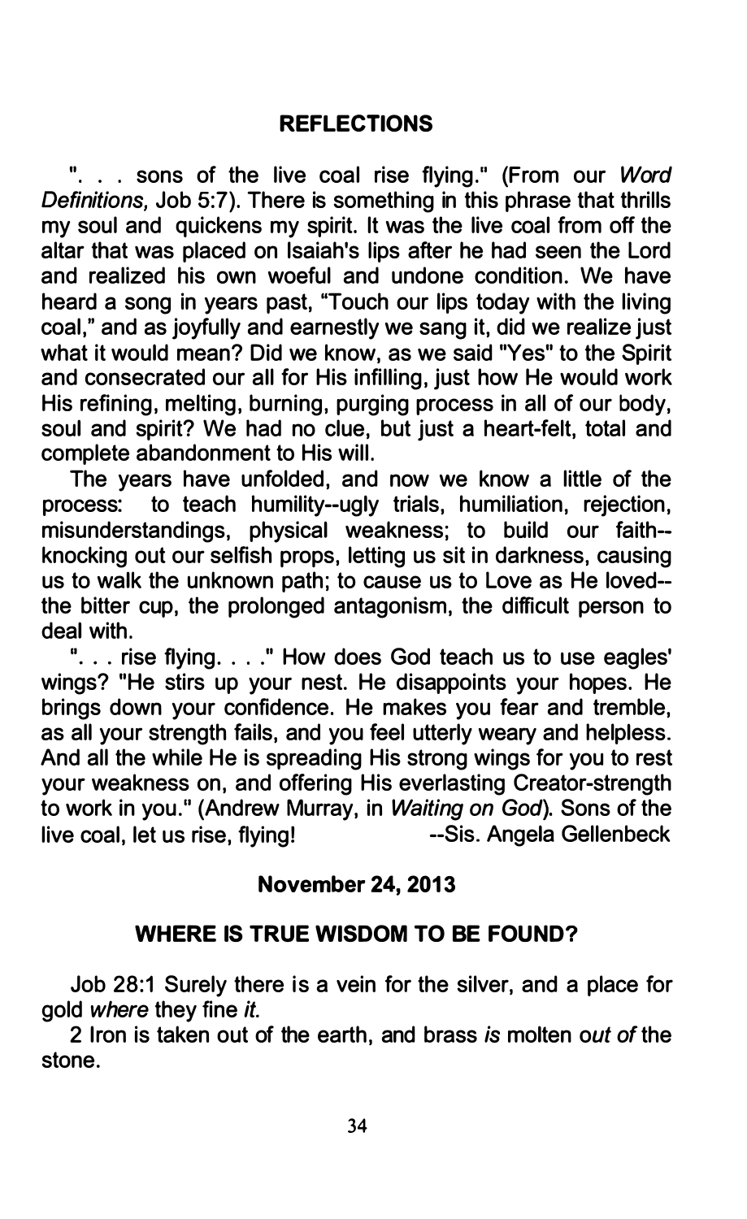## REFLECTIONS

". . . sons of the live coal rise flying." (From our *Word Definitions,* Job 5:7). There is something in this phrase that thrills my soul and quickens my spirit. It was the live coal from off the altar that was placed on Isaiah's lips after he had seen the Lord and realized his own woeful and undone condition. We have heard a song in years past, "Touch our lips today with the living coal," and as joyfully and earnestly we sang it, did we realize just what it would mean? Did we know, as we said "Yes" to the Spirit and consecrated our all for His infilling, just how He would work His refining, melting, burning, purging process in all of our body, soul and spirit? We had no clue, but just a heart-felt, total and complete abandonment to His will.

The years have unfolded, and now we know a little of the process: to teach humility--ugly trials, humiliation, rejection, misunderstandings, physical weakness; to build our faith--knocking out our selfish props, letting us sit in darkness, causing us to walk the unknown path; to cause us to Love as He loved--the bitter cup, the prolonged antagonism, the difficult person to deal with.

". . . rise flying. . . ." How does God teach us to use eagles' wings? "He stirs up your nest. He disappoints your hopes. He brings down your confidence. He makes you fear and tremble, as all your strength fails, and you feel utterly weary and helpless. And all the while He is spreading His strong wings for you to rest your weakness on, and offering His everlasting Creator-strength to work in you." (Andrew Murray, in *Waiting on God*). Sons of the live coal, let us rise, flying! --Sis. Angela Gellenbeck

**November 24, 2013**

## WHERE IS TRUE WISDOM TO BE FOUND?

Job 28:1 Surely there is a vein for the silver, and a place for gold *where* they fine *it.*

2 Iron is taken out of the earth, and brass *is* molten *out of* the stone.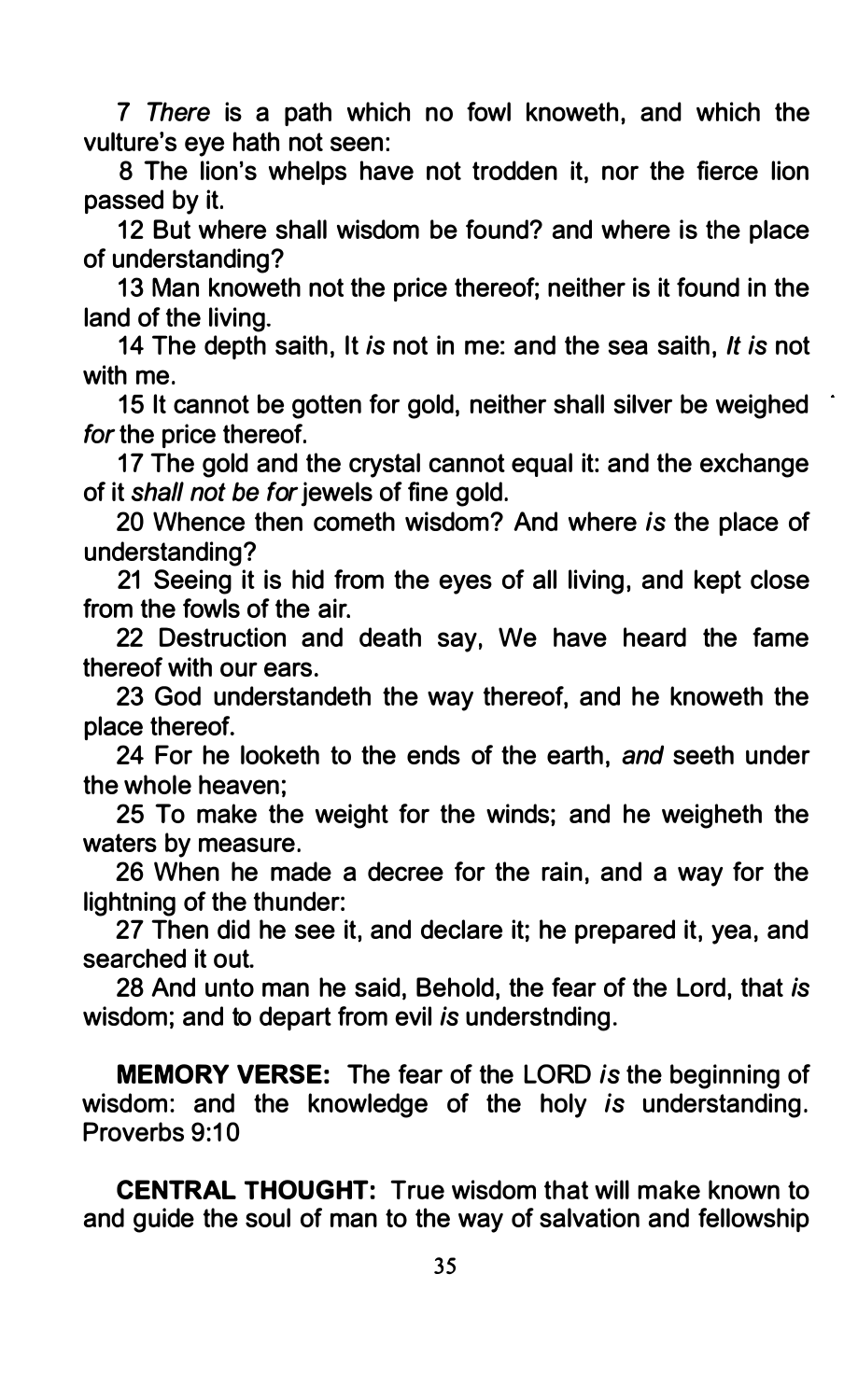7 *There* is a path which no fowl knoweth, and which the vulture's eye hath not seen:

8 The lion's whelps have not trodden it, nor the fierce lion passed by it.

12 But where shall wisdom be found? and where is the place of understanding?

13 Man knoweth not the price thereof; neither is it found in the land of the living.

14 The depth saith, It *is* not in me: and the sea saith, *It is* not with me.

15 It cannot be gotten for gold, neither shall silver be weighed *for* the price thereof.

17 The gold and the crystal cannot equal it: and the exchange of it *shall not be for* jewels of fine gold.

20 Whence then cometh wisdom? And where *is* the place of understanding?

21 Seeing it is hid from the eyes of all living, and kept close from the fowls of the air.

22 Destruction and death say, We have heard the fame thereof with our ears.

23 God understandeth the way thereof, and he knoweth the place thereof.

24 For he looketh to the ends of the earth, *and* seeth under the whole heaven;

25 To make the weight for the winds; and he weigheth the waters by measure.

26 When he made a decree for the rain, and a way for the lightning of the thunder:

27 Then did he see it, and declare it; he prepared it, yea, and searched it out.

28 And unto man he said, Behold, the fear of the Lord, that *is* wisdom; and to depart from evil *is* understnding.

**MEMORY VERSE:** The fear of the LORD *is* the beginning of wisdom: and the knowledge of the holy *is* understanding. Proverbs 9:10

**CENTRAL THOUGHT:** True wisdom that will make known to and guide the soul of man to the way of salvation and fellowship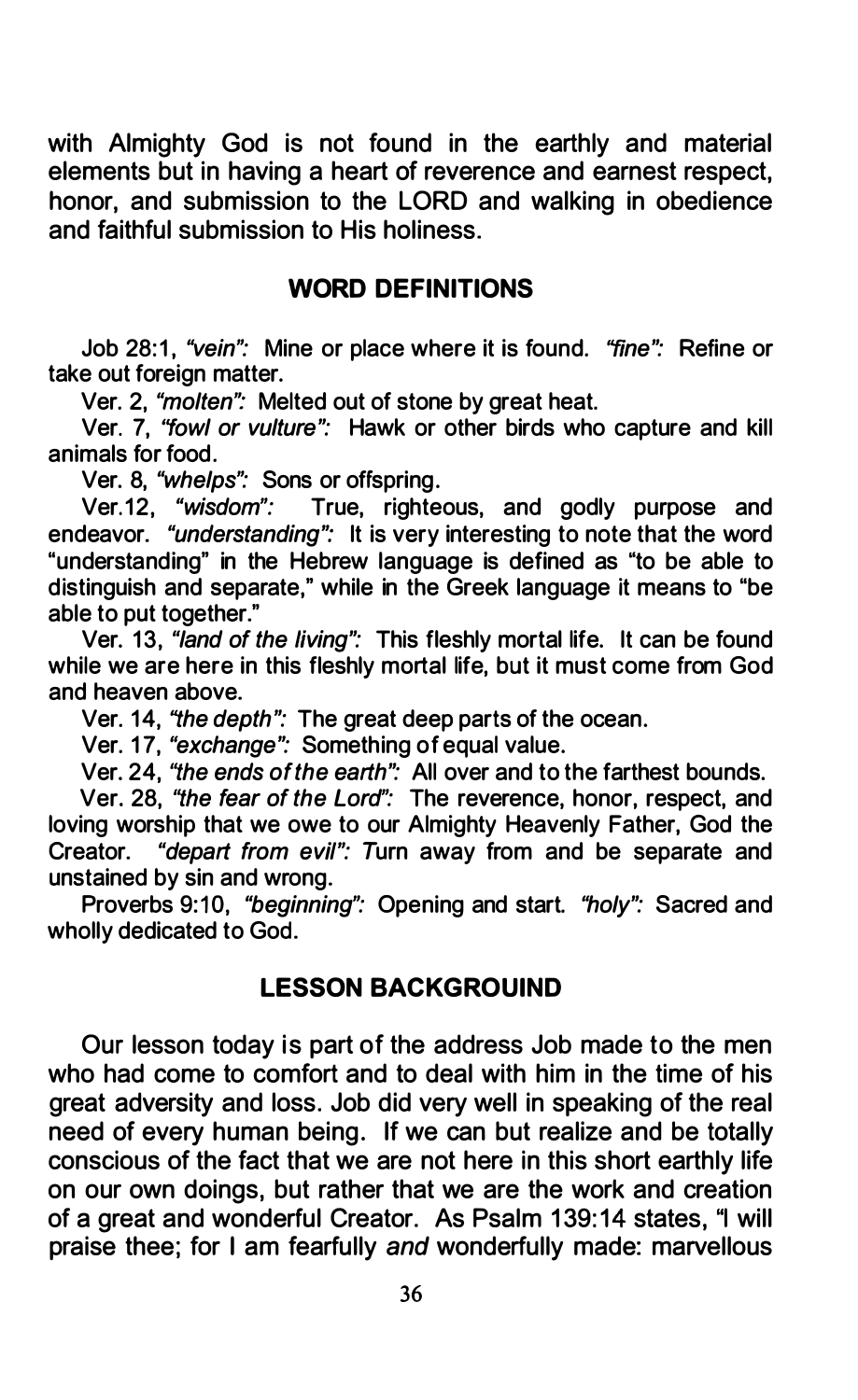with Almighty God is not found in the earthly and material elements but in having a heart of reverence and earnest respect, honor, and submission to the LORD and walking in obedience and faithful submission to His holiness.

## WORD DEFINITIONS

Job 28:1, *"vein":* Mine or place where it is found. *"fine":* Refine or take out foreign matter.

Ver. 2, *"molten":* Melted out of stone by great heat.

Ver. 7, *"fowl or vulture":* Hawk or other birds who capture and kill animals for food.

Ver. 8, *"whelps":* Sons or offspring.

Ver.12, *"wisdom":* True, righteous, and godly purpose and endeavor. *"understanding":* It is very interesting to note that the word "understanding" in the Hebrew language is defined as "to be able to distinguish and separate," while in the Greek language it means to "be able to put together."

Ver. 13, *"land of the living":* This fleshly mortal life. It can be found while we are here in this fleshly mortal life, but it must come from God and heaven above.

Ver. 14, *"the depth":* The great deep parts of the ocean.

Ver. 17, *"exchange":* Something of equal value.

Ver. 24, *"the ends of the earth":* All over and to the farthest bounds.

Ver. 28, *"the fear of the Lord":* The reverence, honor, respect, and loving worship that we owe to our Almighty Heavenly Father, God the Creator. *"depart from evil":* Turn away from and be separate and unstained by sin and wrong.

Proverbs 9:10, *"beginning":* Opening and start. *"holy":* Sacred and wholly dedicated to God.

## LESSON BACKGROUIND

Our lesson today is part of the address Job made to the men who had come to comfort and to deal with him in the time of his great adversity and loss. Job did very well in speaking of the real need of every human being. If we can but realize and be totally conscious of the fact that we are not here in this short earthly life on our own doings, but rather that we are the work and creation of a great and wonderful Creator. As Psalm 139:14 states, "I will praise thee; for I am fearfully *and* wonderfully made: marvellous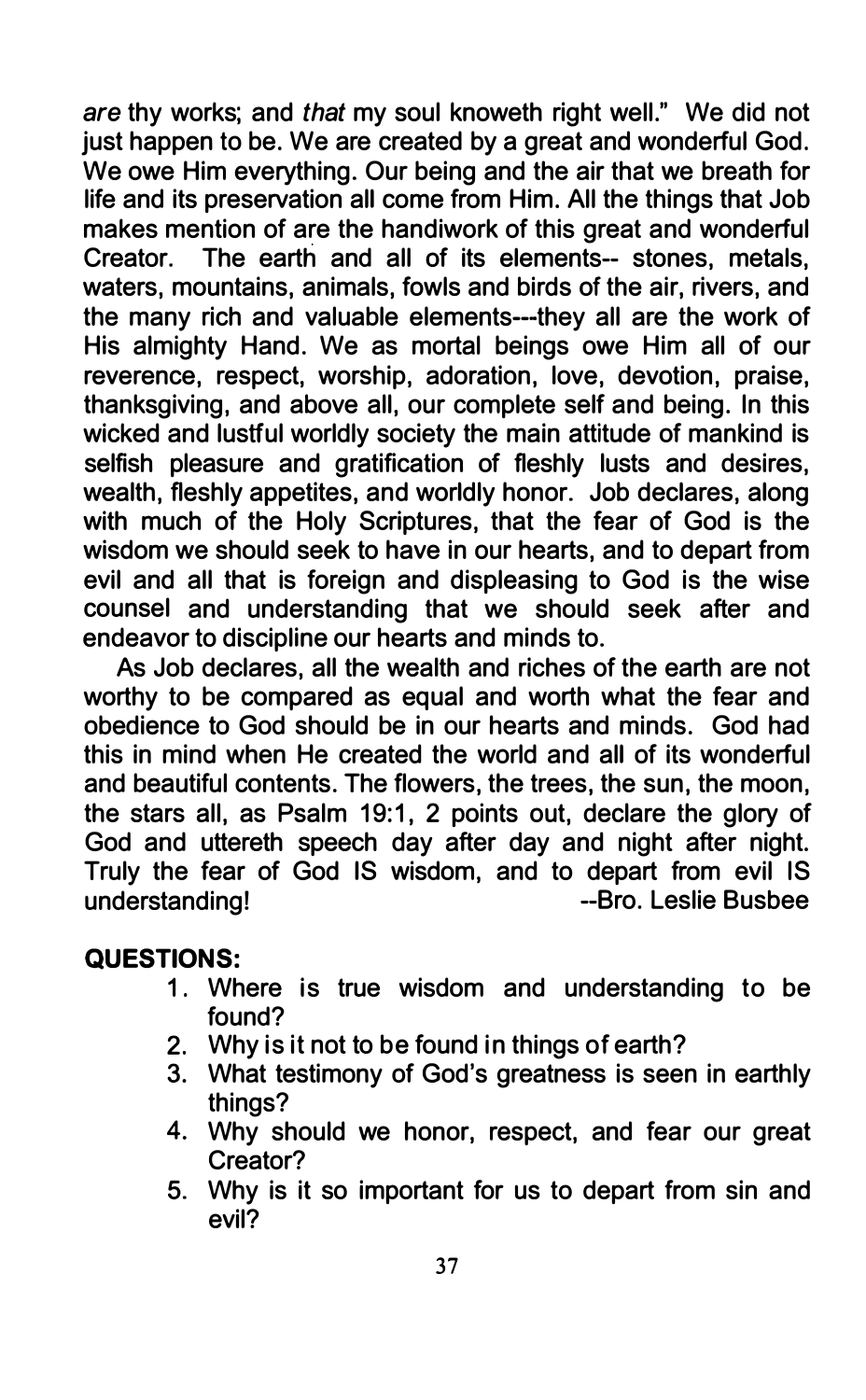*are* thy works; and *that* my soul knoweth right well." We did not just happen to be. We are created by a great and wonderful God. We owe Him everything. Our being and the air that we breath for life and its preservation all come from Him. All the things that Job makes mention of are the handiwork of this great and wonderful Creator. The earth and all of its elements-- stones, metals, waters, mountains, animals, fowls and birds of the air, rivers, and the many rich and valuable elements---they all are the work of His almighty Hand. We as mortal beings owe Him all of our reverence, respect, worship, adoration, love, devotion, praise, thanksgiving, and above all, our complete self and being. In this wicked and lustful worldly society the main attitude of mankind is selfish pleasure and gratification of fleshly lusts and desires, wealth, fleshly appetites, and worldly honor. Job declares, along with much of the Holy Scriptures, that the fear of God is the wisdom we should seek to have in our hearts, and to depart from evil and all that is foreign and displeasing to God is the wise counsel and understanding that we should seek after and endeavor to discipline our hearts and minds to.

As Job declares, all the wealth and riches of the earth are not worthy to be compared as equal and worth what the fear and obedience to God should be in our hearts and minds. God had this in mind when He created the world and all of its wonderful and beautiful contents. The flowers, the trees, the sun, the moon, the stars all, as Psalm 19:1, 2 points out, declare the glory of God and uttereth speech day after day and night after night. Truly the fear of God IS wisdom, and to depart from evil IS understanding! --Bro. Leslie Busbee

**QUESTIONS:**

1. Where is true wisdom and understanding to be found?
2. Why is it not to be found in things of earth?
3. What testimony of God's greatness is seen in earthly things?
4. Why should we honor, respect, and fear our great Creator?
5. Why is it so important for us to depart from sin and evil?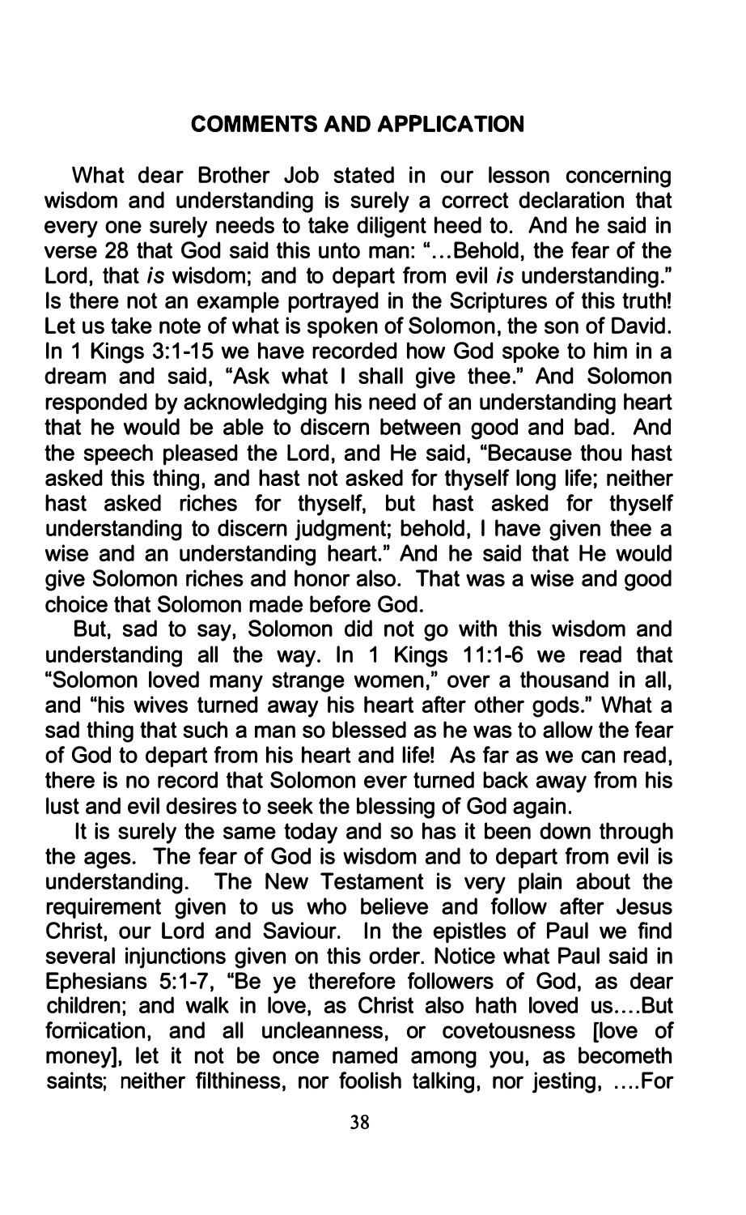## COMMENTS AND APPLICATION

What dear Brother Job stated in our lesson concerning wisdom and understanding is surely a correct declaration that every one surely needs to take diligent heed to. And he said in verse 28 that God said this unto man: "…Behold, the fear of the Lord, that *is* wisdom; and to depart from evil *is* understanding." Is there not an example portrayed in the Scriptures of this truth! Let us take note of what is spoken of Solomon, the son of David. In 1 Kings 3:1-15 we have recorded how God spoke to him in a dream and said, "Ask what I shall give thee." And Solomon responded by acknowledging his need of an understanding heart that he would be able to discern between good and bad. And the speech pleased the Lord, and He said, "Because thou hast asked this thing, and hast not asked for thyself long life; neither hast asked riches for thyself, but hast asked for thyself understanding to discern judgment; behold, I have given thee a wise and an understanding heart." And he said that He would give Solomon riches and honor also. That was a wise and good choice that Solomon made before God.

But, sad to say, Solomon did not go with this wisdom and understanding all the way. In 1 Kings 11:1-6 we read that "Solomon loved many strange women," over a thousand in all, and "his wives turned away his heart after other gods." What a sad thing that such a man so blessed as he was to allow the fear of God to depart from his heart and life! As far as we can read, there is no record that Solomon ever turned back away from his lust and evil desires to seek the blessing of God again.

It is surely the same today and so has it been down through the ages. The fear of God is wisdom and to depart from evil is understanding. The New Testament is very plain about the requirement given to us who believe and follow after Jesus Christ, our Lord and Saviour. In the epistles of Paul we find several injunctions given on this order. Notice what Paul said in Ephesians 5:1-7, "Be ye therefore followers of God, as dear children; and walk in love, as Christ also hath loved us….But fornication, and all uncleanness, or covetousness [love of money], let it not be once named among you, as becometh saints; neither filthiness, nor foolish talking, nor jesting, ….For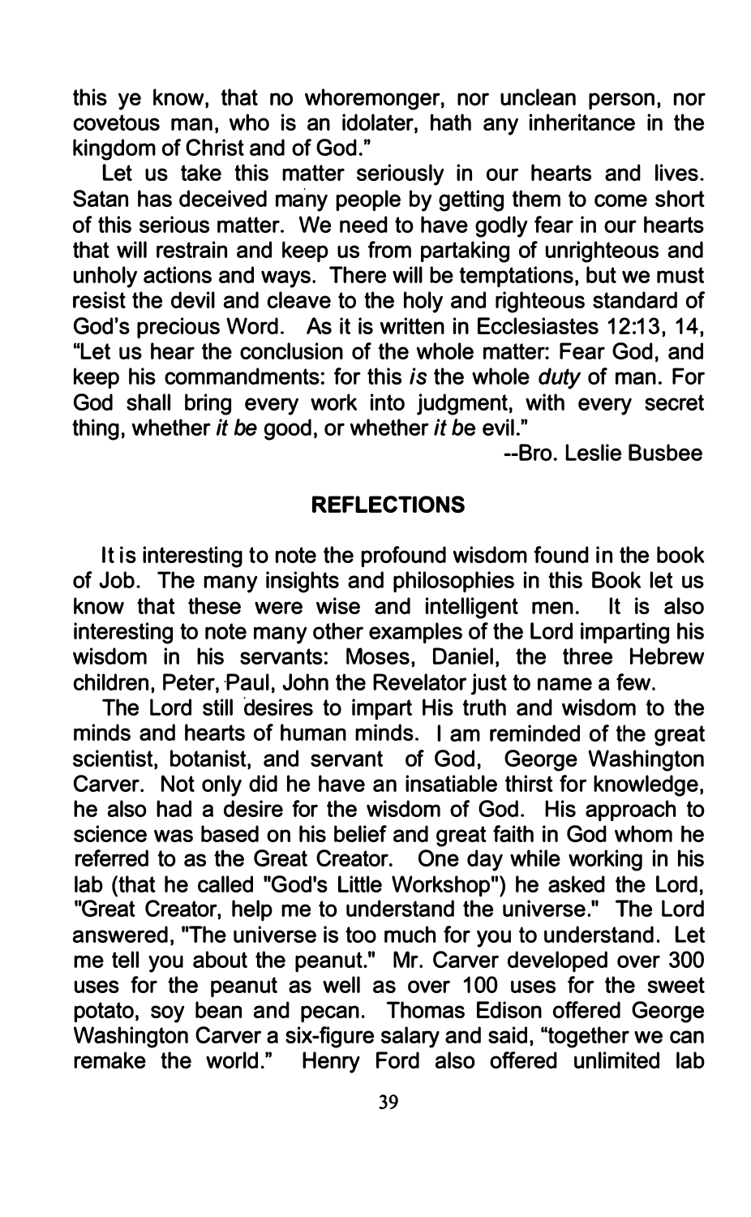this ye know, that no whoremonger, nor unclean person, nor covetous man, who is an idolater, hath any inheritance in the kingdom of Christ and of God."

Let us take this matter seriously in our hearts and lives. Satan has deceived many people by getting them to come short of this serious matter. We need to have godly fear in our hearts that will restrain and keep us from partaking of unrighteous and unholy actions and ways. There will be temptations, but we must resist the devil and cleave to the holy and righteous standard of God's precious Word. As it is written in Ecclesiastes 12:13, 14, "Let us hear the conclusion of the whole matter: Fear God, and keep his commandments: for this *is* the whole *duty* of man. For God shall bring every work into judgment, with every secret thing, whether *it be* good, or whether *it be* evil."

--Bro. Leslie Busbee

## REFLECTIONS

It is interesting to note the profound wisdom found in the book of Job. The many insights and philosophies in this Book let us know that these were wise and intelligent men. It is also interesting to note many other examples of the Lord imparting his wisdom in his servants: Moses, Daniel, the three Hebrew children, Peter, Paul, John the Revelator just to name a few.

The Lord still desires to impart His truth and wisdom to the minds and hearts of human minds. I am reminded of the great scientist, botanist, and servant of God, George Washington Carver. Not only did he have an insatiable thirst for knowledge, he also had a desire for the wisdom of God. His approach to science was based on his belief and great faith in God whom he referred to as the Great Creator. One day while working in his lab (that he called "God's Little Workshop") he asked the Lord, "Great Creator, help me to understand the universe." The Lord answered, "The universe is too much for you to understand. Let me tell you about the peanut." Mr. Carver developed over 300 uses for the peanut as well as over 100 uses for the sweet potato, soy bean and pecan. Thomas Edison offered George Washington Carver a six-figure salary and said, "together we can remake the world." Henry Ford also offered unlimited lab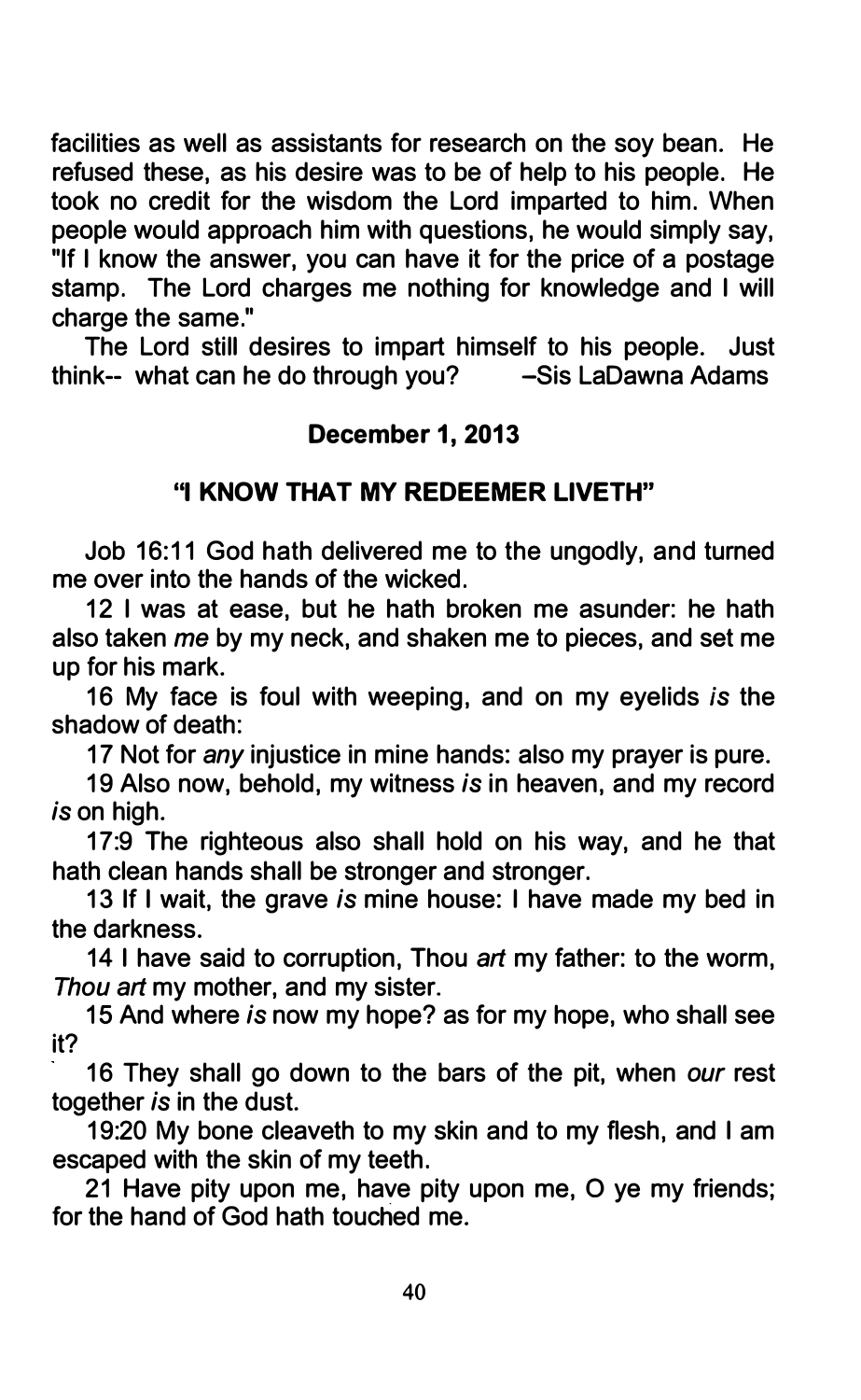facilities as well as assistants for research on the soy bean. He refused these, as his desire was to be of help to his people. He took no credit for the wisdom the Lord imparted to him. When people would approach him with questions, he would simply say, "If I know the answer, you can have it for the price of a postage stamp. The Lord charges me nothing for knowledge and I will charge the same."

The Lord still desires to impart himself to his people. Just think-- what can he do through you? –Sis LaDawna Adams

**December 1, 2013**

**"I KNOW THAT MY REDEEMER LIVETH"**

Job 16:11 God hath delivered me to the ungodly, and turned me over into the hands of the wicked.

12 I was at ease, but he hath broken me asunder: he hath also taken *me* by my neck, and shaken me to pieces, and set me up for his mark.

16 My face is foul with weeping, and on my eyelids *is* the shadow of death:

17 Not for *any* injustice in mine hands: also my prayer is pure.

19 Also now, behold, my witness *is* in heaven, and my record *is* on high.

17:9 The righteous also shall hold on his way, and he that hath clean hands shall be stronger and stronger.

13 If I wait, the grave *is* mine house: I have made my bed in the darkness.

14 I have said to corruption, Thou *art* my father: to the worm, *Thou art* my mother, and my sister.

15 And where *is* now my hope? as for my hope, who shall see it?

16 They shall go down to the bars of the pit, when *our* rest together *is* in the dust.

19:20 My bone cleaveth to my skin and to my flesh, and I am escaped with the skin of my teeth.

21 Have pity upon me, have pity upon me, O ye my friends; for the hand of God hath touched me.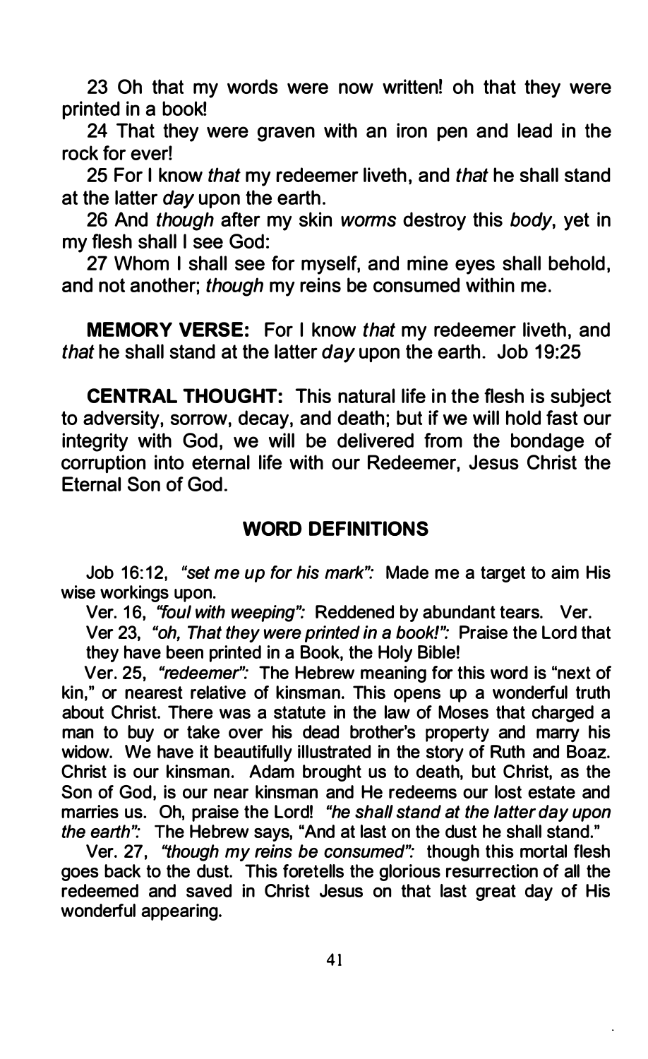23 Oh that my words were now written! oh that they were printed in a book!

24 That they were graven with an iron pen and lead in the rock for ever!

25 For I know *that* my redeemer liveth, and *that* he shall stand at the latter *day* upon the earth.

26 And *though* after my skin *worms* destroy this *body*, yet in my flesh shall I see God:

27 Whom I shall see for myself, and mine eyes shall behold, and not another; *though* my reins be consumed within me.

**MEMORY VERSE:** For I know *that* my redeemer liveth, and *that* he shall stand at the latter *day* upon the earth. Job 19:25

**CENTRAL THOUGHT:** This natural life in the flesh is subject to adversity, sorrow, decay, and death; but if we will hold fast our integrity with God, we will be delivered from the bondage of corruption into eternal life with our Redeemer, Jesus Christ the Eternal Son of God.

## WORD DEFINITIONS

Job 16:12, *"set me up for his mark":* Made me a target to aim His wise workings upon.

Ver. 16, *"foul with weeping":* Reddened by abundant tears. Ver.

Ver 23, *"oh, That they were printed in a book!":* Praise the Lord that they have been printed in a Book, the Holy Bible!

Ver. 25, *"redeemer":* The Hebrew meaning for this word is "next of kin," or nearest relative of kinsman. This opens up a wonderful truth about Christ. There was a statute in the law of Moses that charged a man to buy or take over his dead brother's property and marry his widow. We have it beautifully illustrated in the story of Ruth and Boaz. Christ is our kinsman. Adam brought us to death, but Christ, as the Son of God, is our near kinsman and He redeems our lost estate and marries us. Oh, praise the Lord! *"he shall stand at the latter day upon the earth":* The Hebrew says, "And at last on the dust he shall stand."

Ver. 27, *"though my reins be consumed":* though this mortal flesh goes back to the dust. This foretells the glorious resurrection of all the redeemed and saved in Christ Jesus on that last great day of His wonderful appearing.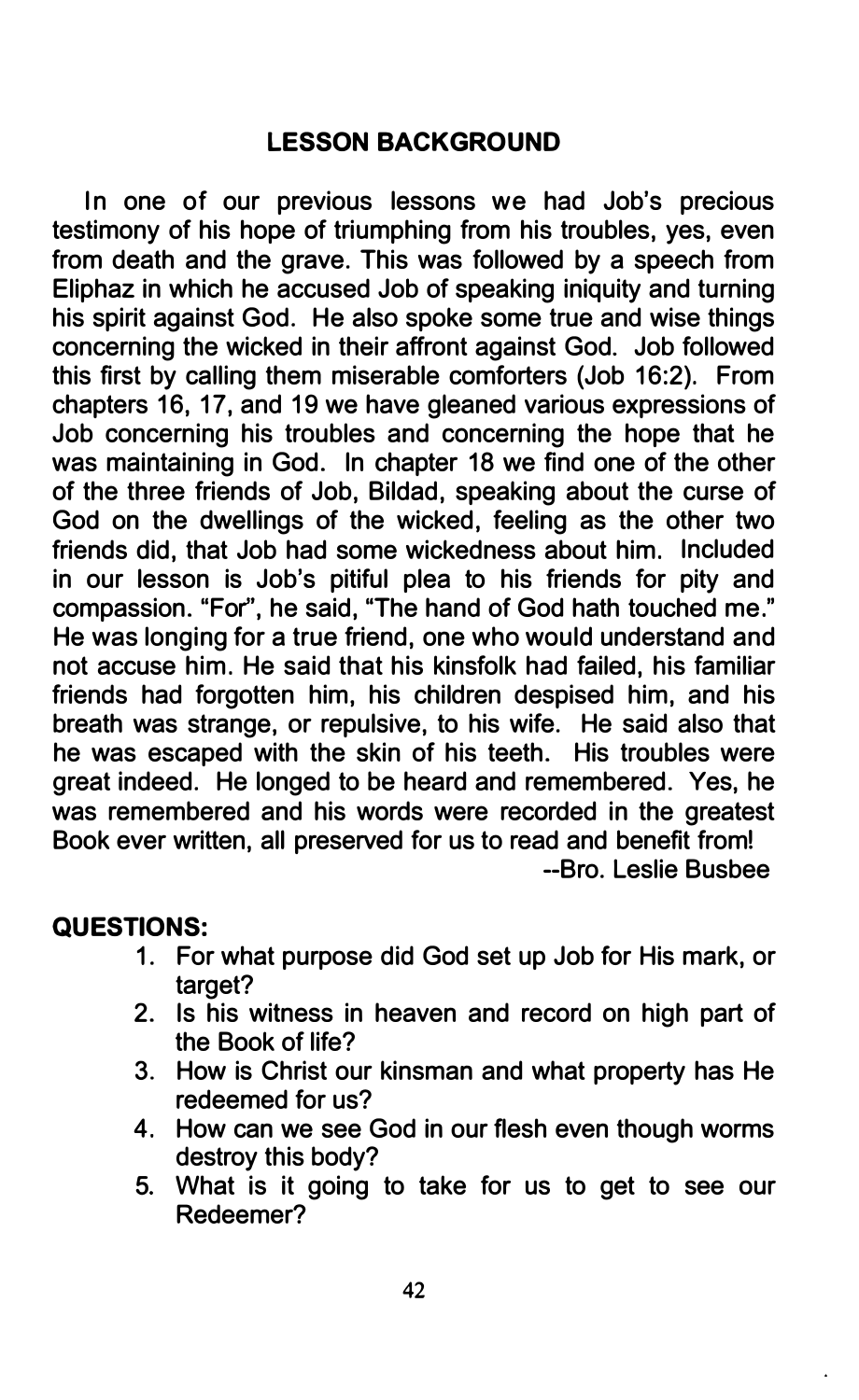## LESSON BACKGROUND

In one of our previous lessons we had Job's precious testimony of his hope of triumphing from his troubles, yes, even from death and the grave. This was followed by a speech from Eliphaz in which he accused Job of speaking iniquity and turning his spirit against God. He also spoke some true and wise things concerning the wicked in their affront against God. Job followed this first by calling them miserable comforters (Job 16:2). From chapters 16, 17, and 19 we have gleaned various expressions of Job concerning his troubles and concerning the hope that he was maintaining in God. In chapter 18 we find one of the other of the three friends of Job, Bildad, speaking about the curse of God on the dwellings of the wicked, feeling as the other two friends did, that Job had some wickedness about him. Included in our lesson is Job's pitiful plea to his friends for pity and compassion. "For", he said, "The hand of God hath touched me." He was longing for a true friend, one who would understand and not accuse him. He said that his kinsfolk had failed, his familiar friends had forgotten him, his children despised him, and his breath was strange, or repulsive, to his wife. He said also that he was escaped with the skin of his teeth. His troubles were great indeed. He longed to be heard and remembered. Yes, he was remembered and his words were recorded in the greatest Book ever written, all preserved for us to read and benefit from!

--Bro. Leslie Busbee

**QUESTIONS:**

1. For what purpose did God set up Job for His mark, or target?
2. Is his witness in heaven and record on high part of the Book of life?
3. How is Christ our kinsman and what property has He redeemed for us?
4. How can we see God in our flesh even though worms destroy this body?
5. What is it going to take for us to get to see our Redeemer?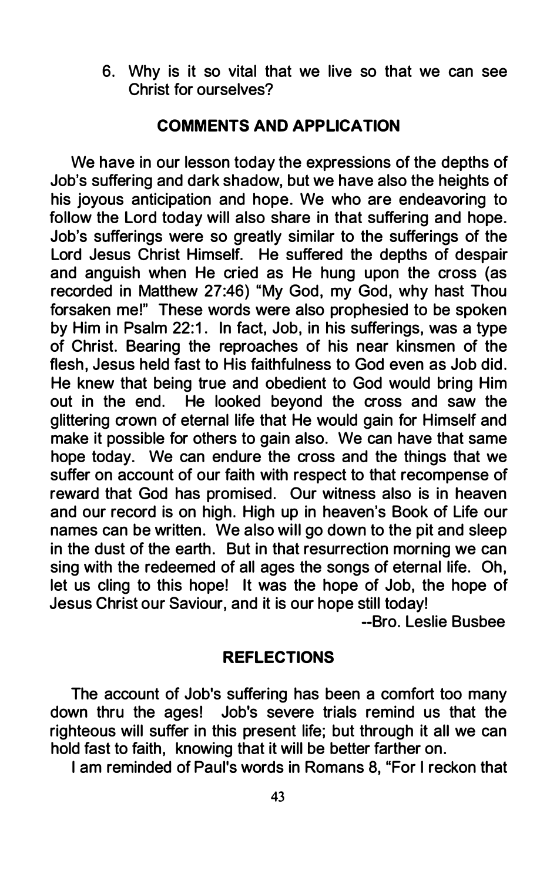6. Why is it so vital that we live so that we can see Christ for ourselves?

## COMMENTS AND APPLICATION

We have in our lesson today the expressions of the depths of Job's suffering and dark shadow, but we have also the heights of his joyous anticipation and hope. We who are endeavoring to follow the Lord today will also share in that suffering and hope. Job's sufferings were so greatly similar to the sufferings of the Lord Jesus Christ Himself. He suffered the depths of despair and anguish when He cried as He hung upon the cross (as recorded in Matthew 27:46) "My God, my God, why hast Thou forsaken me!" These words were also prophesied to be spoken by Him in Psalm 22:1. In fact, Job, in his sufferings, was a type of Christ. Bearing the reproaches of his near kinsmen of the flesh, Jesus held fast to His faithfulness to God even as Job did. He knew that being true and obedient to God would bring Him out in the end. He looked beyond the cross and saw the glittering crown of eternal life that He would gain for Himself and make it possible for others to gain also. We can have that same hope today. We can endure the cross and the things that we suffer on account of our faith with respect to that recompense of reward that God has promised. Our witness also is in heaven and our record is on high. High up in heaven's Book of Life our names can be written. We also will go down to the pit and sleep in the dust of the earth. But in that resurrection morning we can sing with the redeemed of all ages the songs of eternal life. Oh, let us cling to this hope! It was the hope of Job, the hope of Jesus Christ our Saviour, and it is our hope still today!

--Bro. Leslie Busbee

## REFLECTIONS

The account of Job's suffering has been a comfort too many down thru the ages! Job's severe trials remind us that the righteous will suffer in this present life; but through it all we can hold fast to faith, knowing that it will be better farther on.

I am reminded of Paul's words in Romans 8, "For I reckon that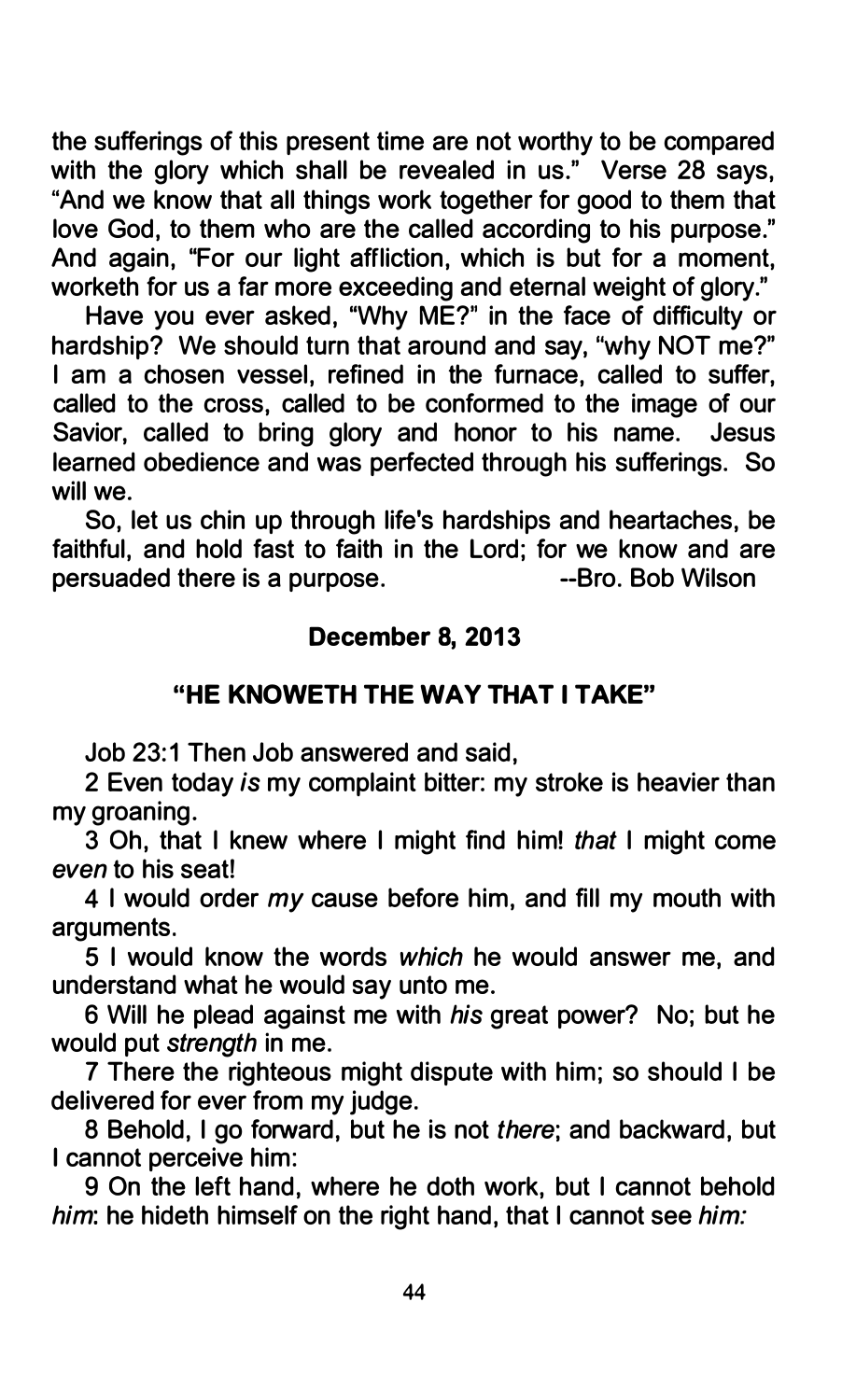the sufferings of this present time are not worthy to be compared with the glory which shall be revealed in us." Verse 28 says, "And we know that all things work together for good to them that love God, to them who are the called according to his purpose." And again, "For our light affliction, which is but for a moment, worketh for us a far more exceeding and eternal weight of glory."

Have you ever asked, "Why ME?" in the face of difficulty or hardship? We should turn that around and say, "why NOT me?" I am a chosen vessel, refined in the furnace, called to suffer, called to the cross, called to be conformed to the image of our Savior, called to bring glory and honor to his name. Jesus learned obedience and was perfected through his sufferings. So will we.

So, let us chin up through life's hardships and heartaches, be faithful, and hold fast to faith in the Lord; for we know and are persuaded there is a purpose. --Bro. Bob Wilson

**December 8, 2013**

## "HE KNOWETH THE WAY THAT I TAKE"

Job 23:1 Then Job answered and said,

2 Even today *is* my complaint bitter: my stroke is heavier than my groaning.

3 Oh, that I knew where I might find him! *that* I might come *even* to his seat!

4 I would order *my* cause before him, and fill my mouth with arguments.

5 I would know the words *which* he would answer me, and understand what he would say unto me.

6 Will he plead against me with *his* great power? No; but he would put *strength* in me.

7 There the righteous might dispute with him; so should I be delivered for ever from my judge.

8 Behold, I go forward, but he is not *there*; and backward, but I cannot perceive him:

9 On the left hand, where he doth work, but I cannot behold *him*: he hideth himself on the right hand, that I cannot see *him:*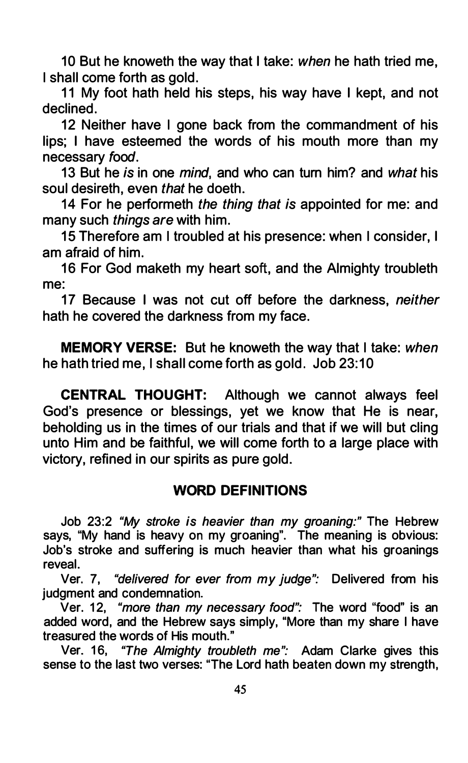10 But he knoweth the way that I take: *when* he hath tried me, I shall come forth as gold.

11 My foot hath held his steps, his way have I kept, and not declined.

12 Neither have I gone back from the commandment of his lips; I have esteemed the words of his mouth more than my necessary *food*.

13 But he *is* in one *mind*, and who can turn him? and *what* his soul desireth, even *that* he doeth.

14 For he performeth *the thing that is* appointed for me: and many such *things are* with him.

15 Therefore am I troubled at his presence: when I consider, I am afraid of him.

16 For God maketh my heart soft, and the Almighty troubleth me:

17 Because I was not cut off before the darkness, *neither* hath he covered the darkness from my face.

**MEMORY VERSE:** But he knoweth the way that I take: *when* he hath tried me, I shall come forth as gold. Job 23:10

**CENTRAL THOUGHT:** Although we cannot always feel God's presence or blessings, yet we know that He is near, beholding us in the times of our trials and that if we will but cling unto Him and be faithful, we will come forth to a large place with victory, refined in our spirits as pure gold.

## WORD DEFINITIONS

Job 23:2 *"My stroke is heavier than my groaning:"* The Hebrew says, "My hand is heavy on my groaning". The meaning is obvious: Job's stroke and suffering is much heavier than what his groanings reveal.

Ver. 7, *"delivered for ever from my judge":* Delivered from his judgment and condemnation.

Ver. 12, *"more than my necessary food":* The word "food" is an added word, and the Hebrew says simply, "More than my share I have treasured the words of His mouth."

Ver. 16, *"The Almighty troubleth me":* Adam Clarke gives this sense to the last two verses: "The Lord hath beaten down my strength,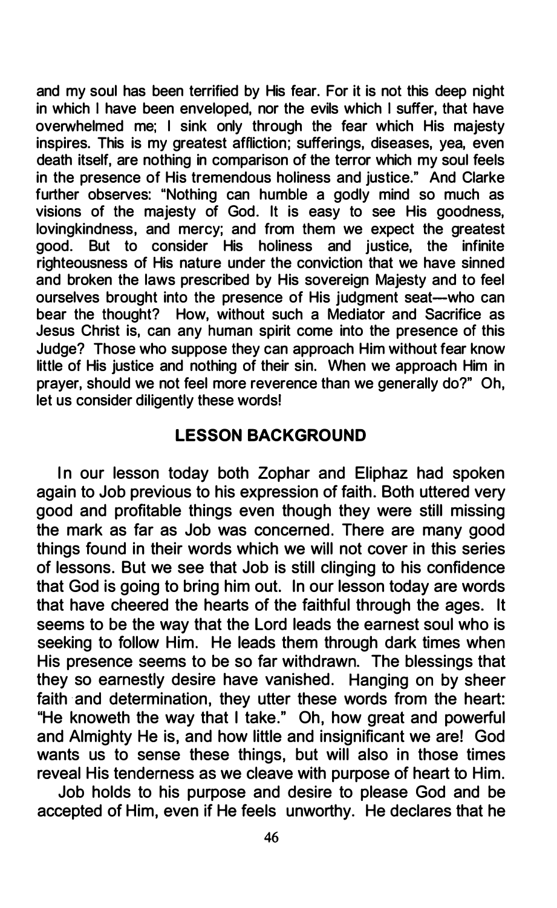and my soul has been terrified by His fear. For it is not this deep night in which I have been enveloped, nor the evils which I suffer, that have overwhelmed me; I sink only through the fear which His majesty inspires. This is my greatest affliction; sufferings, diseases, yea, even death itself, are nothing in comparison of the terror which my soul feels in the presence of His tremendous holiness and justice." And Clarke further observes: "Nothing can humble a godly mind so much as visions of the majesty of God. It is easy to see His goodness, lovingkindness, and mercy; and from them we expect the greatest good. But to consider His holiness and justice, the infinite righteousness of His nature under the conviction that we have sinned and broken the laws prescribed by His sovereign Majesty and to feel ourselves brought into the presence of His judgment seat—who can bear the thought? How, without such a Mediator and Sacrifice as Jesus Christ is, can any human spirit come into the presence of this Judge? Those who suppose they can approach Him without fear know little of His justice and nothing of their sin. When we approach Him in prayer, should we not feel more reverence than we generally do?" Oh, let us consider diligently these words!

## LESSON BACKGROUND

In our lesson today both Zophar and Eliphaz had spoken again to Job previous to his expression of faith. Both uttered very good and profitable things even though they were still missing the mark as far as Job was concerned. There are many good things found in their words which we will not cover in this series of lessons. But we see that Job is still clinging to his confidence that God is going to bring him out. In our lesson today are words that have cheered the hearts of the faithful through the ages. It seems to be the way that the Lord leads the earnest soul who is seeking to follow Him. He leads them through dark times when His presence seems to be so far withdrawn. The blessings that they so earnestly desire have vanished. Hanging on by sheer faith and determination, they utter these words from the heart: "He knoweth the way that I take." Oh, how great and powerful and Almighty He is, and how little and insignificant we are! God wants us to sense these things, but will also in those times reveal His tenderness as we cleave with purpose of heart to Him.

Job holds to his purpose and desire to please God and be accepted of Him, even if He feels unworthy. He declares that he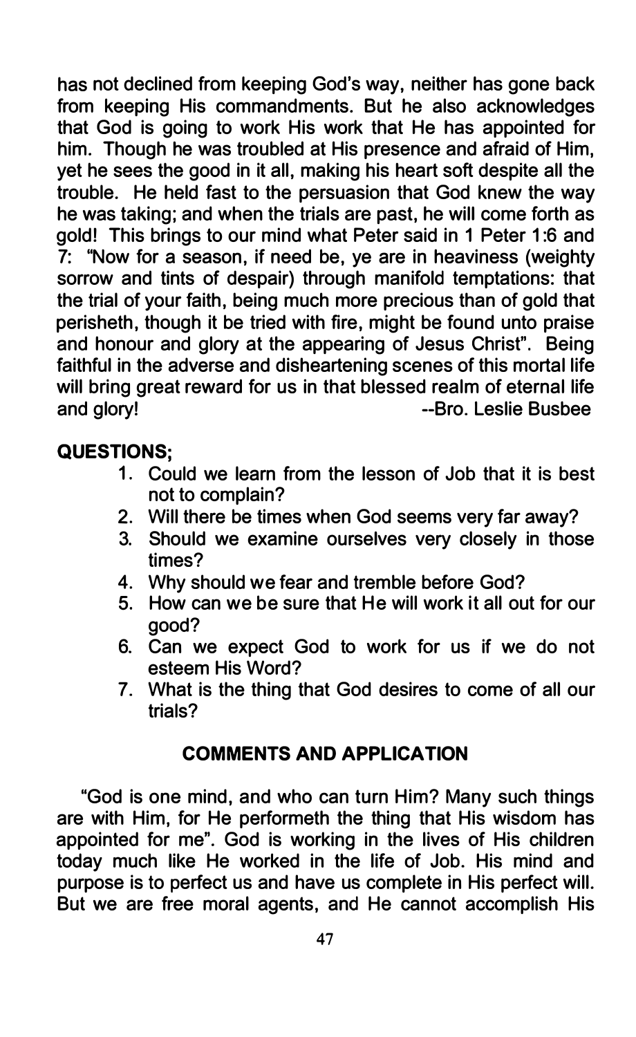has not declined from keeping God's way, neither has gone back from keeping His commandments. But he also acknowledges that God is going to work His work that He has appointed for him. Though he was troubled at His presence and afraid of Him, yet he sees the good in it all, making his heart soft despite all the trouble. He held fast to the persuasion that God knew the way he was taking; and when the trials are past, he will come forth as gold! This brings to our mind what Peter said in 1 Peter 1:6 and 7: "Now for a season, if need be, ye are in heaviness (weighty sorrow and tints of despair) through manifold temptations: that the trial of your faith, being much more precious than of gold that perisheth, though it be tried with fire, might be found unto praise and honour and glory at the appearing of Jesus Christ". Being faithful in the adverse and disheartening scenes of this mortal life will bring great reward for us in that blessed realm of eternal life and glory!

--Bro. Leslie Busbee

**QUESTIONS;**

1. Could we learn from the lesson of Job that it is best not to complain?
2. Will there be times when God seems very far away?
3. Should we examine ourselves very closely in those times?
4. Why should we fear and tremble before God?
5. How can we be sure that He will work it all out for our good?
6. Can we expect God to work for us if we do not esteem His Word?
7. What is the thing that God desires to come of all our trials?

## COMMENTS AND APPLICATION

"God is one mind, and who can turn Him? Many such things are with Him, for He performeth the thing that His wisdom has appointed for me". God is working in the lives of His children today much like He worked in the life of Job. His mind and purpose is to perfect us and have us complete in His perfect will. But we are free moral agents, and He cannot accomplish His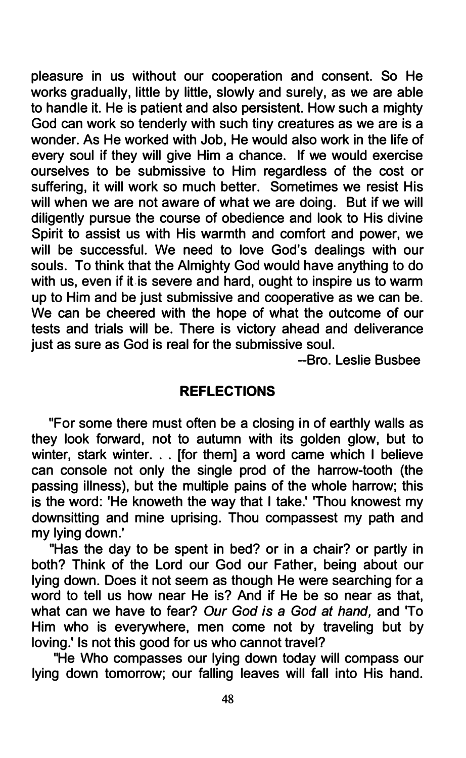pleasure in us without our cooperation and consent. So He works gradually, little by little, slowly and surely, as we are able to handle it. He is patient and also persistent. How such a mighty God can work so tenderly with such tiny creatures as we are is a wonder. As He worked with Job, He would also work in the life of every soul if they will give Him a chance. If we would exercise ourselves to be submissive to Him regardless of the cost or suffering, it will work so much better. Sometimes we resist His will when we are not aware of what we are doing. But if we will diligently pursue the course of obedience and look to His divine Spirit to assist us with His warmth and comfort and power, we will be successful. We need to love God's dealings with our souls. To think that the Almighty God would have anything to do with us, even if it is severe and hard, ought to inspire us to warm up to Him and be just submissive and cooperative as we can be. We can be cheered with the hope of what the outcome of our tests and trials will be. There is victory ahead and deliverance just as sure as God is real for the submissive soul.

--Bro. Leslie Busbee

## REFLECTIONS

"For some there must often be a closing in of earthly walls as they look forward, not to autumn with its golden glow, but to winter, stark winter. . . [for them] a word came which I believe can console not only the single prod of the harrow-tooth (the passing illness), but the multiple pains of the whole harrow; this is the word: 'He knoweth the way that I take.' 'Thou knowest my downsitting and mine uprising. Thou compassest my path and my lying down.'

"Has the day to be spent in bed? or in a chair? or partly in both? Think of the Lord our God our Father, being about our lying down. Does it not seem as though He were searching for a word to tell us how near He is? And if He be so near as that, what can we have to fear? *Our God is a God at hand,* and 'To Him who is everywhere, men come not by traveling but by loving.' Is not this good for us who cannot travel?

"He Who compasses our lying down today will compass our lying down tomorrow; our falling leaves will fall into His hand.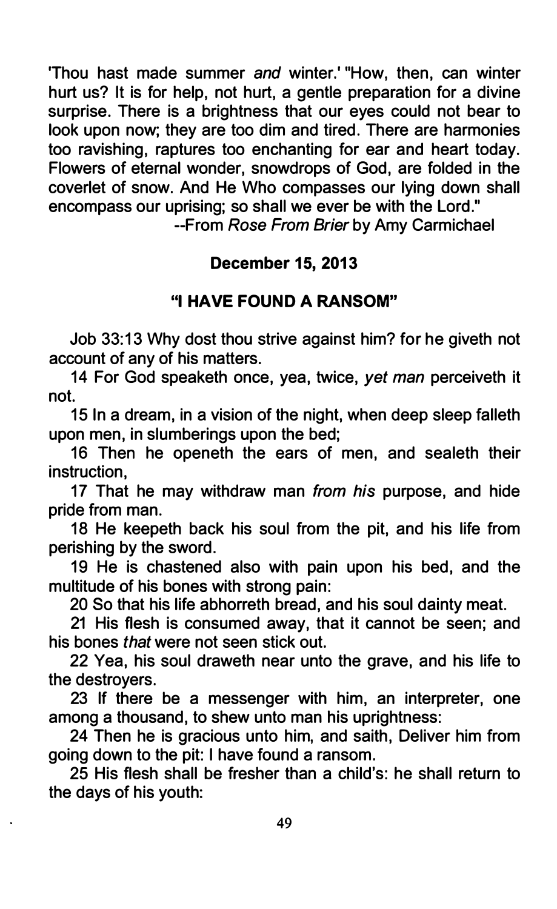'Thou hast made summer *and* winter.' "How, then, can winter hurt us? It is for help, not hurt, a gentle preparation for a divine surprise. There is a brightness that our eyes could not bear to look upon now; they are too dim and tired. There are harmonies too ravishing, raptures too enchanting for ear and heart today. Flowers of eternal wonder, snowdrops of God, are folded in the coverlet of snow. And He Who compasses our lying down shall encompass our uprising; so shall we ever be with the Lord."

--From *Rose From Brier* by Amy Carmichael

**December 15, 2013**

**"I HAVE FOUND A RANSOM"**

Job 33:13 Why dost thou strive against him? for he giveth not account of any of his matters.

14 For God speaketh once, yea, twice, *yet man* perceiveth it not.

15 In a dream, in a vision of the night, when deep sleep falleth upon men, in slumberings upon the bed;

16 Then he openeth the ears of men, and sealeth their instruction,

17 That he may withdraw man *from his* purpose, and hide pride from man.

18 He keepeth back his soul from the pit, and his life from perishing by the sword.

19 He is chastened also with pain upon his bed, and the multitude of his bones with strong pain:

20 So that his life abhorreth bread, and his soul dainty meat.

21 His flesh is consumed away, that it cannot be seen; and his bones *that* were not seen stick out.

22 Yea, his soul draweth near unto the grave, and his life to the destroyers.

23 If there be a messenger with him, an interpreter, one among a thousand, to shew unto man his uprightness:

24 Then he is gracious unto him, and saith, Deliver him from going down to the pit: I have found a ransom.

25 His flesh shall be fresher than a child's: he shall return to the days of his youth: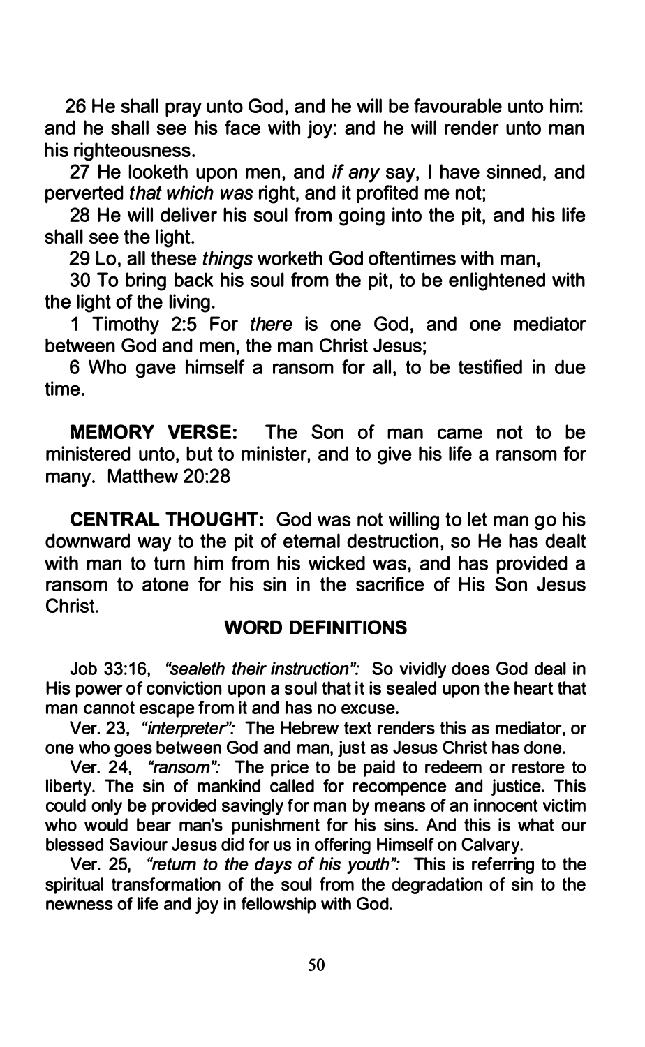26 He shall pray unto God, and he will be favourable unto him: and he shall see his face with joy: and he will render unto man his righteousness.

27 He looketh upon men, and *if any* say, I have sinned, and perverted *that which was* right, and it profited me not;

28 He will deliver his soul from going into the pit, and his life shall see the light.

29 Lo, all these *things* worketh God oftentimes with man,

30 To bring back his soul from the pit, to be enlightened with the light of the living.

1 Timothy 2:5 For *there* is one God, and one mediator between God and men, the man Christ Jesus;

6 Who gave himself a ransom for all, to be testified in due time.

**MEMORY VERSE:** The Son of man came not to be ministered unto, but to minister, and to give his life a ransom for many. Matthew 20:28

**CENTRAL THOUGHT:** God was not willing to let man go his downward way to the pit of eternal destruction, so He has dealt with man to turn him from his wicked was, and has provided a ransom to atone for his sin in the sacrifice of His Son Jesus Christ.

## WORD DEFINITIONS

Job 33:16, *"sealeth their instruction":* So vividly does God deal in His power of conviction upon a soul that it is sealed upon the heart that man cannot escape from it and has no excuse.

Ver. 23, *"interpreter":* The Hebrew text renders this as mediator, or one who goes between God and man, just as Jesus Christ has done.

Ver. 24, *"ransom":* The price to be paid to redeem or restore to liberty. The sin of mankind called for recompence and justice. This could only be provided savingly for man by means of an innocent victim who would bear man's punishment for his sins. And this is what our blessed Saviour Jesus did for us in offering Himself on Calvary.

Ver. 25, *"return to the days of his youth":* This is referring to the spiritual transformation of the soul from the degradation of sin to the newness of life and joy in fellowship with God.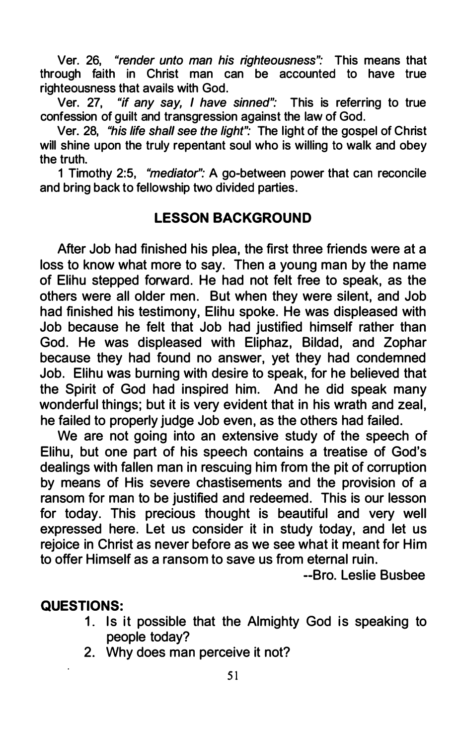Ver. 26, *"render unto man his righteousness":* This means that through faith in Christ man can be accounted to have true righteousness that avails with God.

Ver. 27, *"if any say, I have sinned":* This is referring to true confession of guilt and transgression against the law of God.

Ver. 28, *"his life shall see the light":* The light of the gospel of Christ will shine upon the truly repentant soul who is willing to walk and obey the truth.

1 Timothy 2:5, *"mediator":* A go-between power that can reconcile and bring back to fellowship two divided parties.

## LESSON BACKGROUND

After Job had finished his plea, the first three friends were at a loss to know what more to say. Then a young man by the name of Elihu stepped forward. He had not felt free to speak, as the others were all older men. But when they were silent, and Job had finished his testimony, Elihu spoke. He was displeased with Job because he felt that Job had justified himself rather than God. He was displeased with Eliphaz, Bildad, and Zophar because they had found no answer, yet they had condemned Job. Elihu was burning with desire to speak, for he believed that the Spirit of God had inspired him. And he did speak many wonderful things; but it is very evident that in his wrath and zeal, he failed to properly judge Job even, as the others had failed.

We are not going into an extensive study of the speech of Elihu, but one part of his speech contains a treatise of God's dealings with fallen man in rescuing him from the pit of corruption by means of His severe chastisements and the provision of a ransom for man to be justified and redeemed. This is our lesson for today. This precious thought is beautiful and very well expressed here. Let us consider it in study today, and let us rejoice in Christ as never before as we see what it meant for Him to offer Himself as a ransom to save us from eternal ruin.

--Bro. Leslie Busbee

**QUESTIONS:**

1. Is it possible that the Almighty God is speaking to people today?
2. Why does man perceive it not?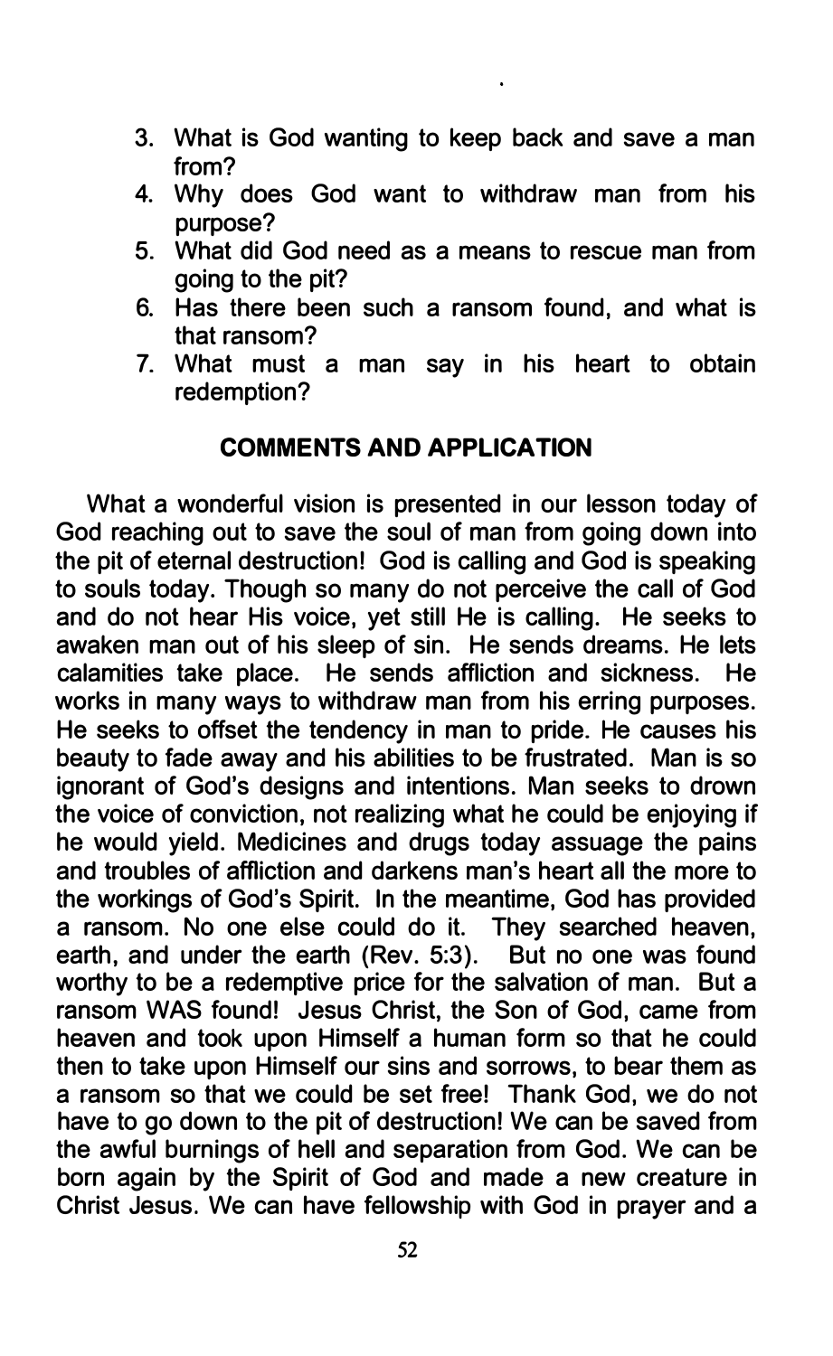3. What is God wanting to keep back and save a man from?
4. Why does God want to withdraw man from his purpose?
5. What did God need as a means to rescue man from going to the pit?
6. Has there been such a ransom found, and what is that ransom?
7. What must a man say in his heart to obtain redemption?

## COMMENTS AND APPLICATION

What a wonderful vision is presented in our lesson today of God reaching out to save the soul of man from going down into the pit of eternal destruction! God is calling and God is speaking to souls today. Though so many do not perceive the call of God and do not hear His voice, yet still He is calling. He seeks to awaken man out of his sleep of sin. He sends dreams. He lets calamities take place. He sends affliction and sickness. He works in many ways to withdraw man from his erring purposes. He seeks to offset the tendency in man to pride. He causes his beauty to fade away and his abilities to be frustrated. Man is so ignorant of God's designs and intentions. Man seeks to drown the voice of conviction, not realizing what he could be enjoying if he would yield. Medicines and drugs today assuage the pains and troubles of affliction and darkens man's heart all the more to the workings of God's Spirit. In the meantime, God has provided a ransom. No one else could do it. They searched heaven, earth, and under the earth (Rev. 5:3). But no one was found worthy to be a redemptive price for the salvation of man. But a ransom WAS found! Jesus Christ, the Son of God, came from heaven and took upon Himself a human form so that he could then to take upon Himself our sins and sorrows, to bear them as a ransom so that we could be set free! Thank God, we do not have to go down to the pit of destruction! We can be saved from the awful burnings of hell and separation from God. We can be born again by the Spirit of God and made a new creature in Christ Jesus. We can have fellowship with God in prayer and a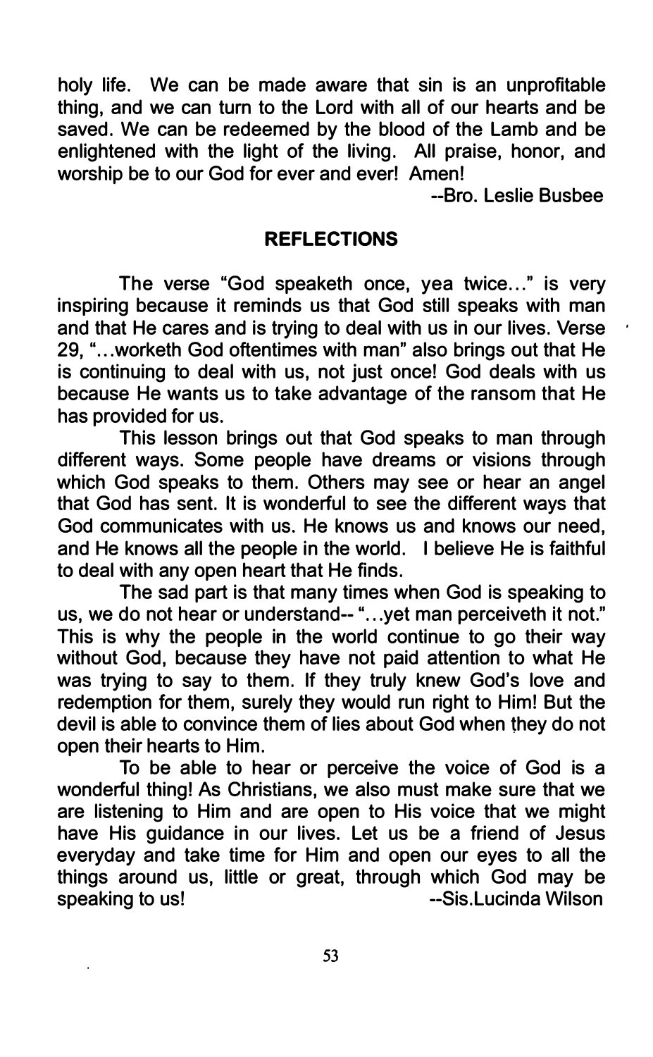holy life. We can be made aware that sin is an unprofitable thing, and we can turn to the Lord with all of our hearts and be saved. We can be redeemed by the blood of the Lamb and be enlightened with the light of the living. All praise, honor, and worship be to our God for ever and ever! Amen!

--Bro. Leslie Busbee

## REFLECTIONS

The verse "God speaketh once, yea twice…" is very inspiring because it reminds us that God still speaks with man and that He cares and is trying to deal with us in our lives. Verse 29, "…worketh God oftentimes with man" also brings out that He is continuing to deal with us, not just once! God deals with us because He wants us to take advantage of the ransom that He has provided for us.

This lesson brings out that God speaks to man through different ways. Some people have dreams or visions through which God speaks to them. Others may see or hear an angel that God has sent. It is wonderful to see the different ways that God communicates with us. He knows us and knows our need, and He knows all the people in the world. I believe He is faithful to deal with any open heart that He finds.

The sad part is that many times when God is speaking to us, we do not hear or understand-- "…yet man perceiveth it not." This is why the people in the world continue to go their way without God, because they have not paid attention to what He was trying to say to them. If they truly knew God's love and redemption for them, surely they would run right to Him! But the devil is able to convince them of lies about God when they do not open their hearts to Him.

To be able to hear or perceive the voice of God is a wonderful thing! As Christians, we also must make sure that we are listening to Him and are open to His voice that we might have His guidance in our lives. Let us be a friend of Jesus everyday and take time for Him and open our eyes to all the things around us, little or great, through which God may be speaking to us!

--Sis.Lucinda Wilson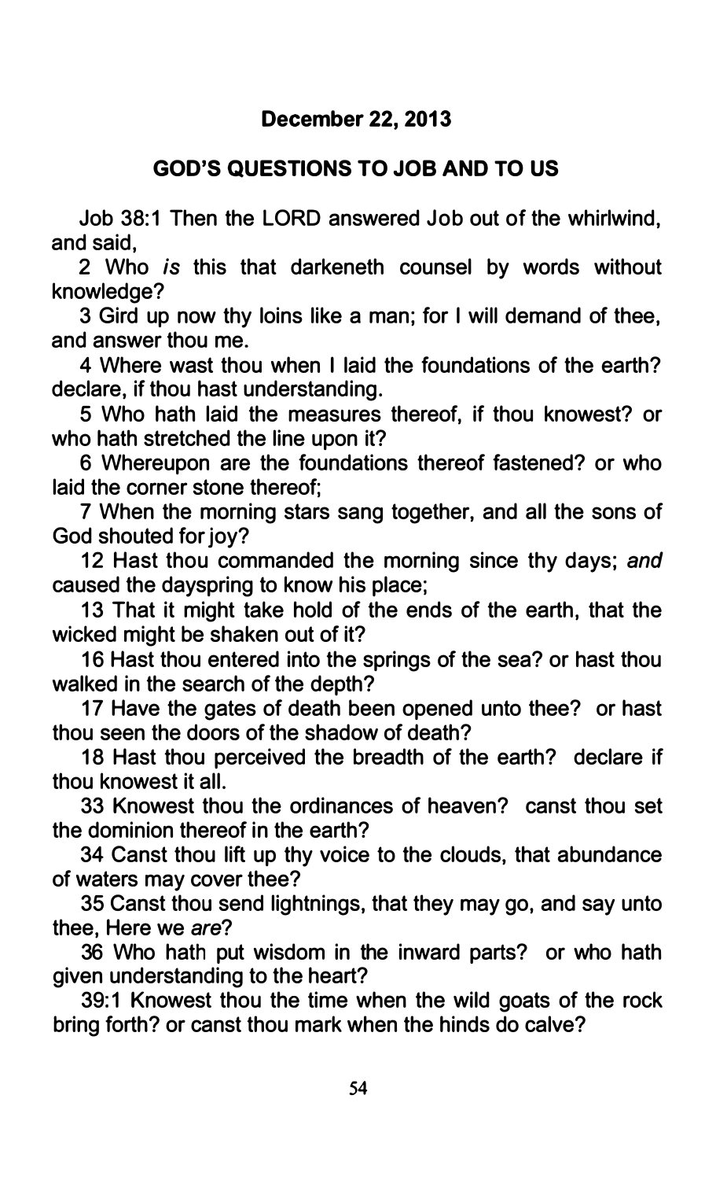**December 22, 2013**

## GOD'S QUESTIONS TO JOB AND TO US

Job 38:1 Then the LORD answered Job out of the whirlwind, and said,

2 Who *is* this that darkeneth counsel by words without knowledge?

3 Gird up now thy loins like a man; for I will demand of thee, and answer thou me.

4 Where wast thou when I laid the foundations of the earth? declare, if thou hast understanding.

5 Who hath laid the measures thereof, if thou knowest? or who hath stretched the line upon it?

6 Whereupon are the foundations thereof fastened? or who laid the corner stone thereof;

7 When the morning stars sang together, and all the sons of God shouted for joy?

12 Hast thou commanded the morning since thy days; *and* caused the dayspring to know his place;

13 That it might take hold of the ends of the earth, that the wicked might be shaken out of it?

16 Hast thou entered into the springs of the sea? or hast thou walked in the search of the depth?

17 Have the gates of death been opened unto thee? or hast thou seen the doors of the shadow of death?

18 Hast thou perceived the breadth of the earth? declare if thou knowest it all.

33 Knowest thou the ordinances of heaven? canst thou set the dominion thereof in the earth?

34 Canst thou lift up thy voice to the clouds, that abundance of waters may cover thee?

35 Canst thou send lightnings, that they may go, and say unto thee, Here we *are*?

36 Who hath put wisdom in the inward parts? or who hath given understanding to the heart?

39:1 Knowest thou the time when the wild goats of the rock bring forth? or canst thou mark when the hinds do calve?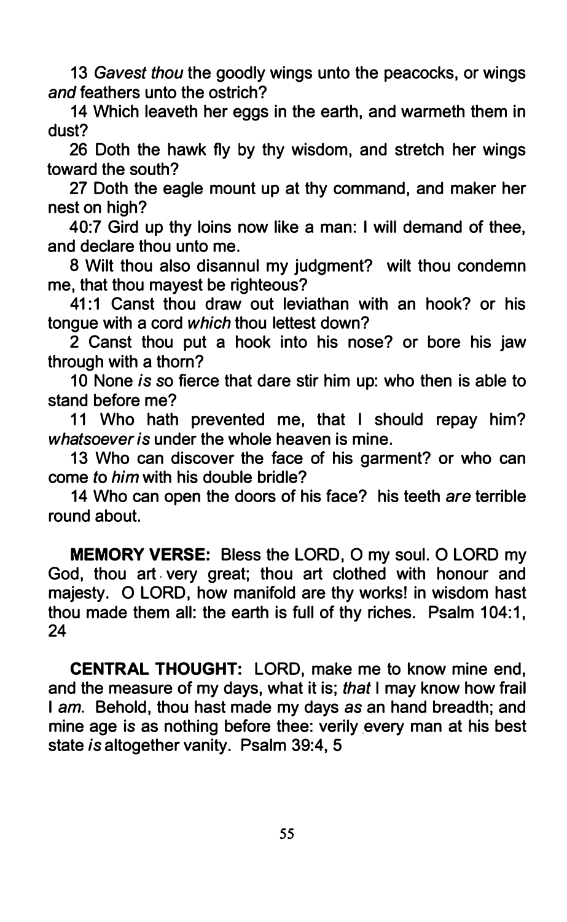13 *Gavest thou* the goodly wings unto the peacocks, or wings *and* feathers unto the ostrich?

14 Which leaveth her eggs in the earth, and warmeth them in dust?

26 Doth the hawk fly by thy wisdom, and stretch her wings toward the south?

27 Doth the eagle mount up at thy command, and maker her nest on high?

40:7 Gird up thy loins now like a man: I will demand of thee, and declare thou unto me.

8 Wilt thou also disannul my judgment? wilt thou condemn me, that thou mayest be righteous?

41:1 Canst thou draw out leviathan with an hook? or his tongue with a cord *which* thou lettest down?

2 Canst thou put a hook into his nose? or bore his jaw through with a thorn?

10 None *is* so fierce that dare stir him up: who then is able to stand before me?

11 Who hath prevented me, that I should repay him? *whatsoever is* under the whole heaven is mine.

13 Who can discover the face of his garment? or who can come *to him* with his double bridle?

14 Who can open the doors of his face? his teeth *are* terrible round about.

**MEMORY VERSE:** Bless the LORD, O my soul. O LORD my God, thou art very great; thou art clothed with honour and majesty. O LORD, how manifold are thy works! in wisdom hast thou made them all: the earth is full of thy riches. Psalm 104:1, 24

**CENTRAL THOUGHT:** LORD, make me to know mine end, and the measure of my days, what it is; *that* I may know how frail I *am*. Behold, thou hast made my days *as* an hand breadth; and mine age is as nothing before thee: verily every man at his best state *is* altogether vanity. Psalm 39:4, 5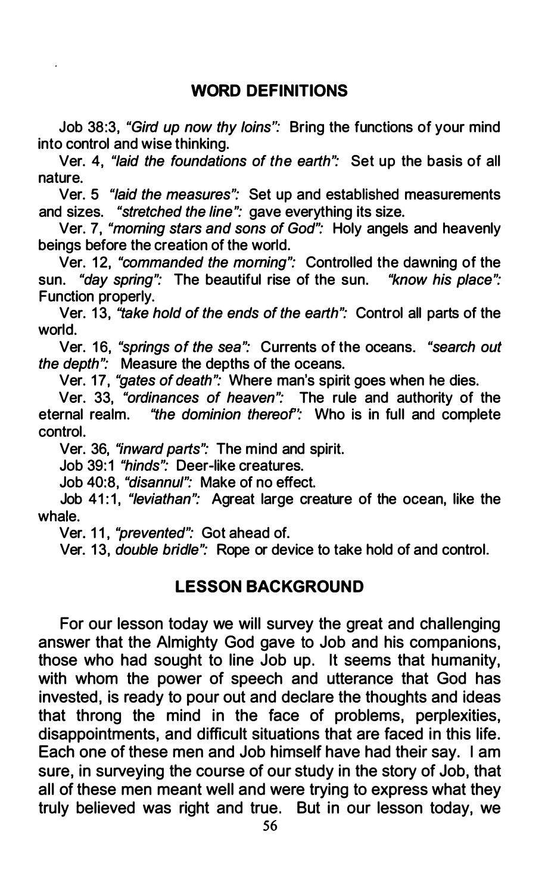## WORD DEFINITIONS

Job 38:3, *"Gird up now thy loins":* Bring the functions of your mind into control and wise thinking.

Ver. 4, *"laid the foundations of the earth":* Set up the basis of all nature.

Ver. 5 *"laid the measures":* Set up and established measurements and sizes. *"stretched the line":* gave everything its size.

Ver. 7, *"morning stars and sons of God":* Holy angels and heavenly beings before the creation of the world.

Ver. 12, *"commanded the morning":* Controlled the dawning of the sun. *"day spring":* The beautiful rise of the sun. *"know his place":* Function properly.

Ver. 13, *"take hold of the ends of the earth":* Control all parts of the world.

Ver. 16, *"springs of the sea":* Currents of the oceans. *"search out the depth":* Measure the depths of the oceans.

Ver. 17, *"gates of death":* Where man's spirit goes when he dies.

Ver. 33, *"ordinances of heaven":* The rule and authority of the eternal realm. *"the dominion thereof":* Who is in full and complete control.

Ver. 36, *"inward parts":* The mind and spirit.

Job 39:1 *"hinds":* Deer-like creatures.

Job 40:8, *"disannul":* Make of no effect.

Job 41:1, *"leviathan":* Agreat large creature of the ocean, like the whale.

Ver. 11, *"prevented":* Got ahead of.

Ver. 13, *double bridle":* Rope or device to take hold of and control.

## LESSON BACKGROUND

For our lesson today we will survey the great and challenging answer that the Almighty God gave to Job and his companions, those who had sought to line Job up. It seems that humanity, with whom the power of speech and utterance that God has invested, is ready to pour out and declare the thoughts and ideas that throng the mind in the face of problems, perplexities, disappointments, and difficult situations that are faced in this life. Each one of these men and Job himself have had their say. I am sure, in surveying the course of our study in the story of Job, that all of these men meant well and were trying to express what they truly believed was right and true. But in our lesson today, we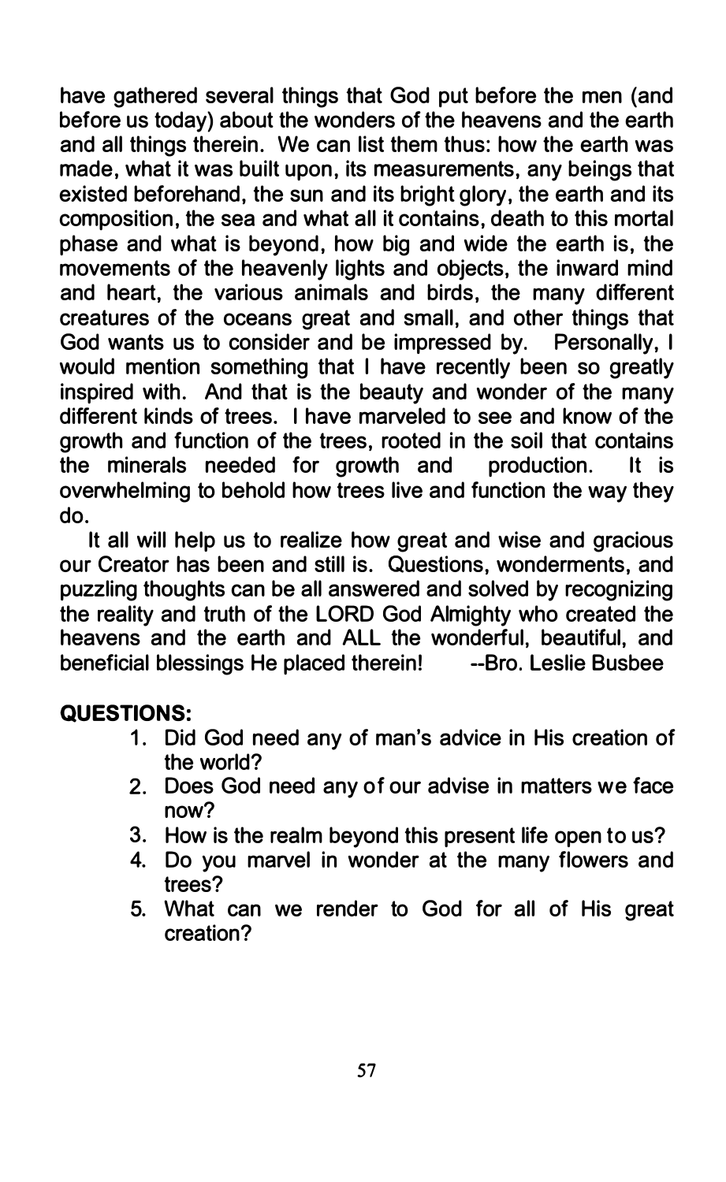have gathered several things that God put before the men (and before us today) about the wonders of the heavens and the earth and all things therein. We can list them thus: how the earth was made, what it was built upon, its measurements, any beings that existed beforehand, the sun and its bright glory, the earth and its composition, the sea and what all it contains, death to this mortal phase and what is beyond, how big and wide the earth is, the movements of the heavenly lights and objects, the inward mind and heart, the various animals and birds, the many different creatures of the oceans great and small, and other things that God wants us to consider and be impressed by. Personally, I would mention something that I have recently been so greatly inspired with. And that is the beauty and wonder of the many different kinds of trees. I have marveled to see and know of the growth and function of the trees, rooted in the soil that contains the minerals needed for growth and production. It is overwhelming to behold how trees live and function the way they do.

It all will help us to realize how great and wise and gracious our Creator has been and still is. Questions, wonderments, and puzzling thoughts can be all answered and solved by recognizing the reality and truth of the LORD God Almighty who created the heavens and the earth and ALL the wonderful, beautiful, and beneficial blessings He placed therein! --Bro. Leslie Busbee

**QUESTIONS:**

1. Did God need any of man's advice in His creation of the world?
2. Does God need any of our advise in matters we face now?
3. How is the realm beyond this present life open to us?
4. Do you marvel in wonder at the many flowers and trees?
5. What can we render to God for all of His great creation?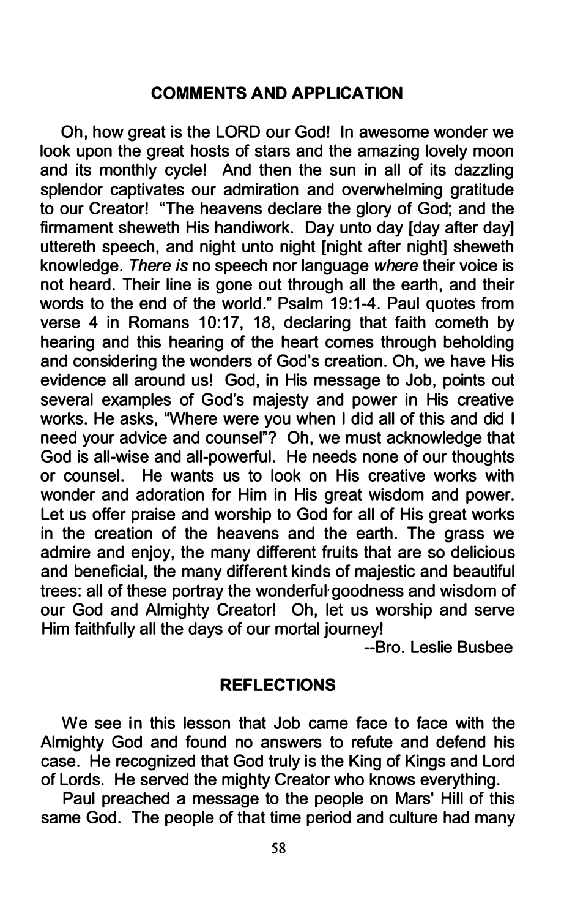## COMMENTS AND APPLICATION

Oh, how great is the LORD our God! In awesome wonder we look upon the great hosts of stars and the amazing lovely moon and its monthly cycle! And then the sun in all of its dazzling splendor captivates our admiration and overwhelming gratitude to our Creator! "The heavens declare the glory of God; and the firmament sheweth His handiwork. Day unto day [day after day] uttereth speech, and night unto night [night after night] sheweth knowledge. *There is* no speech nor language *where* their voice is not heard. Their line is gone out through all the earth, and their words to the end of the world." Psalm 19:1-4. Paul quotes from verse 4 in Romans 10:17, 18, declaring that faith cometh by hearing and this hearing of the heart comes through beholding and considering the wonders of God's creation. Oh, we have His evidence all around us! God, in His message to Job, points out several examples of God's majesty and power in His creative works. He asks, "Where were you when I did all of this and did I need your advice and counsel"? Oh, we must acknowledge that God is all-wise and all-powerful. He needs none of our thoughts or counsel. He wants us to look on His creative works with wonder and adoration for Him in His great wisdom and power. Let us offer praise and worship to God for all of His great works in the creation of the heavens and the earth. The grass we admire and enjoy, the many different fruits that are so delicious and beneficial, the many different kinds of majestic and beautiful trees: all of these portray the wonderful goodness and wisdom of our God and Almighty Creator! Oh, let us worship and serve Him faithfully all the days of our mortal journey!

--Bro. Leslie Busbee

## REFLECTIONS

We see in this lesson that Job came face to face with the Almighty God and found no answers to refute and defend his case. He recognized that God truly is the King of Kings and Lord of Lords. He served the mighty Creator who knows everything.

Paul preached a message to the people on Mars' Hill of this same God. The people of that time period and culture had many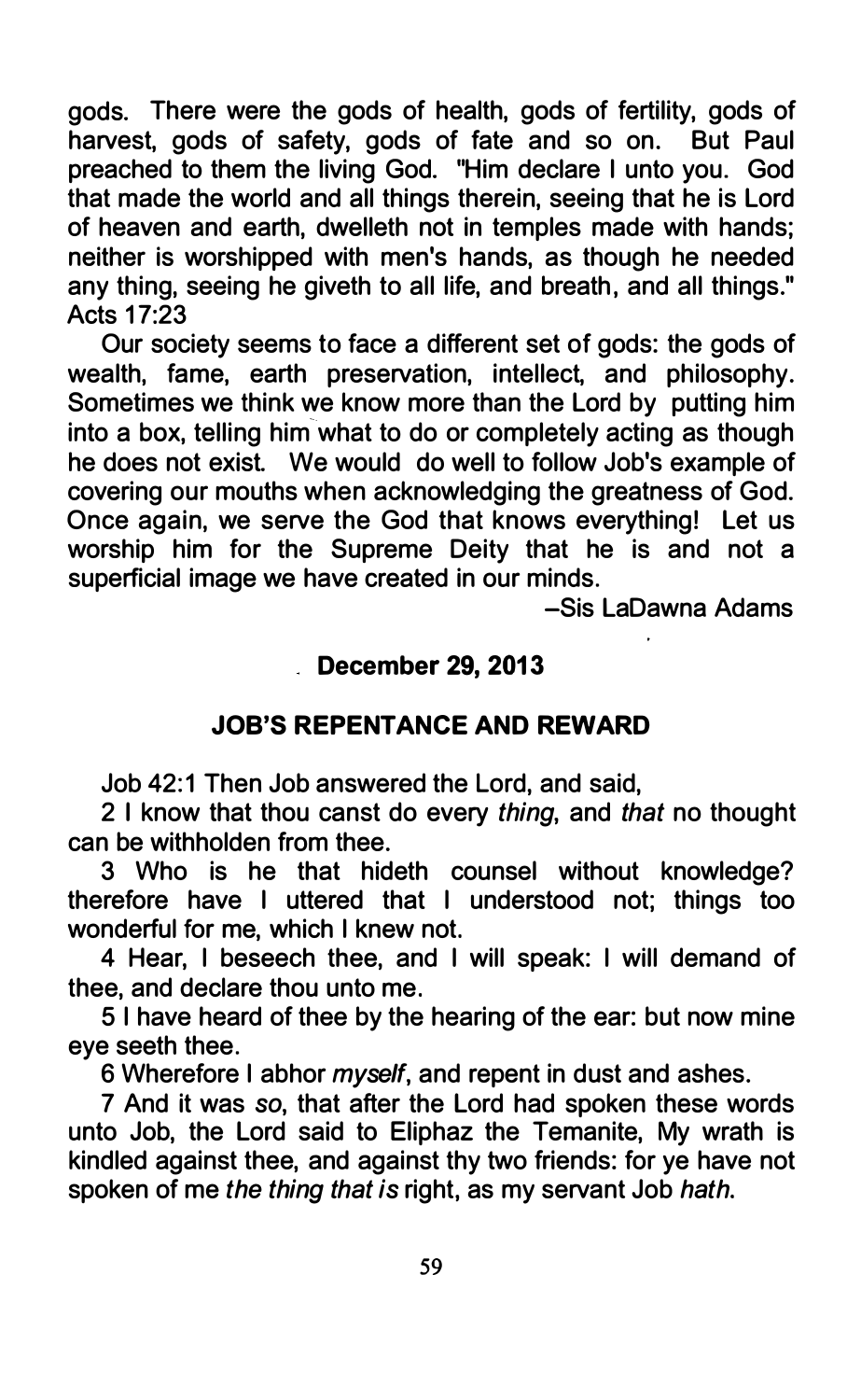gods. There were the gods of health, gods of fertility, gods of harvest, gods of safety, gods of fate and so on. But Paul preached to them the living God. "Him declare I unto you. God that made the world and all things therein, seeing that he is Lord of heaven and earth, dwelleth not in temples made with hands; neither is worshipped with men's hands, as though he needed any thing, seeing he giveth to all life, and breath, and all things." Acts 17:23

Our society seems to face a different set of gods: the gods of wealth, fame, earth preservation, intellect, and philosophy. Sometimes we think we know more than the Lord by putting him into a box, telling him what to do or completely acting as though he does not exist. We would do well to follow Job's example of covering our mouths when acknowledging the greatness of God. Once again, we serve the God that knows everything! Let us worship him for the Supreme Deity that he is and not a superficial image we have created in our minds.

–Sis LaDawna Adams

**December 29, 2013**

## JOB'S REPENTANCE AND REWARD

Job 42:1 Then Job answered the Lord, and said,

2 I know that thou canst do every *thing*, and *that* no thought can be withholden from thee.

3 Who is he that hideth counsel without knowledge? therefore have I uttered that I understood not; things too wonderful for me, which I knew not.

4 Hear, I beseech thee, and I will speak: I will demand of thee, and declare thou unto me.

5 I have heard of thee by the hearing of the ear: but now mine eye seeth thee.

6 Wherefore I abhor *myself*, and repent in dust and ashes.

7 And it was *so*, that after the Lord had spoken these words unto Job, the Lord said to Eliphaz the Temanite, My wrath is kindled against thee, and against thy two friends: for ye have not spoken of me *the thing that is* right, as my servant Job *hath*.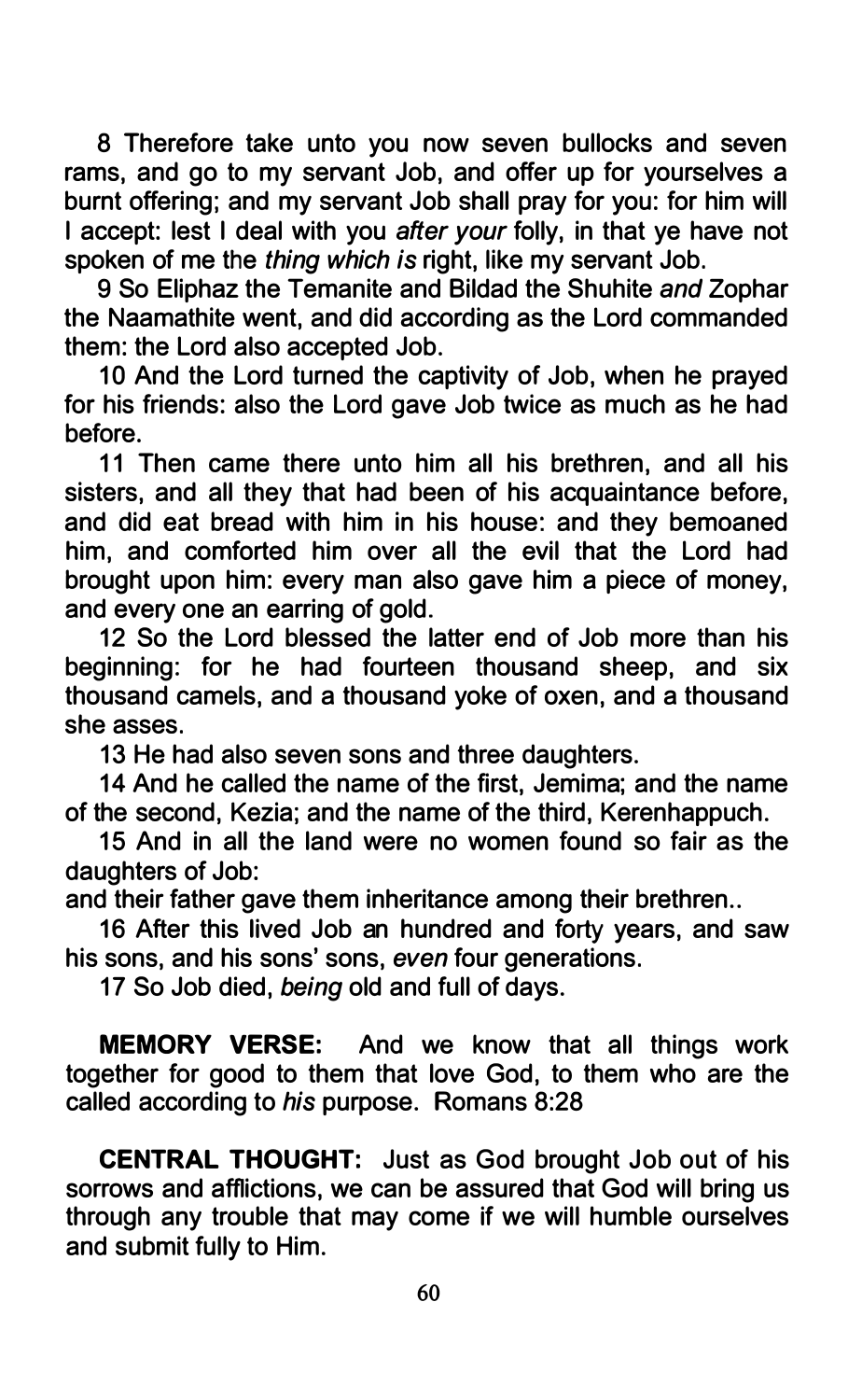8 Therefore take unto you now seven bullocks and seven rams, and go to my servant Job, and offer up for yourselves a burnt offering; and my servant Job shall pray for you: for him will I accept: lest I deal with you *after your* folly, in that ye have not spoken of me the *thing which is* right, like my servant Job.

9 So Eliphaz the Temanite and Bildad the Shuhite *and* Zophar the Naamathite went, and did according as the Lord commanded them: the Lord also accepted Job.

10 And the Lord turned the captivity of Job, when he prayed for his friends: also the Lord gave Job twice as much as he had before.

11 Then came there unto him all his brethren, and all his sisters, and all they that had been of his acquaintance before, and did eat bread with him in his house: and they bemoaned him, and comforted him over all the evil that the Lord had brought upon him: every man also gave him a piece of money, and every one an earring of gold.

12 So the Lord blessed the latter end of Job more than his beginning: for he had fourteen thousand sheep, and six thousand camels, and a thousand yoke of oxen, and a thousand she asses.

13 He had also seven sons and three daughters.

14 And he called the name of the first, Jemima; and the name of the second, Kezia; and the name of the third, Kerenhappuch.

15 And in all the land were no women found so fair as the daughters of Job:
and their father gave them inheritance among their brethren..

16 After this lived Job an hundred and forty years, and saw his sons, and his sons' sons, *even* four generations.

17 So Job died, *being* old and full of days.

**MEMORY VERSE:** And we know that all things work together for good to them that love God, to them who are the called according to *his* purpose. Romans 8:28

**CENTRAL THOUGHT:** Just as God brought Job out of his sorrows and afflictions, we can be assured that God will bring us through any trouble that may come if we will humble ourselves and submit fully to Him.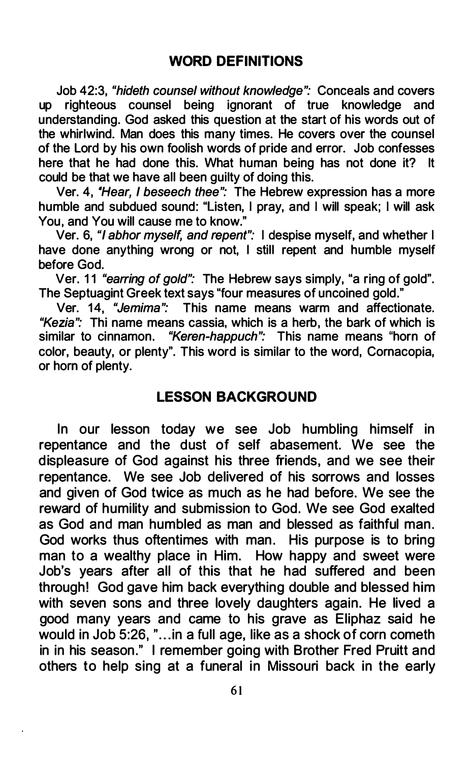## WORD DEFINITIONS

Job 42:3, *"hideth counsel without knowledge":* Conceals and covers up righteous counsel being ignorant of true knowledge and understanding. God asked this question at the start of his words out of the whirlwind. Man does this many times. He covers over the counsel of the Lord by his own foolish words of pride and error. Job confesses here that he had done this. What human being has not done it? It could be that we have all been guilty of doing this.

Ver. 4, *"Hear, I beseech thee":* The Hebrew expression has a more humble and subdued sound: "Listen, I pray, and I will speak; I will ask You, and You will cause me to know."

Ver. 6, *"I abhor myself, and repent":* I despise myself, and whether I have done anything wrong or not, I still repent and humble myself before God.

Ver. 11 *"earring of gold":* The Hebrew says simply, "a ring of gold". The Septuagint Greek text says "four measures of uncoined gold."

Ver. 14, *"Jemima":* This name means warm and affectionate. *"Kezia":* Thi name means cassia, which is a herb, the bark of which is similar to cinnamon. *"Keren-happuch":* This name means "horn of color, beauty, or plenty". This word is similar to the word, Cornacopia, or horn of plenty.

## LESSON BACKGROUND

In our lesson today we see Job humbling himself in repentance and the dust of self abasement. We see the displeasure of God against his three friends, and we see their repentance. We see Job delivered of his sorrows and losses and given of God twice as much as he had before. We see the reward of humility and submission to God. We see God exalted as God and man humbled as man and blessed as faithful man. God works thus oftentimes with man. His purpose is to bring man to a wealthy place in Him. How happy and sweet were Job's years after all of this that he had suffered and been through! God gave him back everything double and blessed him with seven sons and three lovely daughters again. He lived a good many years and came to his grave as Eliphaz said he would in Job 5:26, "...in a full age, like as a shock of corn cometh in in his season." I remember going with Brother Fred Pruitt and others to help sing at a funeral in Missouri back in the early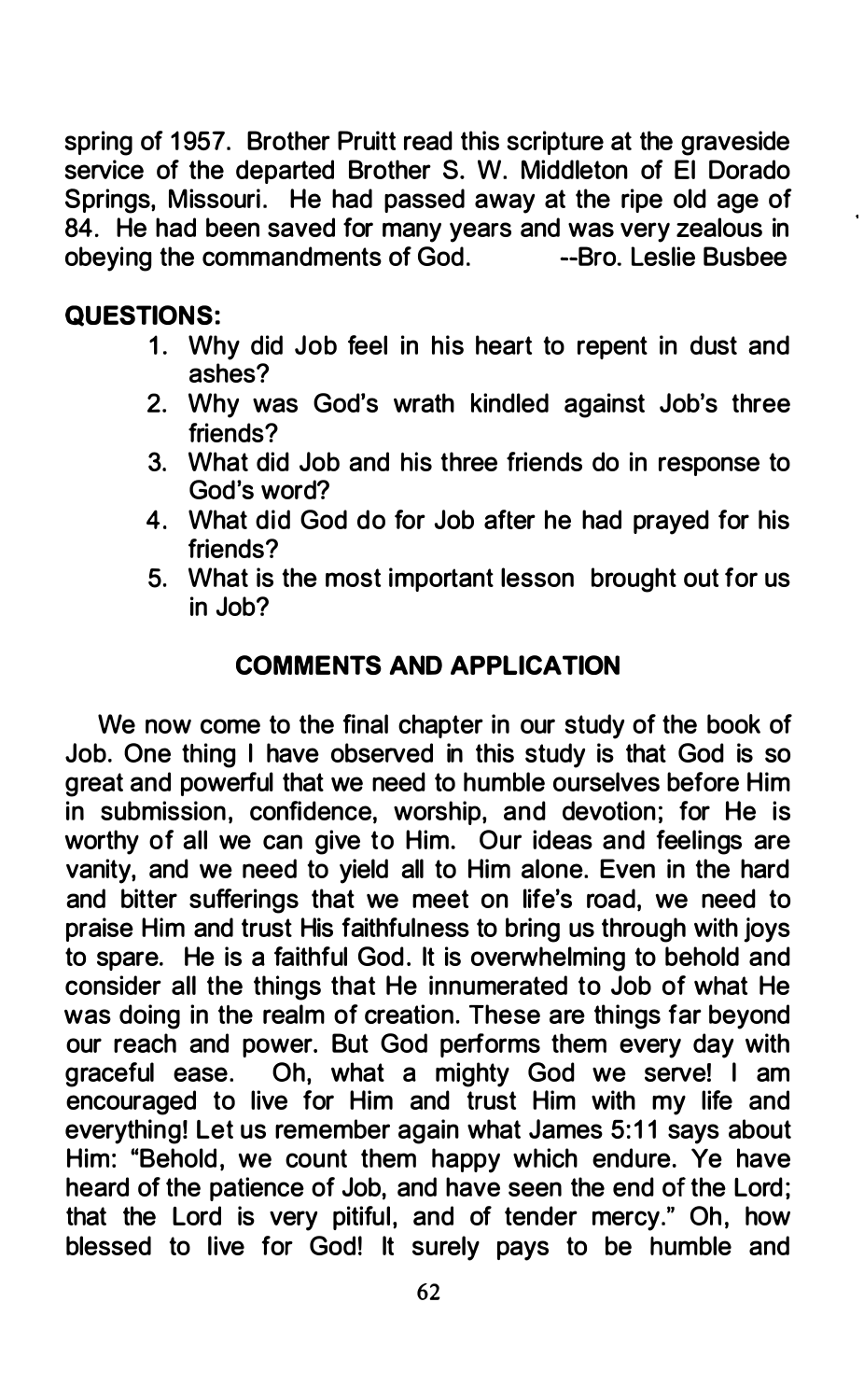spring of 1957. Brother Pruitt read this scripture at the graveside service of the departed Brother S. W. Middleton of El Dorado Springs, Missouri. He had passed away at the ripe old age of 84. He had been saved for many years and was very zealous in obeying the commandments of God. --Bro. Leslie Busbee

**QUESTIONS:**

1. Why did Job feel in his heart to repent in dust and ashes?
2. Why was God's wrath kindled against Job's three friends?
3. What did Job and his three friends do in response to God's word?
4. What did God do for Job after he had prayed for his friends?
5. What is the most important lesson brought out for us in Job?

## COMMENTS AND APPLICATION

We now come to the final chapter in our study of the book of Job. One thing I have observed in this study is that God is so great and powerful that we need to humble ourselves before Him in submission, confidence, worship, and devotion; for He is worthy of all we can give to Him. Our ideas and feelings are vanity, and we need to yield all to Him alone. Even in the hard and bitter sufferings that we meet on life's road, we need to praise Him and trust His faithfulness to bring us through with joys to spare. He is a faithful God. It is overwhelming to behold and consider all the things that He innumerated to Job of what He was doing in the realm of creation. These are things far beyond our reach and power. But God performs them every day with graceful ease. Oh, what a mighty God we serve! I am encouraged to live for Him and trust Him with my life and everything! Let us remember again what James 5:11 says about Him: "Behold, we count them happy which endure. Ye have heard of the patience of Job, and have seen the end of the Lord; that the Lord is very pitiful, and of tender mercy." Oh, how blessed to live for God! It surely pays to be humble and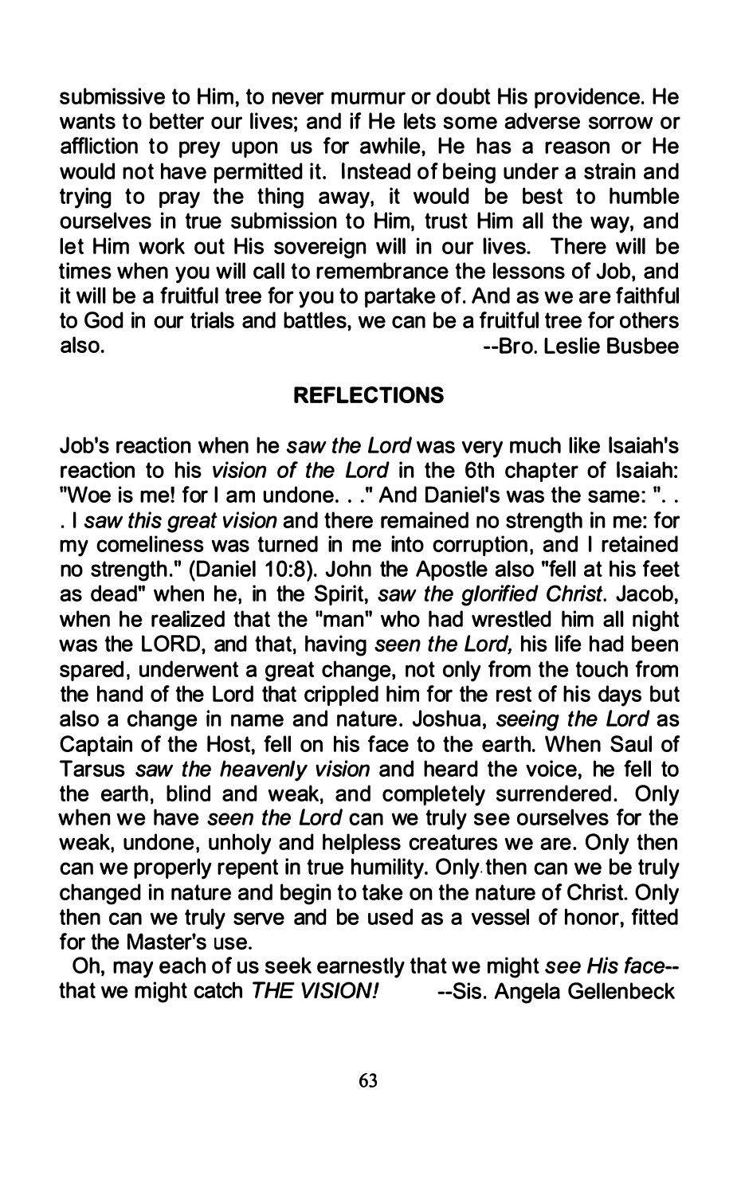submissive to Him, to never murmur or doubt His providence. He wants to better our lives; and if He lets some adverse sorrow or affliction to prey upon us for awhile, He has a reason or He would not have permitted it. Instead of being under a strain and trying to pray the thing away, it would be best to humble ourselves in true submission to Him, trust Him all the way, and let Him work out His sovereign will in our lives. There will be times when you will call to remembrance the lessons of Job, and it will be a fruitful tree for you to partake of. And as we are faithful to God in our trials and battles, we can be a fruitful tree for others also. --Bro. Leslie Busbee

## REFLECTIONS

Job's reaction when he *saw the Lord* was very much like Isaiah's reaction to his *vision of the Lord* in the 6th chapter of Isaiah: "Woe is me! for I am undone. . ." And Daniel's was the same: ". . . I *saw this great vision* and there remained no strength in me: for my comeliness was turned in me into corruption, and I retained no strength." (Daniel 10:8). John the Apostle also "fell at his feet as dead" when he, in the Spirit, *saw the glorified Christ*. Jacob, when he realized that the "man" who had wrestled him all night was the LORD, and that, having *seen the Lord,* his life had been spared, underwent a great change, not only from the touch from the hand of the Lord that crippled him for the rest of his days but also a change in name and nature. Joshua, *seeing the Lord* as Captain of the Host, fell on his face to the earth. When Saul of Tarsus *saw the heavenly vision* and heard the voice, he fell to the earth, blind and weak, and completely surrendered. Only when we have *seen the Lord* can we truly see ourselves for the weak, undone, unholy and helpless creatures we are. Only then can we properly repent in true humility. Only then can we be truly changed in nature and begin to take on the nature of Christ. Only then can we truly serve and be used as a vessel of honor, fitted for the Master's use.

Oh, may each of us seek earnestly that we might *see His face*--that we might catch *THE VISION!* --Sis. Angela Gellenbeck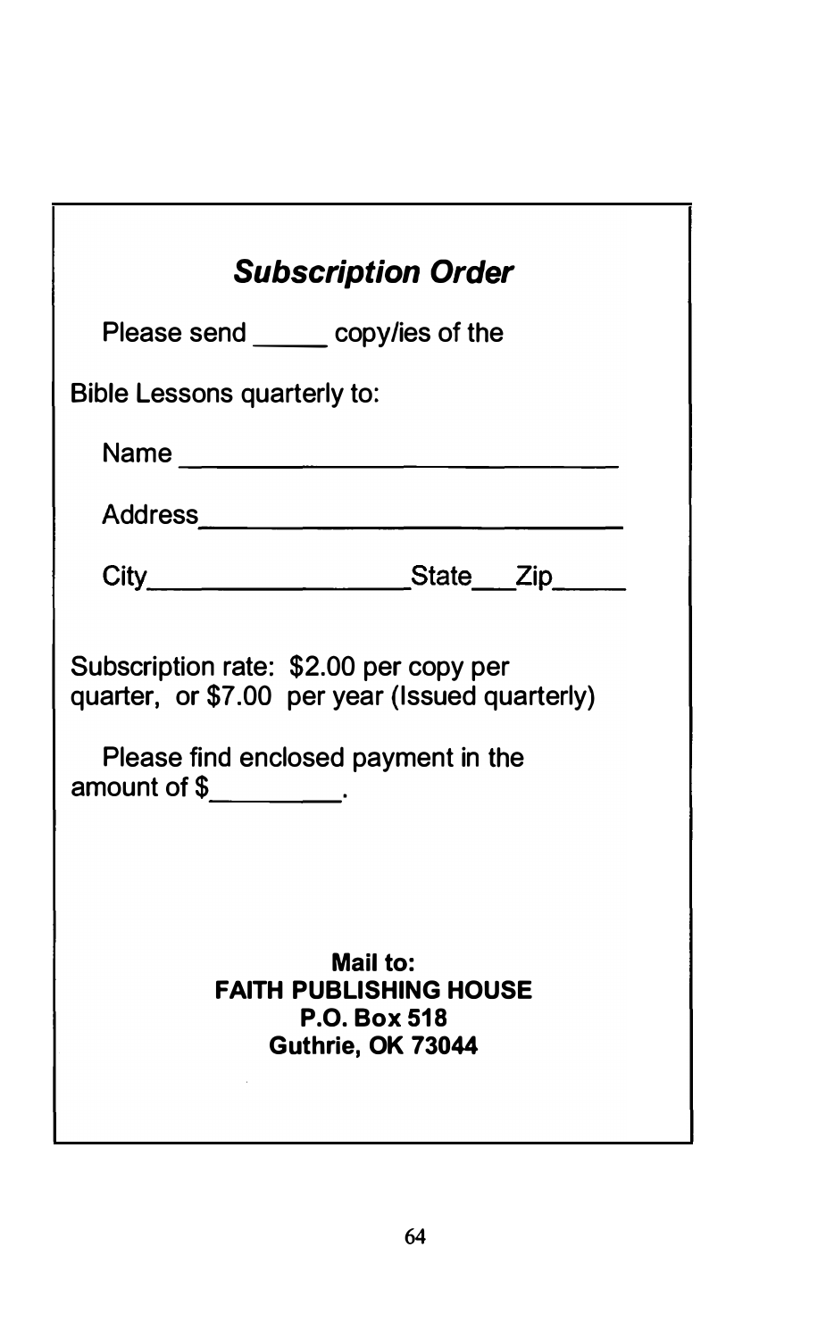## *Subscription Order*

Please send _____ copy/ies of the

Bible Lessons quarterly to:

Name ______________________________

Address______________________________

City_________________State___Zip_____

Subscription rate: $2.00 per copy per quarter, or $7.00 per year (Issued quarterly)

Please find enclosed payment in the amount of $_________.

**Mail to:**
**FAITH PUBLISHING HOUSE**
**P.O. Box 518**
**Guthrie, OK 73044**